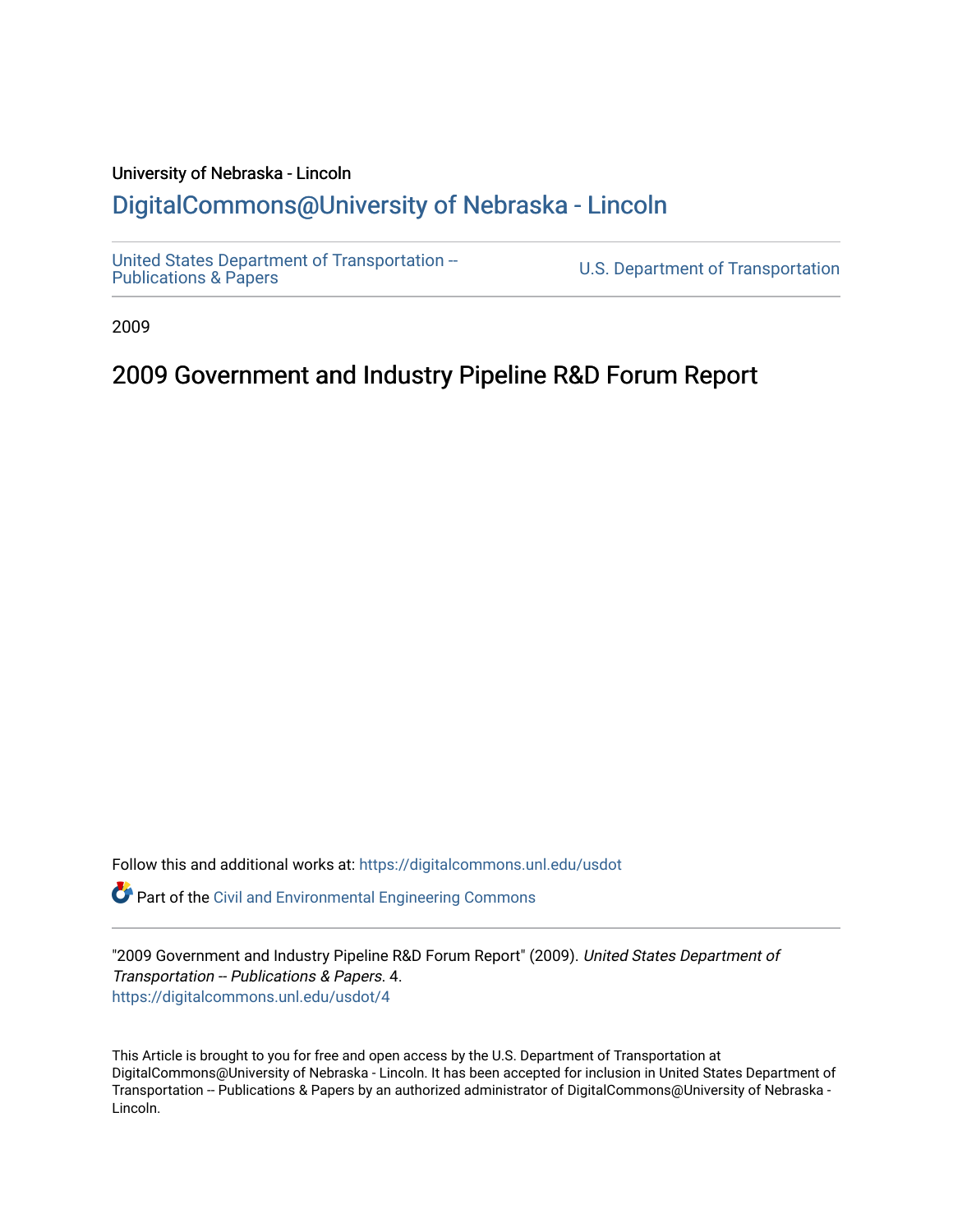University of Nebraska - Lincoln

## DigitalCommons@University of Nebraska - Lincoln

United States Department of Transportation -- Publications & Papers

U.S. Department of Transportation

2009

# 2009 Government and Industry Pipeline R&D Forum Report

Follow this and additional works at: https://digitalcommons.unl.edu/usdot

Part of the Civil and Environmental Engineering Commons

"2009 Government and Industry Pipeline R&D Forum Report" (2009). *United States Department of Transportation -- Publications & Papers*. 4.
https://digitalcommons.unl.edu/usdot/4

This Article is brought to you for free and open access by the U.S. Department of Transportation at DigitalCommons@University of Nebraska - Lincoln. It has been accepted for inclusion in United States Department of Transportation -- Publications & Papers by an authorized administrator of DigitalCommons@University of Nebraska - Lincoln.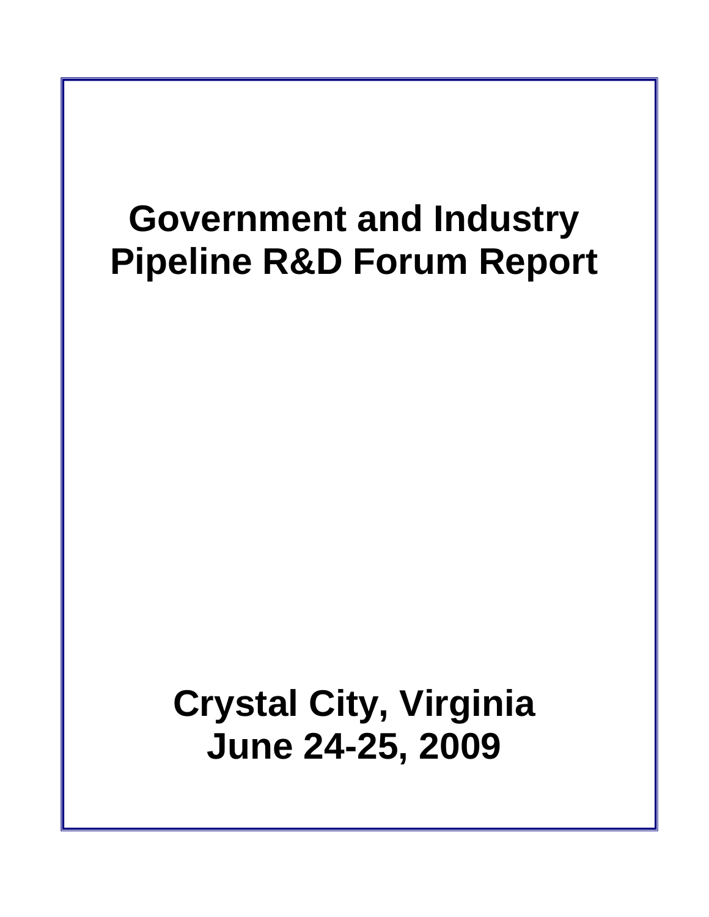# Government and Industry Pipeline R&D Forum Report

## Crystal City, Virginia
## June 24-25, 2009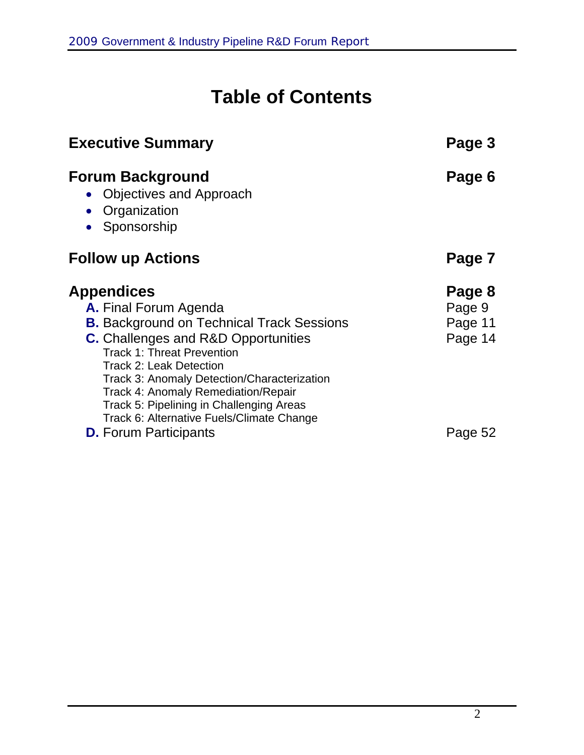# Table of Contents

| | |
|---|---|
| **Executive Summary** | **Page 3** |
| **Forum Background** | **Page 6** |
| • Objectives and Approach | |
| • Organization | |
| • Sponsorship | |
| **Follow up Actions** | **Page 7** |
| **Appendices** | **Page 8** |
| **A.** Final Forum Agenda | Page 9 |
| **B.** Background on Technical Track Sessions | Page 11 |
| **C.** Challenges and R&D Opportunities | Page 14 |
| Track 1: Threat Prevention | |
| Track 2: Leak Detection | |
| Track 3: Anomaly Detection/Characterization | |
| Track 4: Anomaly Remediation/Repair | |
| Track 5: Pipelining in Challenging Areas | |
| Track 6: Alternative Fuels/Climate Change | |
| **D.** Forum Participants | Page 52 |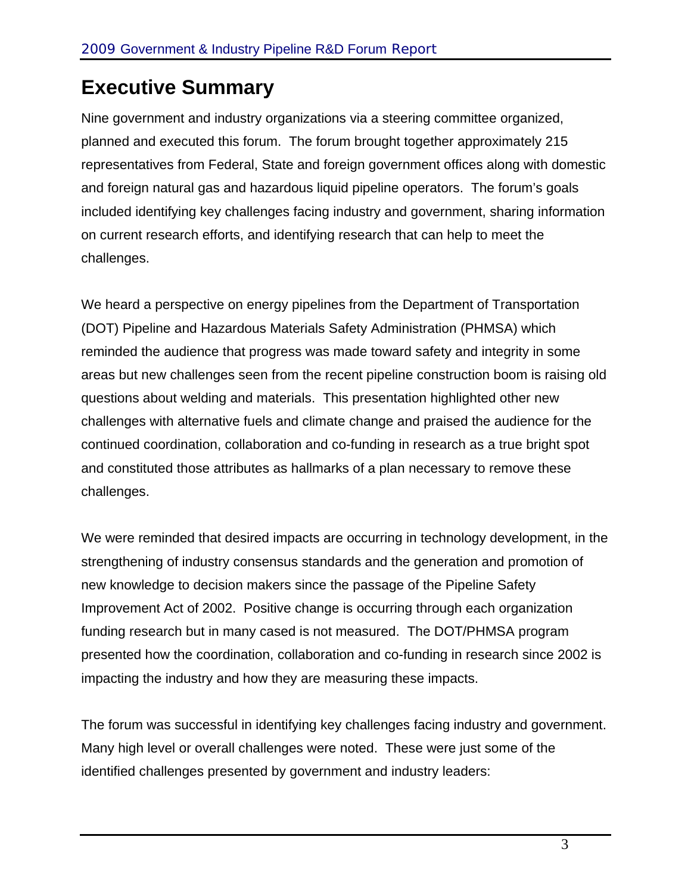# Executive Summary

Nine government and industry organizations via a steering committee organized, planned and executed this forum. The forum brought together approximately 215 representatives from Federal, State and foreign government offices along with domestic and foreign natural gas and hazardous liquid pipeline operators. The forum's goals included identifying key challenges facing industry and government, sharing information on current research efforts, and identifying research that can help to meet the challenges.

We heard a perspective on energy pipelines from the Department of Transportation (DOT) Pipeline and Hazardous Materials Safety Administration (PHMSA) which reminded the audience that progress was made toward safety and integrity in some areas but new challenges seen from the recent pipeline construction boom is raising old questions about welding and materials. This presentation highlighted other new challenges with alternative fuels and climate change and praised the audience for the continued coordination, collaboration and co-funding in research as a true bright spot and constituted those attributes as hallmarks of a plan necessary to remove these challenges.

We were reminded that desired impacts are occurring in technology development, in the strengthening of industry consensus standards and the generation and promotion of new knowledge to decision makers since the passage of the Pipeline Safety Improvement Act of 2002. Positive change is occurring through each organization funding research but in many cased is not measured. The DOT/PHMSA program presented how the coordination, collaboration and co-funding in research since 2002 is impacting the industry and how they are measuring these impacts.

The forum was successful in identifying key challenges facing industry and government. Many high level or overall challenges were noted. These were just some of the identified challenges presented by government and industry leaders: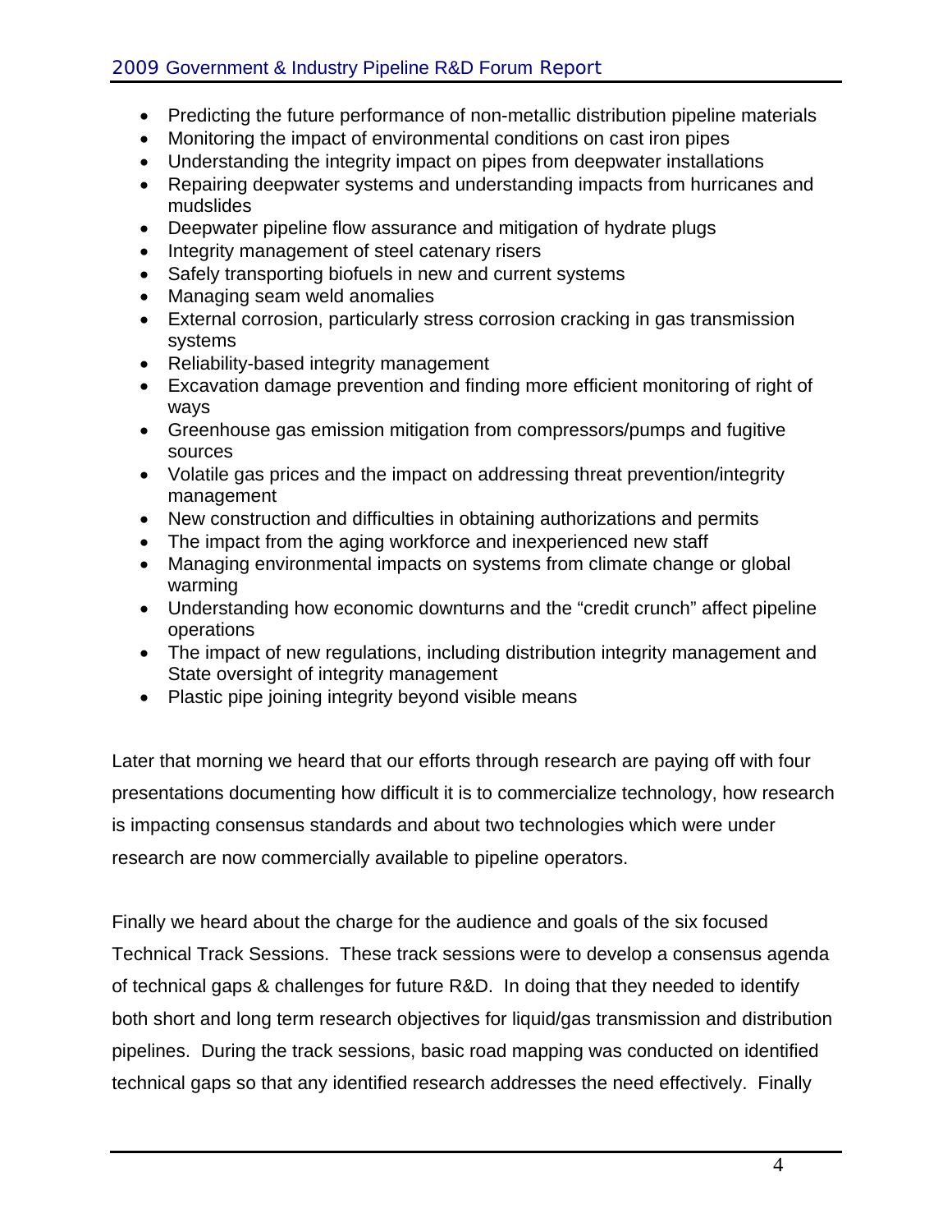- Predicting the future performance of non-metallic distribution pipeline materials
- Monitoring the impact of environmental conditions on cast iron pipes
- Understanding the integrity impact on pipes from deepwater installations
- Repairing deepwater systems and understanding impacts from hurricanes and mudslides
- Deepwater pipeline flow assurance and mitigation of hydrate plugs
- Integrity management of steel catenary risers
- Safely transporting biofuels in new and current systems
- Managing seam weld anomalies
- External corrosion, particularly stress corrosion cracking in gas transmission systems
- Reliability-based integrity management
- Excavation damage prevention and finding more efficient monitoring of right of ways
- Greenhouse gas emission mitigation from compressors/pumps and fugitive sources
- Volatile gas prices and the impact on addressing threat prevention/integrity management
- New construction and difficulties in obtaining authorizations and permits
- The impact from the aging workforce and inexperienced new staff
- Managing environmental impacts on systems from climate change or global warming
- Understanding how economic downturns and the "credit crunch" affect pipeline operations
- The impact of new regulations, including distribution integrity management and State oversight of integrity management
- Plastic pipe joining integrity beyond visible means

Later that morning we heard that our efforts through research are paying off with four presentations documenting how difficult it is to commercialize technology, how research is impacting consensus standards and about two technologies which were under research are now commercially available to pipeline operators.

Finally we heard about the charge for the audience and goals of the six focused Technical Track Sessions. These track sessions were to develop a consensus agenda of technical gaps & challenges for future R&D. In doing that they needed to identify both short and long term research objectives for liquid/gas transmission and distribution pipelines. During the track sessions, basic road mapping was conducted on identified technical gaps so that any identified research addresses the need effectively. Finally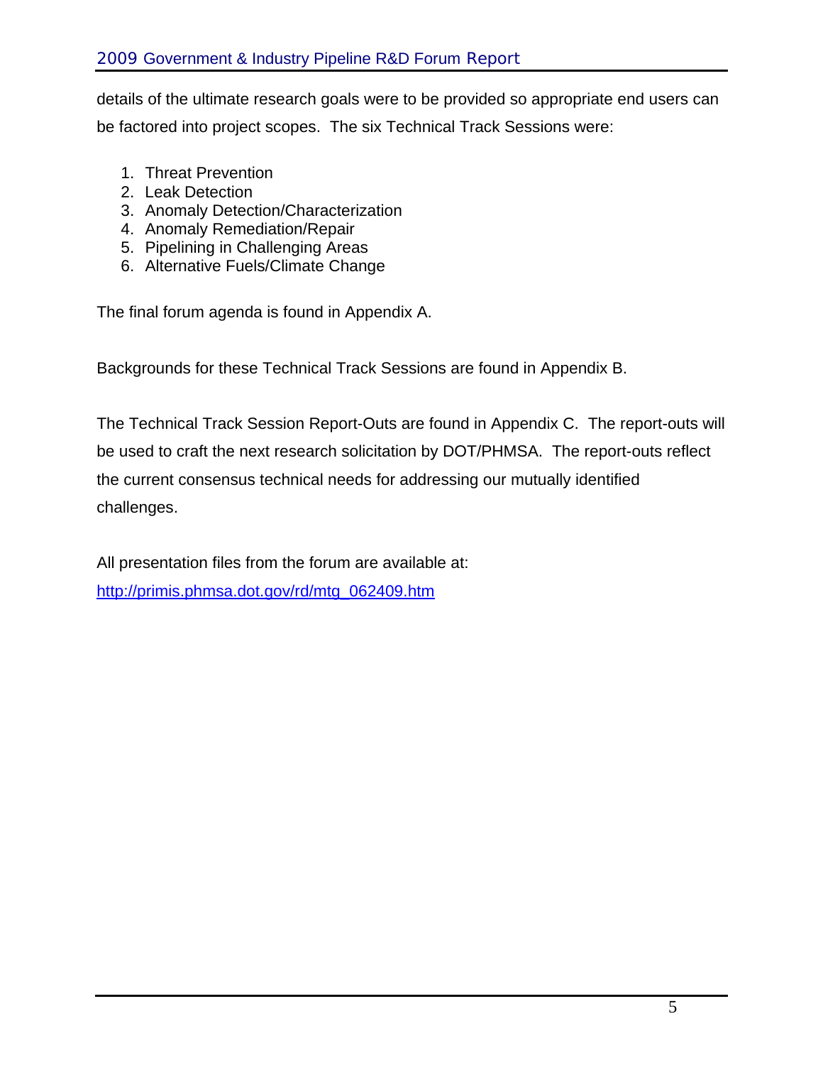details of the ultimate research goals were to be provided so appropriate end users can be factored into project scopes. The six Technical Track Sessions were:

1. Threat Prevention
2. Leak Detection
3. Anomaly Detection/Characterization
4. Anomaly Remediation/Repair
5. Pipelining in Challenging Areas
6. Alternative Fuels/Climate Change

The final forum agenda is found in Appendix A.

Backgrounds for these Technical Track Sessions are found in Appendix B.

The Technical Track Session Report-Outs are found in Appendix C. The report-outs will be used to craft the next research solicitation by DOT/PHMSA. The report-outs reflect the current consensus technical needs for addressing our mutually identified challenges.

All presentation files from the forum are available at:
http://primis.phmsa.dot.gov/rd/mtg_062409.htm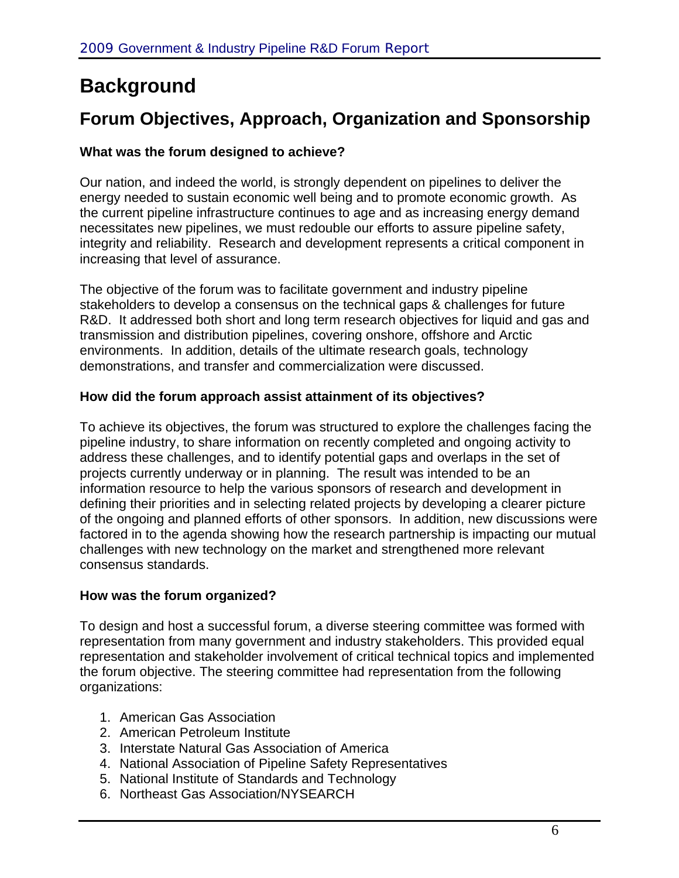# Background

## Forum Objectives, Approach, Organization and Sponsorship

**What was the forum designed to achieve?**

Our nation, and indeed the world, is strongly dependent on pipelines to deliver the energy needed to sustain economic well being and to promote economic growth. As the current pipeline infrastructure continues to age and as increasing energy demand necessitates new pipelines, we must redouble our efforts to assure pipeline safety, integrity and reliability. Research and development represents a critical component in increasing that level of assurance.

The objective of the forum was to facilitate government and industry pipeline stakeholders to develop a consensus on the technical gaps & challenges for future R&D. It addressed both short and long term research objectives for liquid and gas and transmission and distribution pipelines, covering onshore, offshore and Arctic environments. In addition, details of the ultimate research goals, technology demonstrations, and transfer and commercialization were discussed.

**How did the forum approach assist attainment of its objectives?**

To achieve its objectives, the forum was structured to explore the challenges facing the pipeline industry, to share information on recently completed and ongoing activity to address these challenges, and to identify potential gaps and overlaps in the set of projects currently underway or in planning. The result was intended to be an information resource to help the various sponsors of research and development in defining their priorities and in selecting related projects by developing a clearer picture of the ongoing and planned efforts of other sponsors. In addition, new discussions were factored in to the agenda showing how the research partnership is impacting our mutual challenges with new technology on the market and strengthened more relevant consensus standards.

**How was the forum organized?**

To design and host a successful forum, a diverse steering committee was formed with representation from many government and industry stakeholders. This provided equal representation and stakeholder involvement of critical technical topics and implemented the forum objective. The steering committee had representation from the following organizations:

1. American Gas Association
2. American Petroleum Institute
3. Interstate Natural Gas Association of America
4. National Association of Pipeline Safety Representatives
5. National Institute of Standards and Technology
6. Northeast Gas Association/NYSEARCH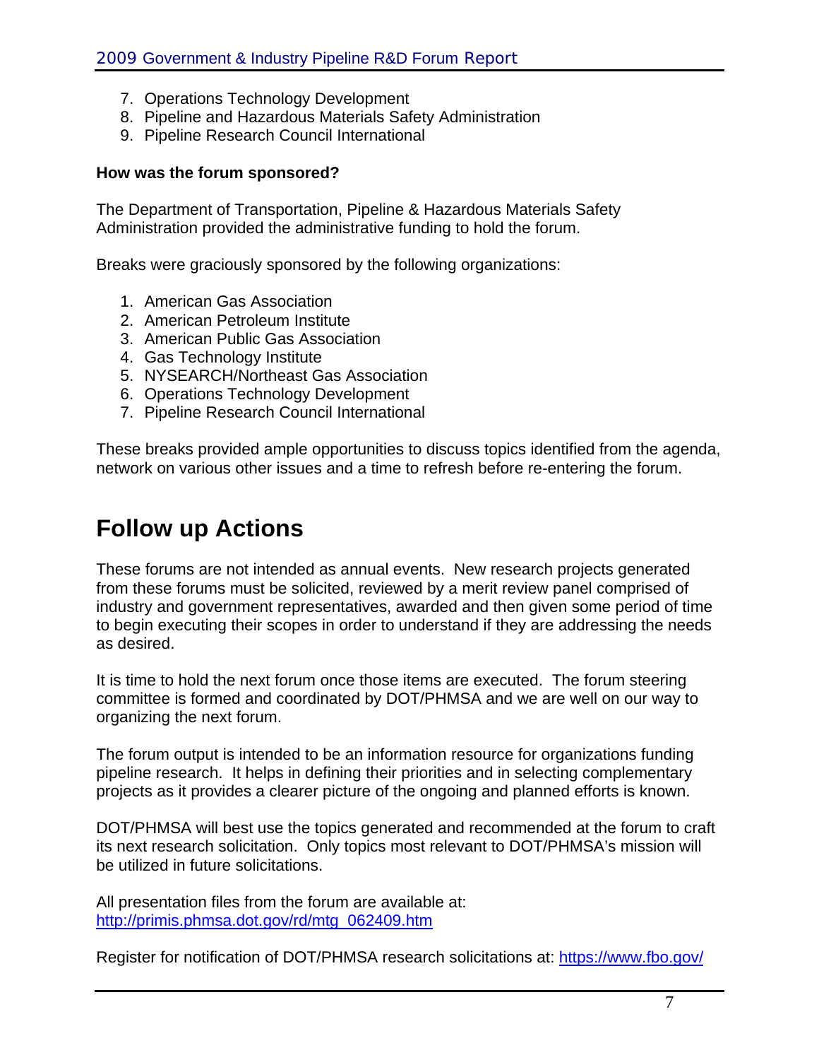7. Operations Technology Development
8. Pipeline and Hazardous Materials Safety Administration
9. Pipeline Research Council International

**How was the forum sponsored?**

The Department of Transportation, Pipeline & Hazardous Materials Safety Administration provided the administrative funding to hold the forum.

Breaks were graciously sponsored by the following organizations:

1. American Gas Association
2. American Petroleum Institute
3. American Public Gas Association
4. Gas Technology Institute
5. NYSEARCH/Northeast Gas Association
6. Operations Technology Development
7. Pipeline Research Council International

These breaks provided ample opportunities to discuss topics identified from the agenda, network on various other issues and a time to refresh before re-entering the forum.

# Follow up Actions

These forums are not intended as annual events. New research projects generated from these forums must be solicited, reviewed by a merit review panel comprised of industry and government representatives, awarded and then given some period of time to begin executing their scopes in order to understand if they are addressing the needs as desired.

It is time to hold the next forum once those items are executed. The forum steering committee is formed and coordinated by DOT/PHMSA and we are well on our way to organizing the next forum.

The forum output is intended to be an information resource for organizations funding pipeline research. It helps in defining their priorities and in selecting complementary projects as it provides a clearer picture of the ongoing and planned efforts is known.

DOT/PHMSA will best use the topics generated and recommended at the forum to craft its next research solicitation. Only topics most relevant to DOT/PHMSA's mission will be utilized in future solicitations.

All presentation files from the forum are available at:
http://primis.phmsa.dot.gov/rd/mtg_062409.htm

Register for notification of DOT/PHMSA research solicitations at: https://www.fbo.gov/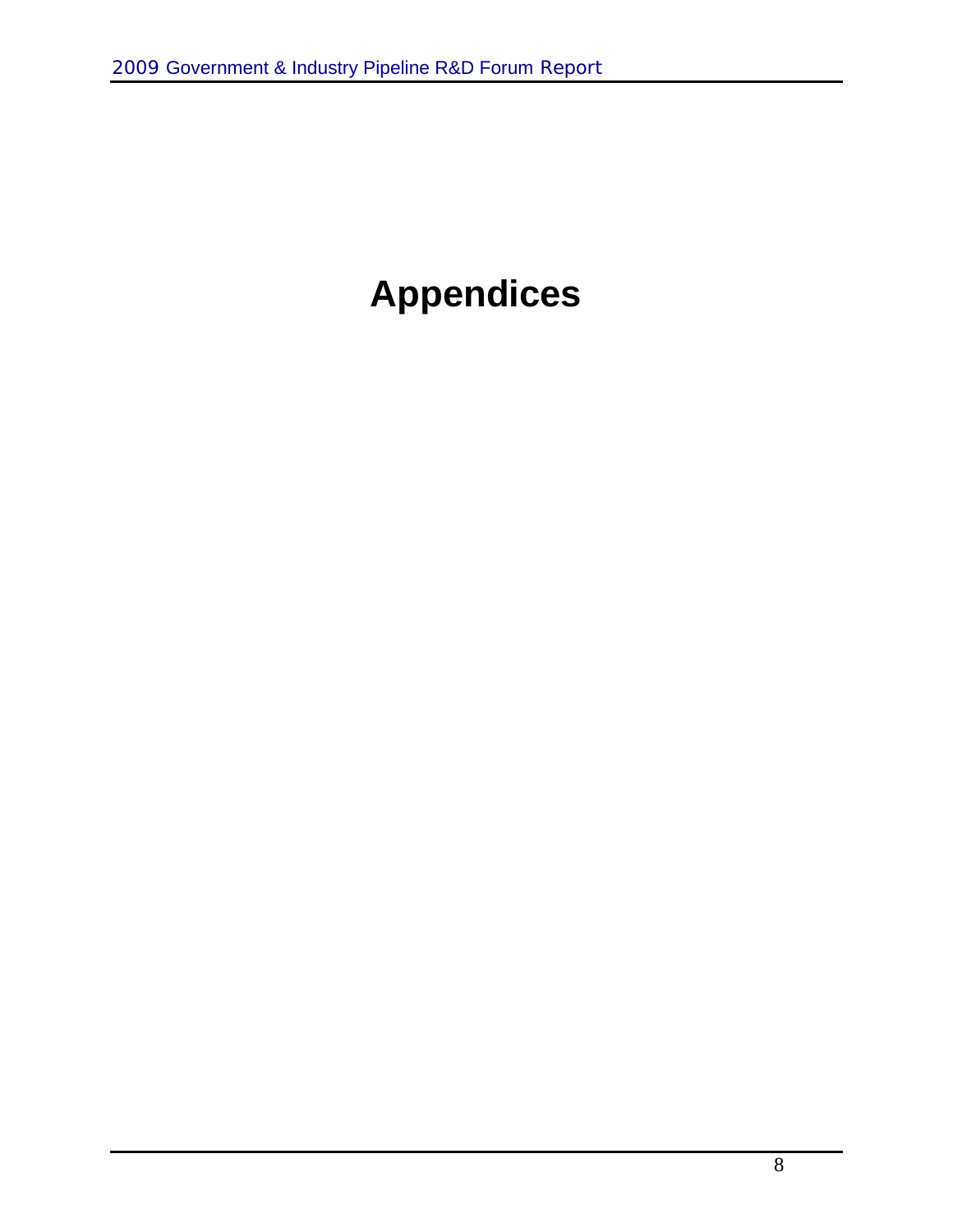# Appendices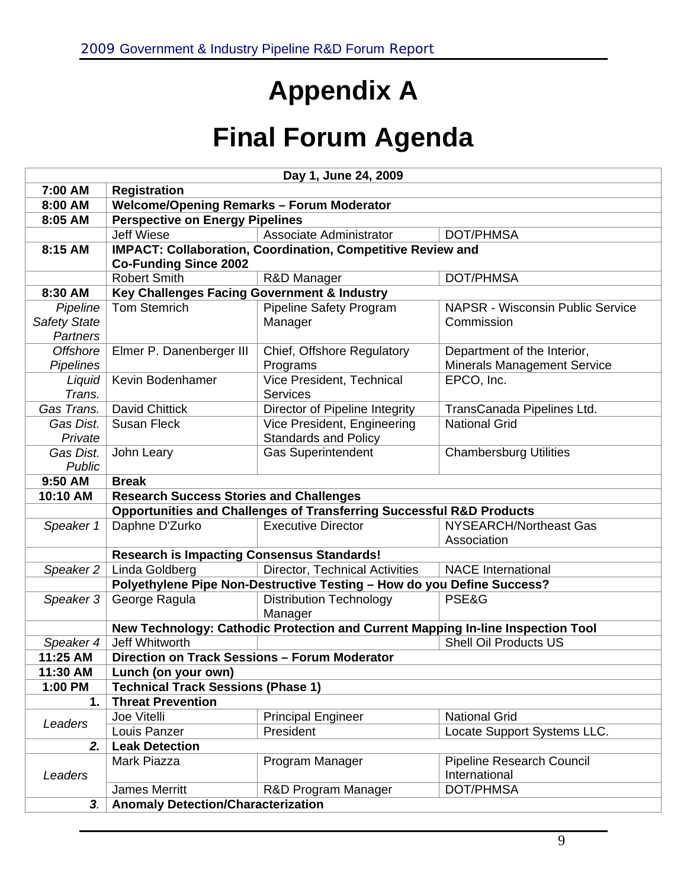# Appendix A

# Final Forum Agenda

| Day 1, June 24, 2009 | | | |
|---|---|---|---|
| **7:00 AM** | **Registration** | | |
| **8:00 AM** | **Welcome/Opening Remarks – Forum Moderator** | | |
| **8:05 AM** | **Perspective on Energy Pipelines** | | |
| | Jeff Wiese | Associate Administrator | DOT/PHMSA |
| **8:15 AM** | **IMPACT: Collaboration, Coordination, Competitive Review and Co-Funding Since 2002** | | |
| | Robert Smith | R&D Manager | DOT/PHMSA |
| **8:30 AM** | **Key Challenges Facing Government & Industry** | | |
| *Pipeline Safety State Partners* | Tom Stemrich | Pipeline Safety Program Manager | NAPSR - Wisconsin Public Service Commission |
| *Offshore Pipelines* | Elmer P. Danenberger III | Chief, Offshore Regulatory Programs | Department of the Interior, Minerals Management Service |
| *Liquid Trans.* | Kevin Bodenhamer | Vice President, Technical Services | EPCO, Inc. |
| *Gas Trans.* | David Chittick | Director of Pipeline Integrity | TransCanada Pipelines Ltd. |
| *Gas Dist. Private* | Susan Fleck | Vice President, Engineering Standards and Policy | National Grid |
| *Gas Dist. Public* | John Leary | Gas Superintendent | Chambersburg Utilities |
| **9:50 AM** | **Break** | | |
| **10:10 AM** | **Research Success Stories and Challenges** | | |
| | **Opportunities and Challenges of Transferring Successful R&D Products** | | |
| *Speaker 1* | Daphne D'Zurko | Executive Director | NYSEARCH/Northeast Gas Association |
| | **Research is Impacting Consensus Standards!** | | |
| *Speaker 2* | Linda Goldberg | Director, Technical Activities | NACE International |
| | **Polyethylene Pipe Non-Destructive Testing – How do you Define Success?** | | |
| *Speaker 3* | George Ragula | Distribution Technology Manager | PSE&G |
| | **New Technology: Cathodic Protection and Current Mapping In-line Inspection Tool** | | |
| *Speaker 4* | Jeff Whitworth | | Shell Oil Products US |
| **11:25 AM** | **Direction on Track Sessions – Forum Moderator** | | |
| **11:30 AM** | **Lunch (on your own)** | | |
| **1:00 PM** | **Technical Track Sessions (Phase 1)** | | |
| **1.** | **Threat Prevention** | | |
| *Leaders* | Joe Vitelli | Principal Engineer | National Grid |
| | Louis Panzer | President | Locate Support Systems LLC. |
| ***2.*** | **Leak Detection** | | |
| *Leaders* | Mark Piazza | Program Manager | Pipeline Research Council International |
| | James Merritt | R&D Program Manager | DOT/PHMSA |
| ***3.*** | **Anomaly Detection/Characterization** | | |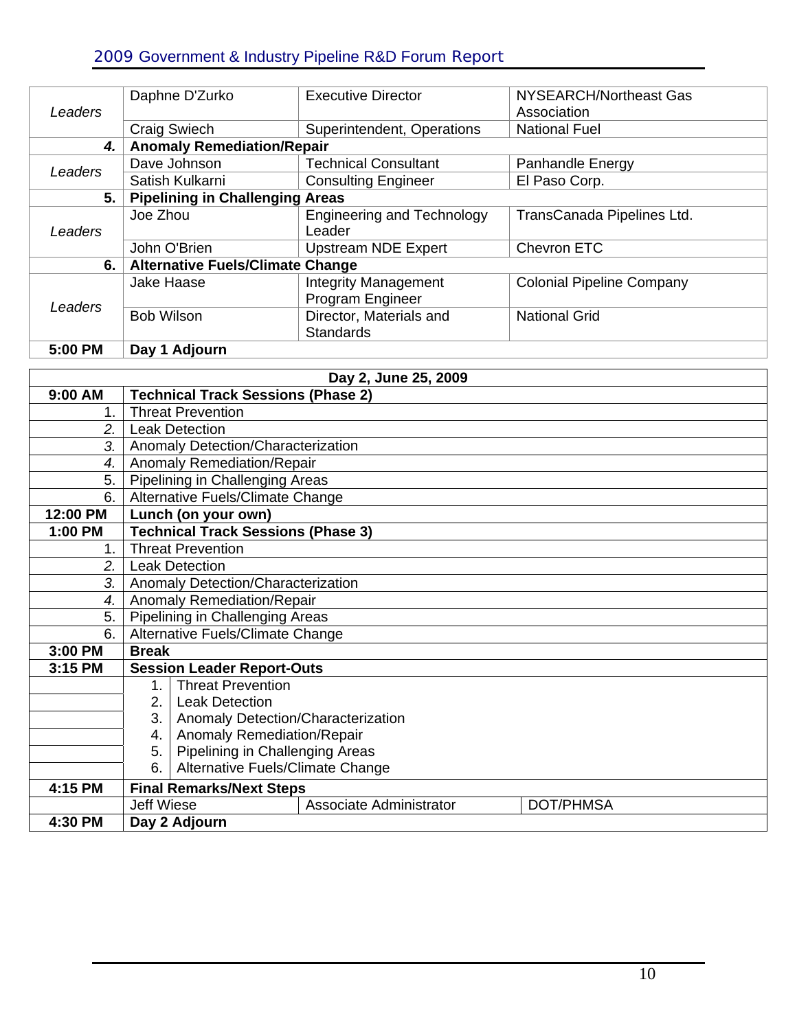| | | | |
|---|---|---|---|
| *Leaders* | Daphne D'Zurko | Executive Director | NYSEARCH/Northeast Gas Association |
| | Craig Swiech | Superintendent, Operations | National Fuel |
| ***4.*** | **Anomaly Remediation/Repair** | | |
| *Leaders* | Dave Johnson | Technical Consultant | Panhandle Energy |
| | Satish Kulkarni | Consulting Engineer | El Paso Corp. |
| **5.** | **Pipelining in Challenging Areas** | | |
| *Leaders* | Joe Zhou | Engineering and Technology Leader | TransCanada Pipelines Ltd. |
| | John O'Brien | Upstream NDE Expert | Chevron ETC |
| **6.** | **Alternative Fuels/Climate Change** | | |
| *Leaders* | Jake Haase | Integrity Management Program Engineer | Colonial Pipeline Company |
| | Bob Wilson | Director, Materials and Standards | National Grid |
| **5:00 PM** | **Day 1 Adjourn** | | |

| **Day 2, June 25, 2009** | | | |
|---|---|---|---|
| **9:00 AM** | **Technical Track Sessions (Phase 2)** | | |
| 1. | Threat Prevention | | |
| *2.* | Leak Detection | | |
| *3.* | Anomaly Detection/Characterization | | |
| *4.* | Anomaly Remediation/Repair | | |
| 5. | Pipelining in Challenging Areas | | |
| 6. | Alternative Fuels/Climate Change | | |
| **12:00 PM** | **Lunch (on your own)** | | |
| **1:00 PM** | **Technical Track Sessions (Phase 3)** | | |
| 1. | Threat Prevention | | |
| *2.* | Leak Detection | | |
| *3.* | Anomaly Detection/Characterization | | |
| *4.* | Anomaly Remediation/Repair | | |
| 5. | Pipelining in Challenging Areas | | |
| 6. | Alternative Fuels/Climate Change | | |
| **3:00 PM** | **Break** | | |
| **3:15 PM** | **Session Leader Report-Outs** | | |
| | 1. Threat Prevention | | |
| | 2. Leak Detection | | |
| | 3. Anomaly Detection/Characterization | | |
| | 4. Anomaly Remediation/Repair | | |
| | 5. Pipelining in Challenging Areas | | |
| | 6. Alternative Fuels/Climate Change | | |
| **4:15 PM** | **Final Remarks/Next Steps** | | |
| | Jeff Wiese | Associate Administrator | DOT/PHMSA |
| **4:30 PM** | **Day 2 Adjourn** | | |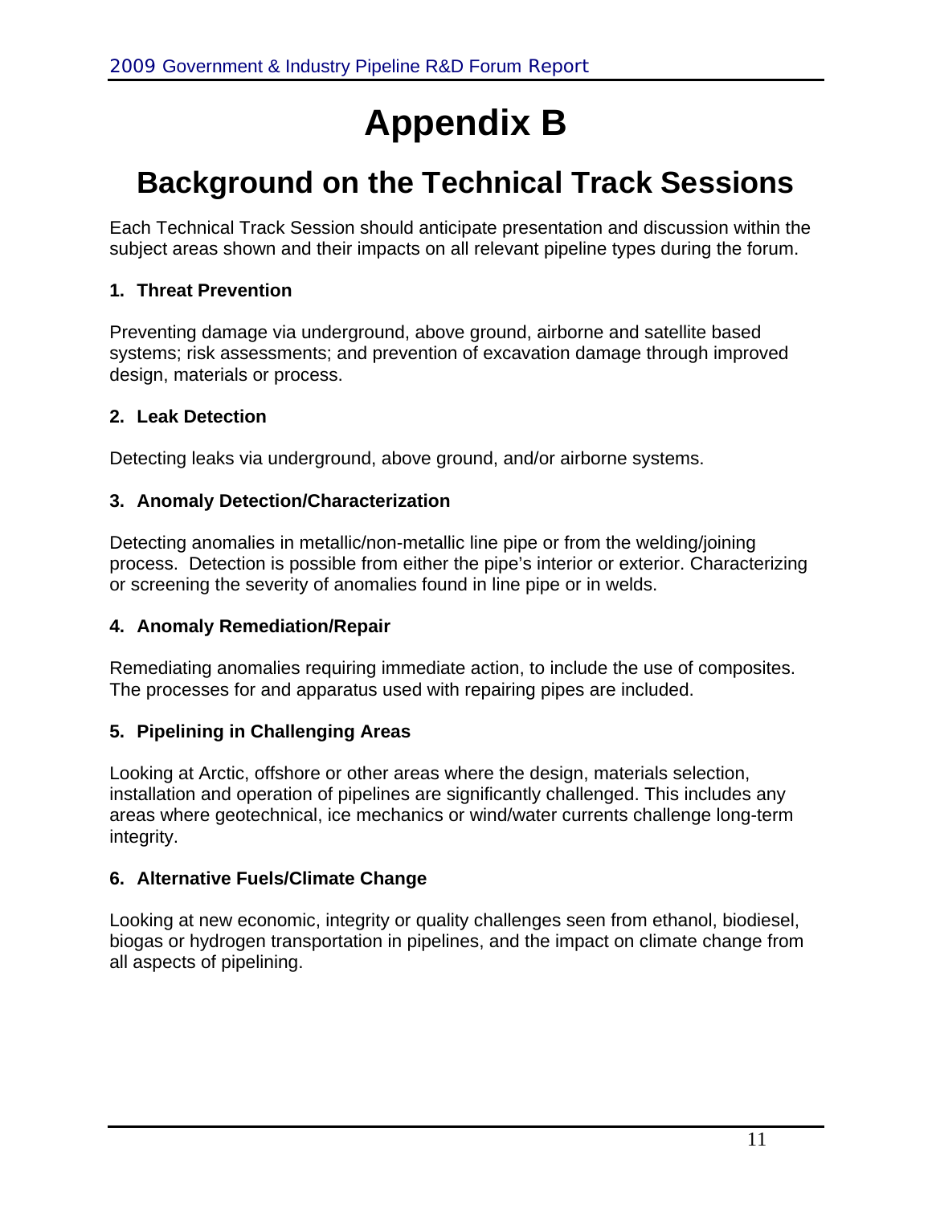# Appendix B

## Background on the Technical Track Sessions

Each Technical Track Session should anticipate presentation and discussion within the subject areas shown and their impacts on all relevant pipeline types during the forum.

**1. Threat Prevention**

Preventing damage via underground, above ground, airborne and satellite based systems; risk assessments; and prevention of excavation damage through improved design, materials or process.

**2. Leak Detection**

Detecting leaks via underground, above ground, and/or airborne systems.

**3. Anomaly Detection/Characterization**

Detecting anomalies in metallic/non-metallic line pipe or from the welding/joining process. Detection is possible from either the pipe's interior or exterior. Characterizing or screening the severity of anomalies found in line pipe or in welds.

**4. Anomaly Remediation/Repair**

Remediating anomalies requiring immediate action, to include the use of composites. The processes for and apparatus used with repairing pipes are included.

**5. Pipelining in Challenging Areas**

Looking at Arctic, offshore or other areas where the design, materials selection, installation and operation of pipelines are significantly challenged. This includes any areas where geotechnical, ice mechanics or wind/water currents challenge long-term integrity.

**6. Alternative Fuels/Climate Change**

Looking at new economic, integrity or quality challenges seen from ethanol, biodiesel, biogas or hydrogen transportation in pipelines, and the impact on climate change from all aspects of pipelining.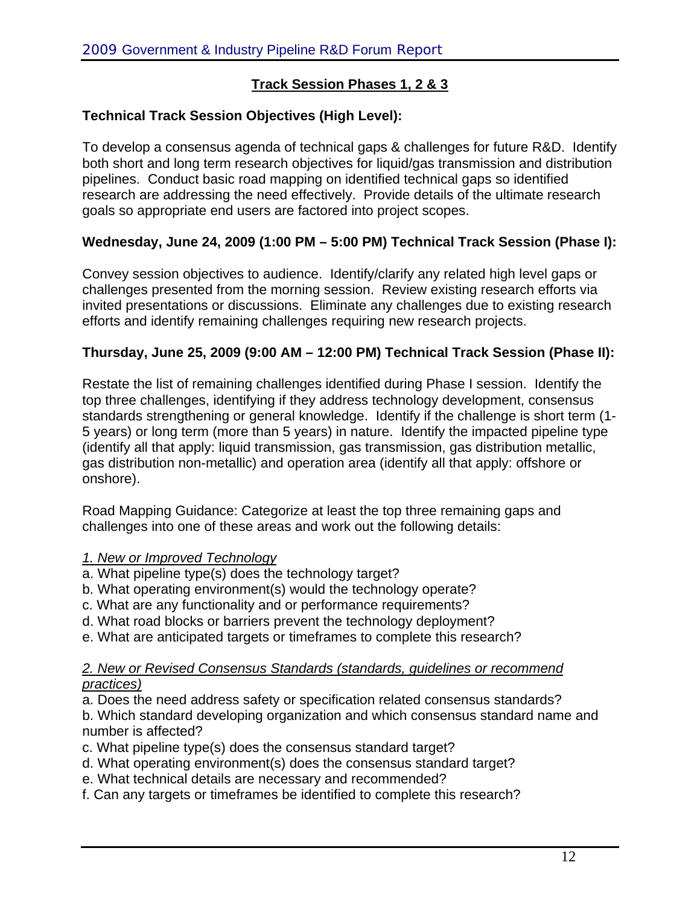## Track Session Phases 1, 2 & 3

**Technical Track Session Objectives (High Level):**

To develop a consensus agenda of technical gaps & challenges for future R&D. Identify both short and long term research objectives for liquid/gas transmission and distribution pipelines. Conduct basic road mapping on identified technical gaps so identified research are addressing the need effectively. Provide details of the ultimate research goals so appropriate end users are factored into project scopes.

**Wednesday, June 24, 2009 (1:00 PM – 5:00 PM) Technical Track Session (Phase I):**

Convey session objectives to audience. Identify/clarify any related high level gaps or challenges presented from the morning session. Review existing research efforts via invited presentations or discussions. Eliminate any challenges due to existing research efforts and identify remaining challenges requiring new research projects.

**Thursday, June 25, 2009 (9:00 AM – 12:00 PM) Technical Track Session (Phase II):**

Restate the list of remaining challenges identified during Phase I session. Identify the top three challenges, identifying if they address technology development, consensus standards strengthening or general knowledge. Identify if the challenge is short term (1-5 years) or long term (more than 5 years) in nature. Identify the impacted pipeline type (identify all that apply: liquid transmission, gas transmission, gas distribution metallic, gas distribution non-metallic) and operation area (identify all that apply: offshore or onshore).

Road Mapping Guidance: Categorize at least the top three remaining gaps and challenges into one of these areas and work out the following details:

*1. New or Improved Technology*

a. What pipeline type(s) does the technology target?
b. What operating environment(s) would the technology operate?
c. What are any functionality and or performance requirements?
d. What road blocks or barriers prevent the technology deployment?
e. What are anticipated targets or timeframes to complete this research?

*2. New or Revised Consensus Standards (standards, guidelines or recommend practices)*

a. Does the need address safety or specification related consensus standards?
b. Which standard developing organization and which consensus standard name and number is affected?
c. What pipeline type(s) does the consensus standard target?
d. What operating environment(s) does the consensus standard target?
e. What technical details are necessary and recommended?
f. Can any targets or timeframes be identified to complete this research?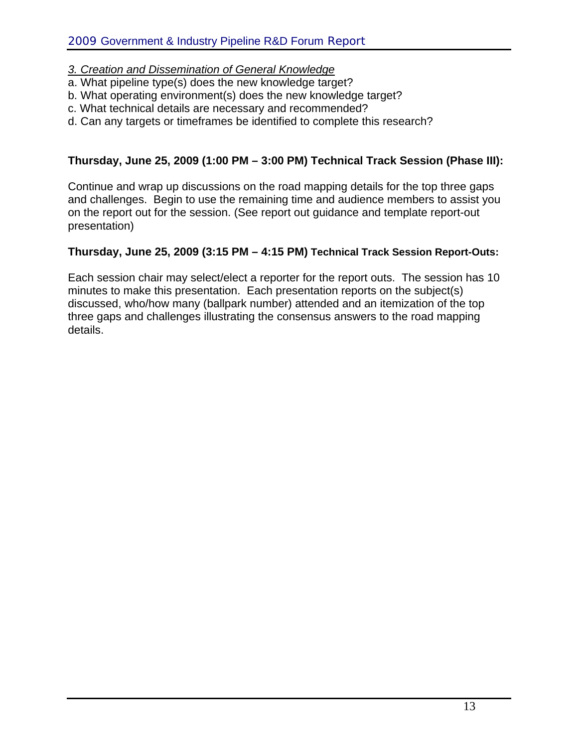*3. Creation and Dissemination of General Knowledge*

a. What pipeline type(s) does the new knowledge target?
b. What operating environment(s) does the new knowledge target?
c. What technical details are necessary and recommended?
d. Can any targets or timeframes be identified to complete this research?

**Thursday, June 25, 2009 (1:00 PM – 3:00 PM) Technical Track Session (Phase III):**

Continue and wrap up discussions on the road mapping details for the top three gaps and challenges. Begin to use the remaining time and audience members to assist you on the report out for the session. (See report out guidance and template report-out presentation)

**Thursday, June 25, 2009 (3:15 PM – 4:15 PM) Technical Track Session Report-Outs:**

Each session chair may select/elect a reporter for the report outs. The session has 10 minutes to make this presentation. Each presentation reports on the subject(s) discussed, who/how many (ballpark number) attended and an itemization of the top three gaps and challenges illustrating the consensus answers to the road mapping details.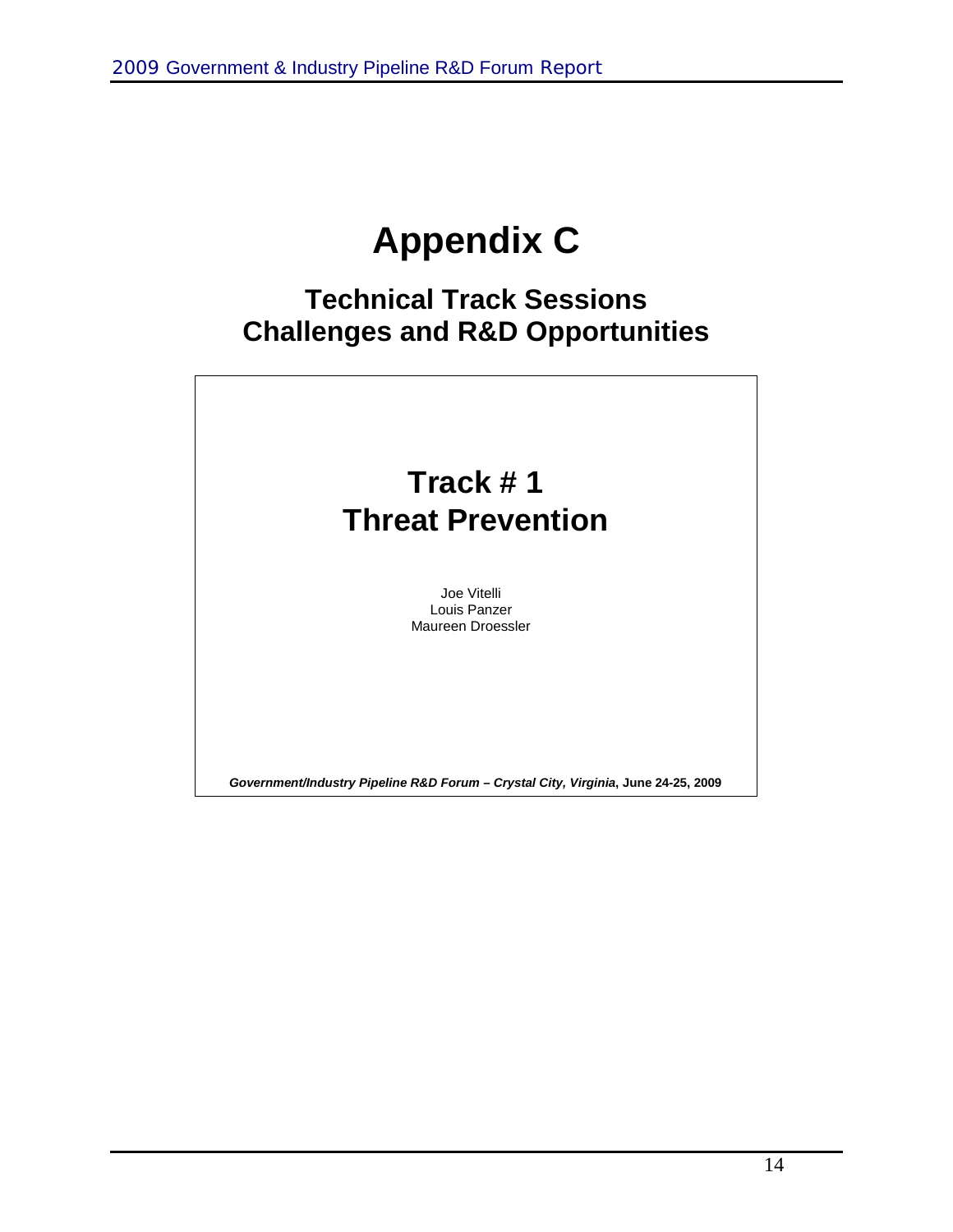# Appendix C

## Technical Track Sessions Challenges and R&D Opportunities

### Track # 1 Threat Prevention

Joe Vitelli
Louis Panzer
Maureen Droessler

***Government/Industry Pipeline R&D Forum – Crystal City, Virginia*, June 24-25, 2009**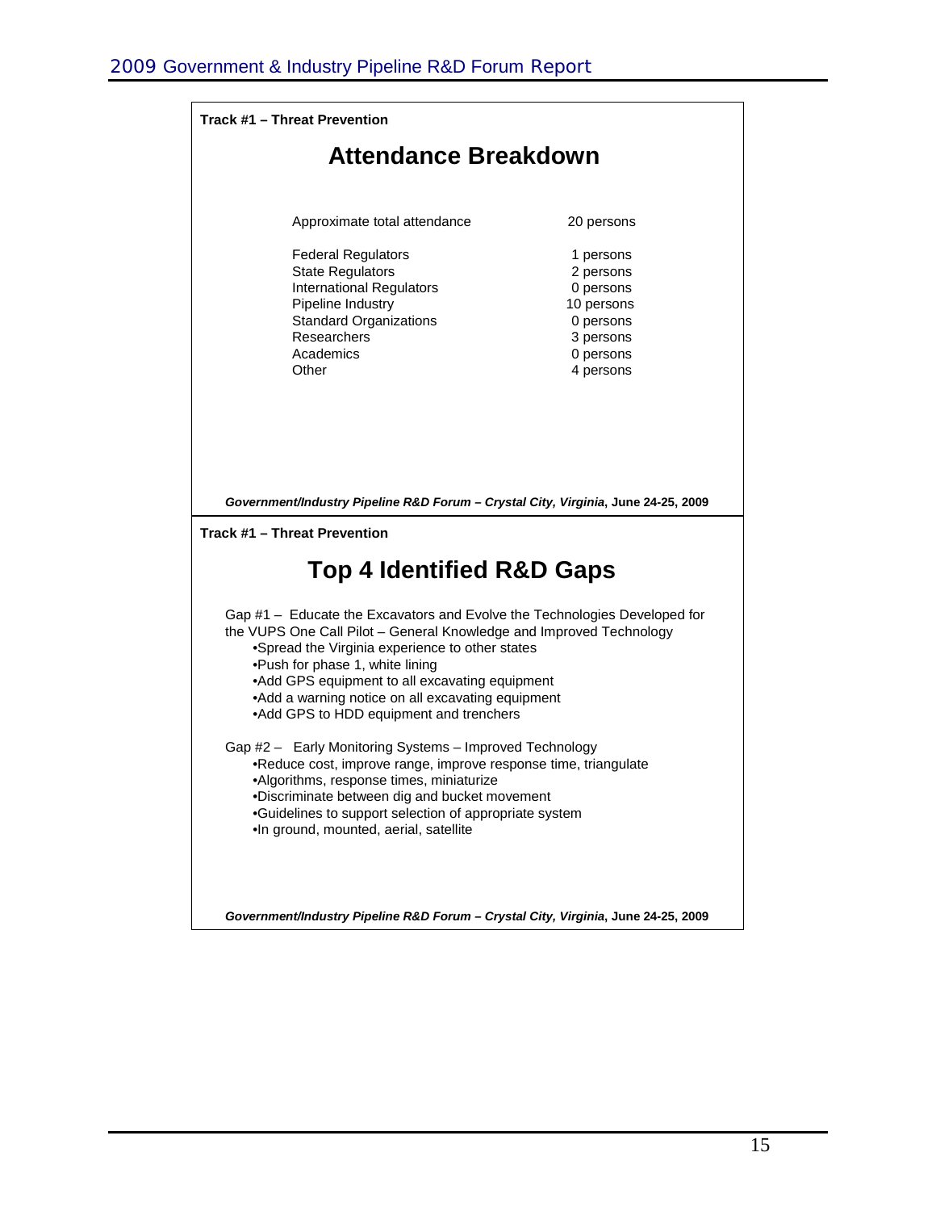**Track #1 – Threat Prevention**

## Attendance Breakdown

| | |
|---|---|
| Approximate total attendance | 20 persons |
| Federal Regulators | 1 persons |
| State Regulators | 2 persons |
| International Regulators | 0 persons |
| Pipeline Industry | 10 persons |
| Standard Organizations | 0 persons |
| Researchers | 3 persons |
| Academics | 0 persons |
| Other | 4 persons |

***Government/Industry Pipeline R&D Forum – Crystal City, Virginia*, June 24-25, 2009**

**Track #1 – Threat Prevention**

## Top 4 Identified R&D Gaps

Gap #1 – Educate the Excavators and Evolve the Technologies Developed for the VUPS One Call Pilot – General Knowledge and Improved Technology

- Spread the Virginia experience to other states
- Push for phase 1, white lining
- Add GPS equipment to all excavating equipment
- Add a warning notice on all excavating equipment
- Add GPS to HDD equipment and trenchers

Gap #2 – Early Monitoring Systems – Improved Technology

- Reduce cost, improve range, improve response time, triangulate
- Algorithms, response times, miniaturize
- Discriminate between dig and bucket movement
- Guidelines to support selection of appropriate system
- In ground, mounted, aerial, satellite

***Government/Industry Pipeline R&D Forum – Crystal City, Virginia*, June 24-25, 2009**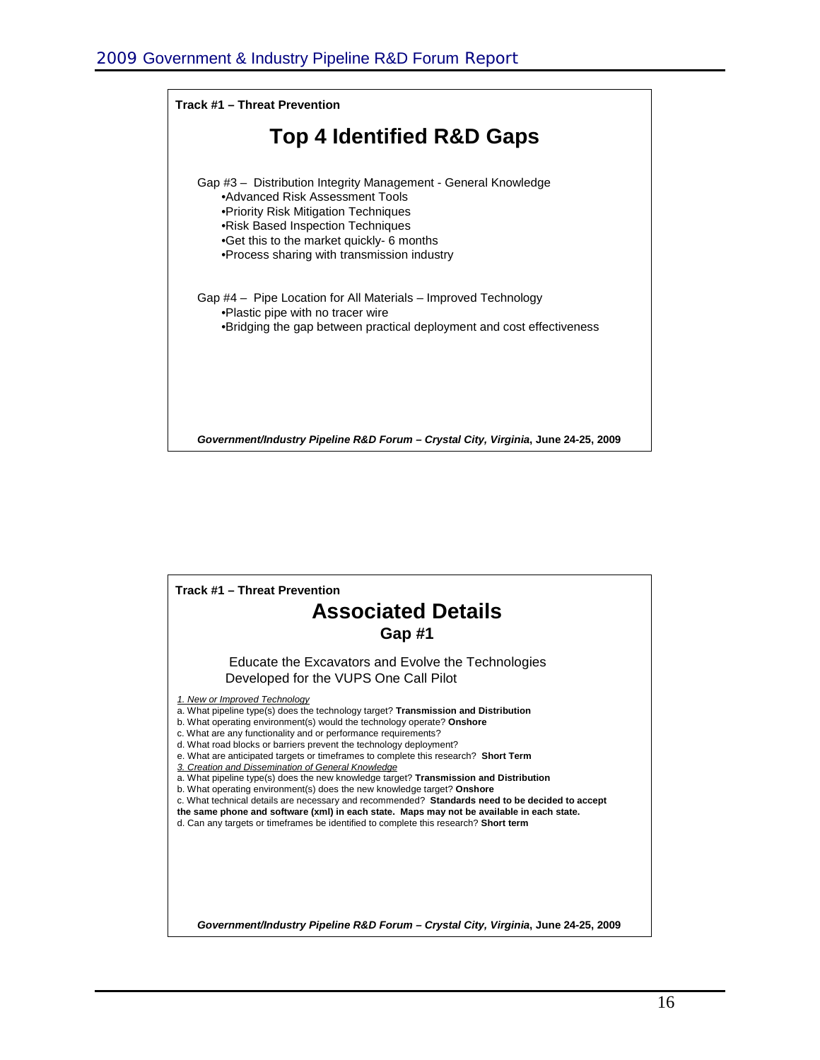**Track #1 – Threat Prevention**

## Top 4 Identified R&D Gaps

Gap #3 – Distribution Integrity Management - General Knowledge

- Advanced Risk Assessment Tools
- Priority Risk Mitigation Techniques
- Risk Based Inspection Techniques
- Get this to the market quickly- 6 months
- Process sharing with transmission industry

Gap #4 – Pipe Location for All Materials – Improved Technology

- Plastic pipe with no tracer wire
- Bridging the gap between practical deployment and cost effectiveness

***Government/Industry Pipeline R&D Forum – Crystal City, Virginia*, June 24-25, 2009**

**Track #1 – Threat Prevention**

## Associated Details

### Gap #1

Educate the Excavators and Evolve the Technologies Developed for the VUPS One Call Pilot

*1. New or Improved Technology*

a. What pipeline type(s) does the technology target? **Transmission and Distribution**

b. What operating environment(s) would the technology operate? **Onshore**

c. What are any functionality and or performance requirements?

d. What road blocks or barriers prevent the technology deployment?

e. What are anticipated targets or timeframes to complete this research? **Short Term**

*3. Creation and Dissemination of General Knowledge*

a. What pipeline type(s) does the new knowledge target? **Transmission and Distribution**

b. What operating environment(s) does the new knowledge target? **Onshore**

c. What technical details are necessary and recommended? **Standards need to be decided to accept the same phone and software (xml) in each state. Maps may not be available in each state.**

d. Can any targets or timeframes be identified to complete this research? **Short term**

***Government/Industry Pipeline R&D Forum – Crystal City, Virginia*, June 24-25, 2009**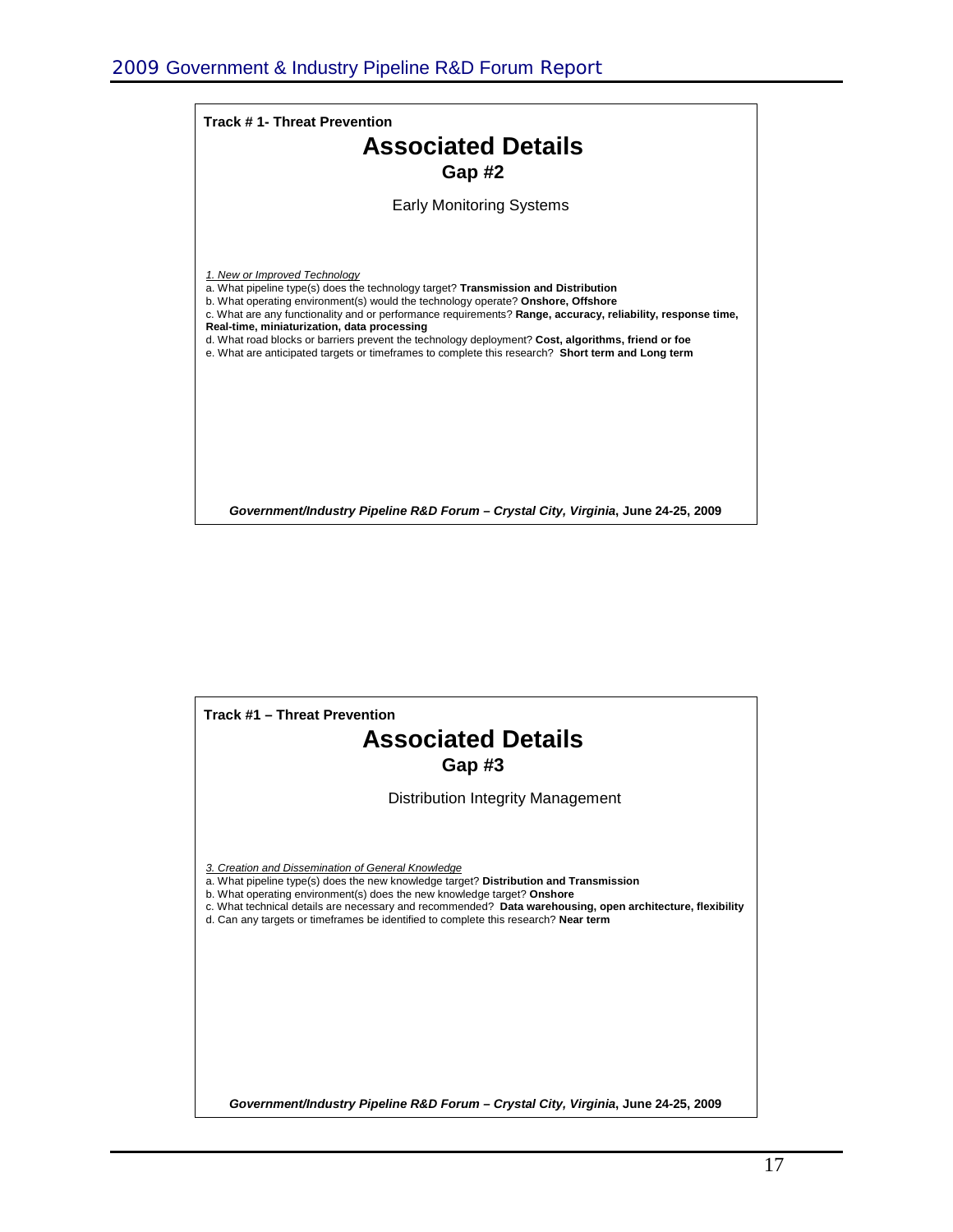**Track # 1- Threat Prevention**

## Associated Details

### Gap #2

Early Monitoring Systems

*1. New or Improved Technology*

a. What pipeline type(s) does the technology target? **Transmission and Distribution**

b. What operating environment(s) would the technology operate? **Onshore, Offshore**

c. What are any functionality and or performance requirements? **Range, accuracy, reliability, response time, Real-time, miniaturization, data processing**

d. What road blocks or barriers prevent the technology deployment? **Cost, algorithms, friend or foe**

e. What are anticipated targets or timeframes to complete this research? **Short term and Long term**

***Government/Industry Pipeline R&D Forum – Crystal City, Virginia*, June 24-25, 2009**

**Track #1 – Threat Prevention**

## Associated Details

### Gap #3

Distribution Integrity Management

*3. Creation and Dissemination of General Knowledge*

a. What pipeline type(s) does the new knowledge target? **Distribution and Transmission**

b. What operating environment(s) does the new knowledge target? **Onshore**

c. What technical details are necessary and recommended? **Data warehousing, open architecture, flexibility**

d. Can any targets or timeframes be identified to complete this research? **Near term**

***Government/Industry Pipeline R&D Forum – Crystal City, Virginia*, June 24-25, 2009**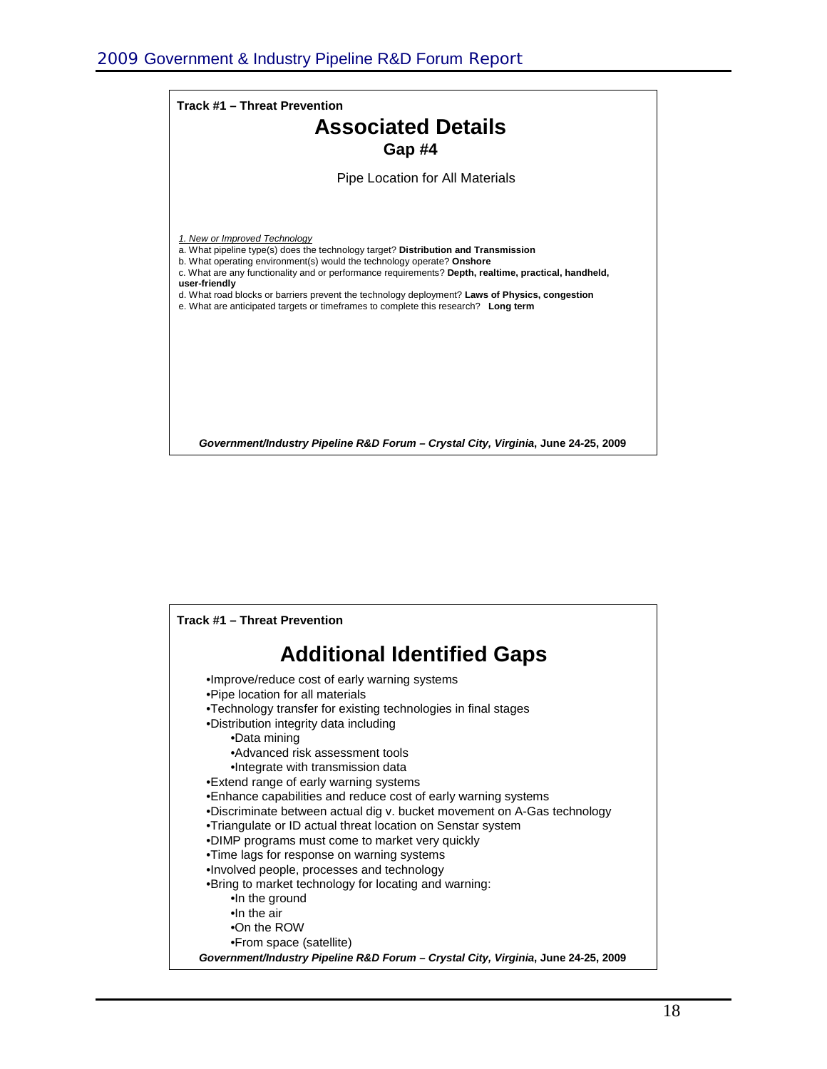**Track #1 – Threat Prevention**

## Associated Details

### Gap #4

Pipe Location for All Materials

*1. New or Improved Technology*

a. What pipeline type(s) does the technology target? **Distribution and Transmission**

b. What operating environment(s) would the technology operate? **Onshore**

c. What are any functionality and or performance requirements? **Depth, realtime, practical, handheld, user-friendly**

d. What road blocks or barriers prevent the technology deployment? **Laws of Physics, congestion**

e. What are anticipated targets or timeframes to complete this research? **Long term**

***Government/Industry Pipeline R&D Forum – Crystal City, Virginia*, June 24-25, 2009**

**Track #1 – Threat Prevention**

## Additional Identified Gaps

- Improve/reduce cost of early warning systems
- Pipe location for all materials
- Technology transfer for existing technologies in final stages
- Distribution integrity data including
    - Data mining
    - Advanced risk assessment tools
    - Integrate with transmission data
- Extend range of early warning systems
- Enhance capabilities and reduce cost of early warning systems
- Discriminate between actual dig v. bucket movement on A-Gas technology
- Triangulate or ID actual threat location on Senstar system
- DIMP programs must come to market very quickly
- Time lags for response on warning systems
- Involved people, processes and technology
- Bring to market technology for locating and warning:
    - In the ground
    - In the air
    - On the ROW
    - From space (satellite)

***Government/Industry Pipeline R&D Forum – Crystal City, Virginia*, June 24-25, 2009**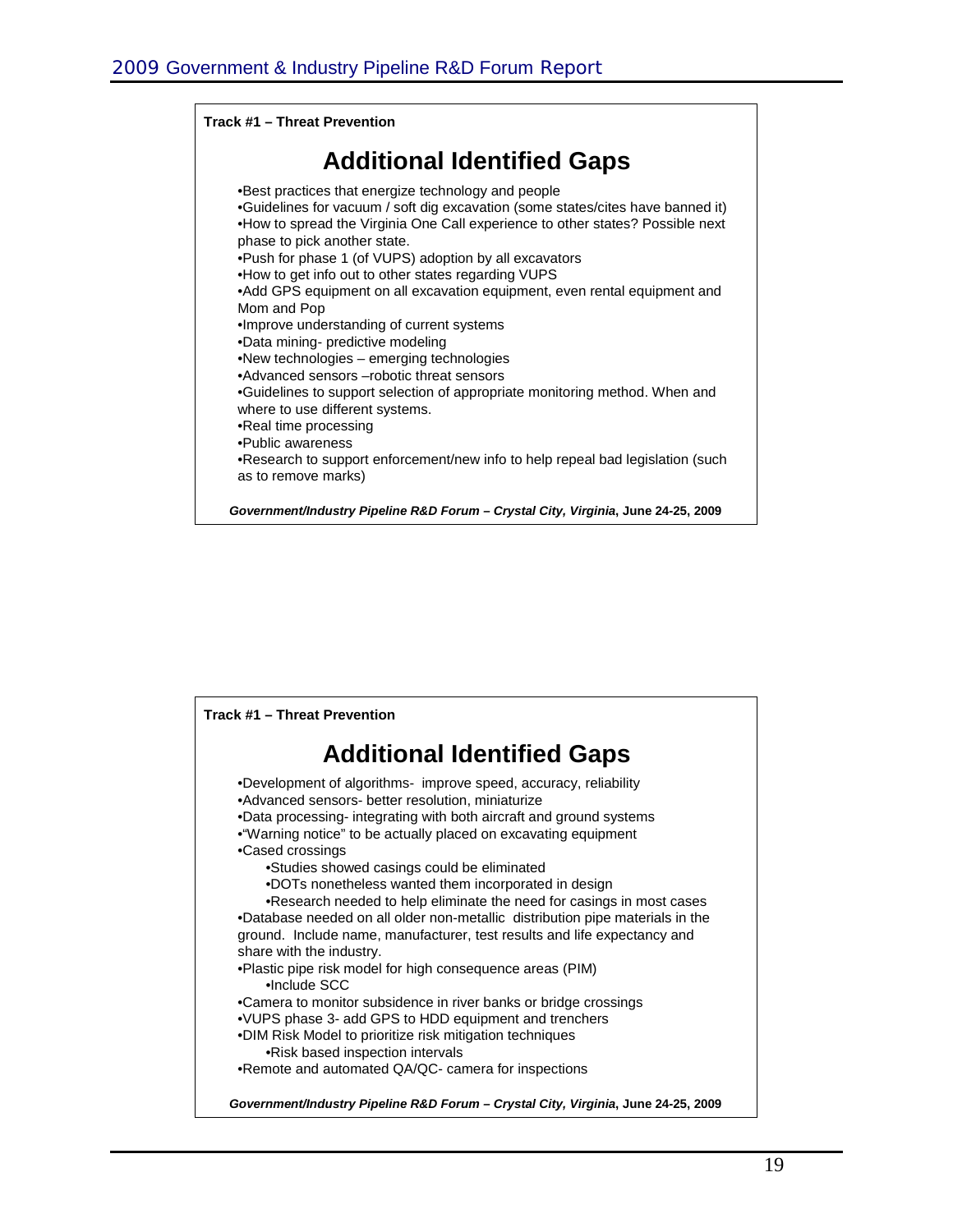**Track #1 – Threat Prevention**

## Additional Identified Gaps

- Best practices that energize technology and people
- Guidelines for vacuum / soft dig excavation (some states/cites have banned it)
- How to spread the Virginia One Call experience to other states? Possible next phase to pick another state.
- Push for phase 1 (of VUPS) adoption by all excavators
- How to get info out to other states regarding VUPS
- Add GPS equipment on all excavation equipment, even rental equipment and Mom and Pop
- Improve understanding of current systems
- Data mining- predictive modeling
- New technologies – emerging technologies
- Advanced sensors –robotic threat sensors
- Guidelines to support selection of appropriate monitoring method. When and where to use different systems.
- Real time processing
- Public awareness
- Research to support enforcement/new info to help repeal bad legislation (such as to remove marks)

***Government/Industry Pipeline R&D Forum – Crystal City, Virginia*, June 24-25, 2009**

**Track #1 – Threat Prevention**

## Additional Identified Gaps

- Development of algorithms- improve speed, accuracy, reliability
- Advanced sensors- better resolution, miniaturize
- Data processing- integrating with both aircraft and ground systems
- "Warning notice" to be actually placed on excavating equipment
- Cased crossings
  - Studies showed casings could be eliminated
  - DOTs nonetheless wanted them incorporated in design
  - Research needed to help eliminate the need for casings in most cases
- Database needed on all older non-metallic distribution pipe materials in the ground. Include name, manufacturer, test results and life expectancy and share with the industry.
- Plastic pipe risk model for high consequence areas (PIM)
  - Include SCC
- Camera to monitor subsidence in river banks or bridge crossings
- VUPS phase 3- add GPS to HDD equipment and trenchers
- DIM Risk Model to prioritize risk mitigation techniques
  - Risk based inspection intervals
- Remote and automated QA/QC- camera for inspections

***Government/Industry Pipeline R&D Forum – Crystal City, Virginia*, June 24-25, 2009**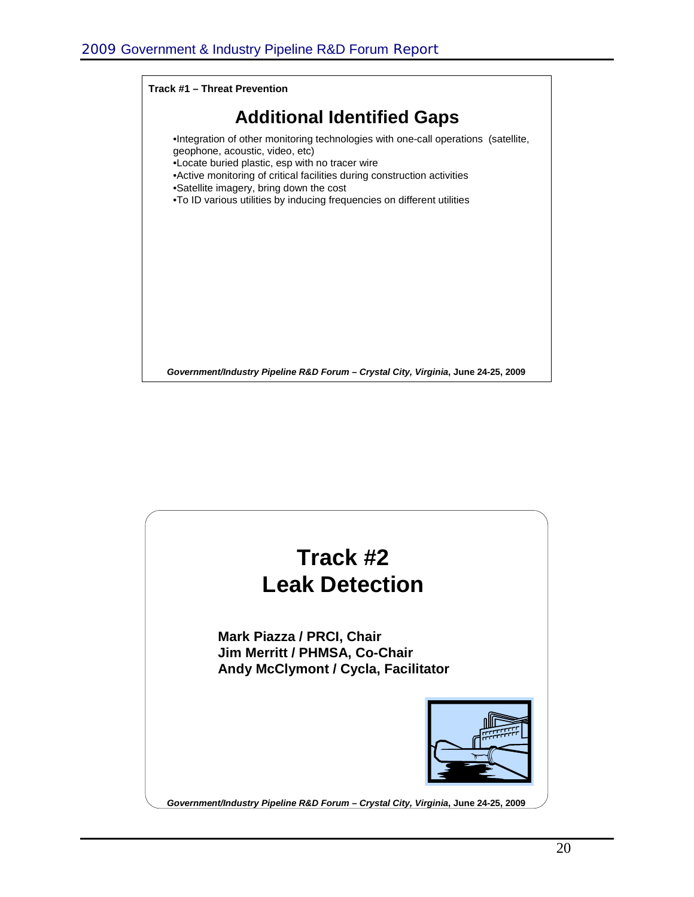**Track #1 – Threat Prevention**

## Additional Identified Gaps

- Integration of other monitoring technologies with one-call operations (satellite, geophone, acoustic, video, etc)
- Locate buried plastic, esp with no tracer wire
- Active monitoring of critical facilities during construction activities
- Satellite imagery, bring down the cost
- To ID various utilities by inducing frequencies on different utilities

*Government/Industry Pipeline R&D Forum – Crystal City, Virginia*, **June 24-25, 2009**

# Track #2 Leak Detection

**Mark Piazza / PRCI, Chair**
**Jim Merritt / PHMSA, Co-Chair**
**Andy McClymont / Cycla, Facilitator**

*Government/Industry Pipeline R&D Forum – Crystal City, Virginia*, **June 24-25, 2009**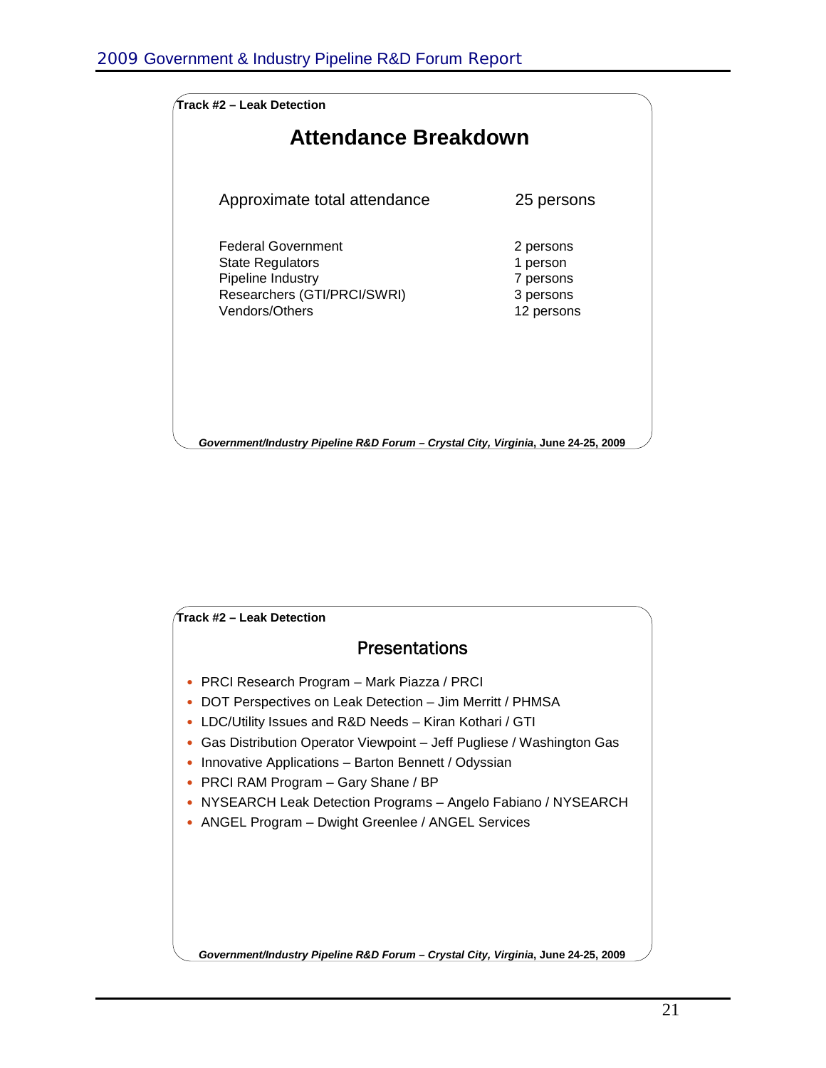**Track #2 – Leak Detection**

## Attendance Breakdown

| | |
|---|---|
| Approximate total attendance | 25 persons |
| Federal Government | 2 persons |
| State Regulators | 1 person |
| Pipeline Industry | 7 persons |
| Researchers (GTI/PRCI/SWRI) | 3 persons |
| Vendors/Others | 12 persons |

***Government/Industry Pipeline R&D Forum – Crystal City, Virginia*, June 24-25, 2009**

**Track #2 – Leak Detection**

## Presentations

- PRCI Research Program – Mark Piazza / PRCI
- DOT Perspectives on Leak Detection – Jim Merritt / PHMSA
- LDC/Utility Issues and R&D Needs – Kiran Kothari / GTI
- Gas Distribution Operator Viewpoint – Jeff Pugliese / Washington Gas
- Innovative Applications – Barton Bennett / Odyssian
- PRCI RAM Program – Gary Shane / BP
- NYSEARCH Leak Detection Programs – Angelo Fabiano / NYSEARCH
- ANGEL Program – Dwight Greenlee / ANGEL Services

***Government/Industry Pipeline R&D Forum – Crystal City, Virginia*, June 24-25, 2009**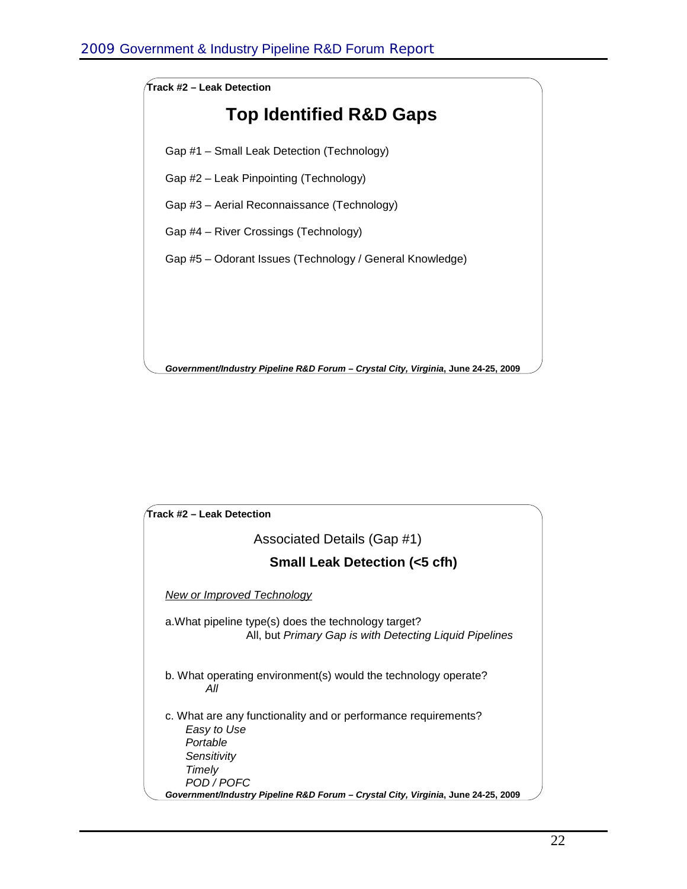**Track #2 – Leak Detection**

## Top Identified R&D Gaps

Gap #1 – Small Leak Detection (Technology)

Gap #2 – Leak Pinpointing (Technology)

Gap #3 – Aerial Reconnaissance (Technology)

Gap #4 – River Crossings (Technology)

Gap #5 – Odorant Issues (Technology / General Knowledge)

***Government/Industry Pipeline R&D Forum – Crystal City, Virginia*, June 24-25, 2009**

**Track #2 – Leak Detection**

Associated Details (Gap #1)

### Small Leak Detection (<5 cfh)

*New or Improved Technology*

a. What pipeline type(s) does the technology target?
All, but *Primary Gap is with Detecting Liquid Pipelines*

b. What operating environment(s) would the technology operate?
*All*

c. What are any functionality and or performance requirements?
*Easy to Use*
*Portable*
*Sensitivity*
*Timely*
*POD / POFC*

***Government/Industry Pipeline R&D Forum – Crystal City, Virginia*, June 24-25, 2009**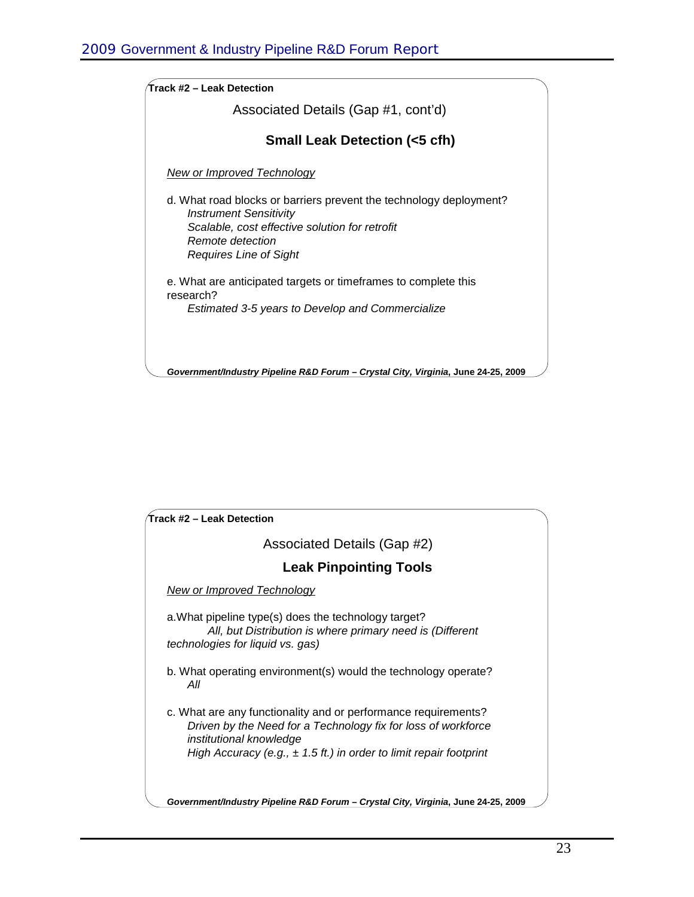**Track #2 – Leak Detection**

Associated Details (Gap #1, cont'd)

## Small Leak Detection (<5 cfh)

*New or Improved Technology*

d. What road blocks or barriers prevent the technology deployment?

*Instrument Sensitivity*
*Scalable, cost effective solution for retrofit*
*Remote detection*
*Requires Line of Sight*

e. What are anticipated targets or timeframes to complete this research?

*Estimated 3-5 years to Develop and Commercialize*

***Government/Industry Pipeline R&D Forum – Crystal City, Virginia*, June 24-25, 2009**

**Track #2 – Leak Detection**

Associated Details (Gap #2)

## Leak Pinpointing Tools

*New or Improved Technology*

a. What pipeline type(s) does the technology target?

*All, but Distribution is where primary need is (Different technologies for liquid vs. gas)*

b. What operating environment(s) would the technology operate?

*All*

c. What are any functionality and or performance requirements?

*Driven by the Need for a Technology fix for loss of workforce institutional knowledge*
*High Accuracy (e.g., ± 1.5 ft.) in order to limit repair footprint*

***Government/Industry Pipeline R&D Forum – Crystal City, Virginia*, June 24-25, 2009**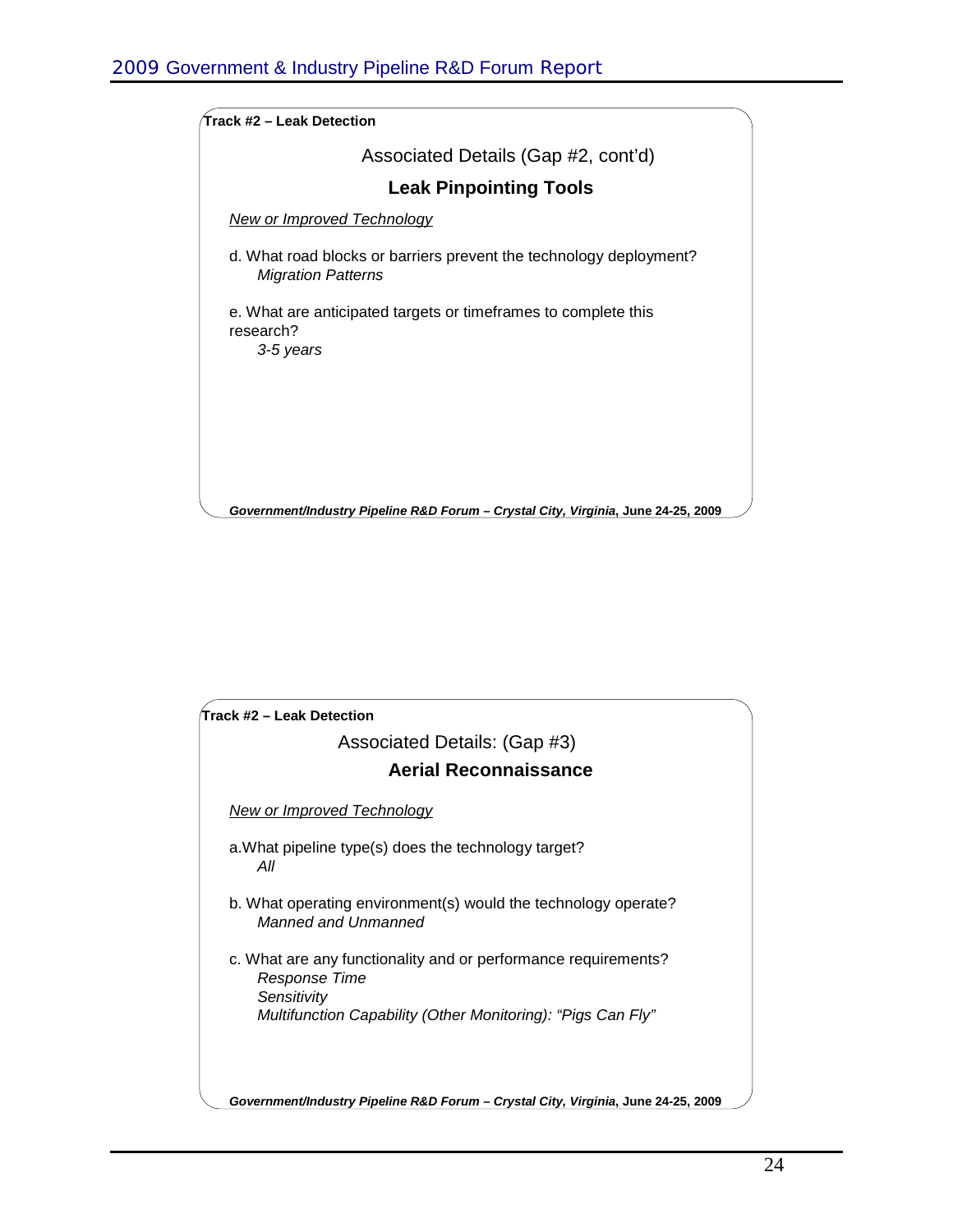**Track #2 – Leak Detection**

Associated Details (Gap #2, cont'd)

### Leak Pinpointing Tools

*New or Improved Technology*

d. What road blocks or barriers prevent the technology deployment?
*Migration Patterns*

e. What are anticipated targets or timeframes to complete this research?
*3-5 years*

***Government/Industry Pipeline R&D Forum – Crystal City, Virginia*, June 24-25, 2009**

**Track #2 – Leak Detection**

Associated Details: (Gap #3)

### Aerial Reconnaissance

*New or Improved Technology*

a. What pipeline type(s) does the technology target?
*All*

b. What operating environment(s) would the technology operate?
*Manned and Unmanned*

c. What are any functionality and or performance requirements?
*Response Time*
*Sensitivity*
*Multifunction Capability (Other Monitoring): "Pigs Can Fly"*

***Government/Industry Pipeline R&D Forum – Crystal City, Virginia*, June 24-25, 2009**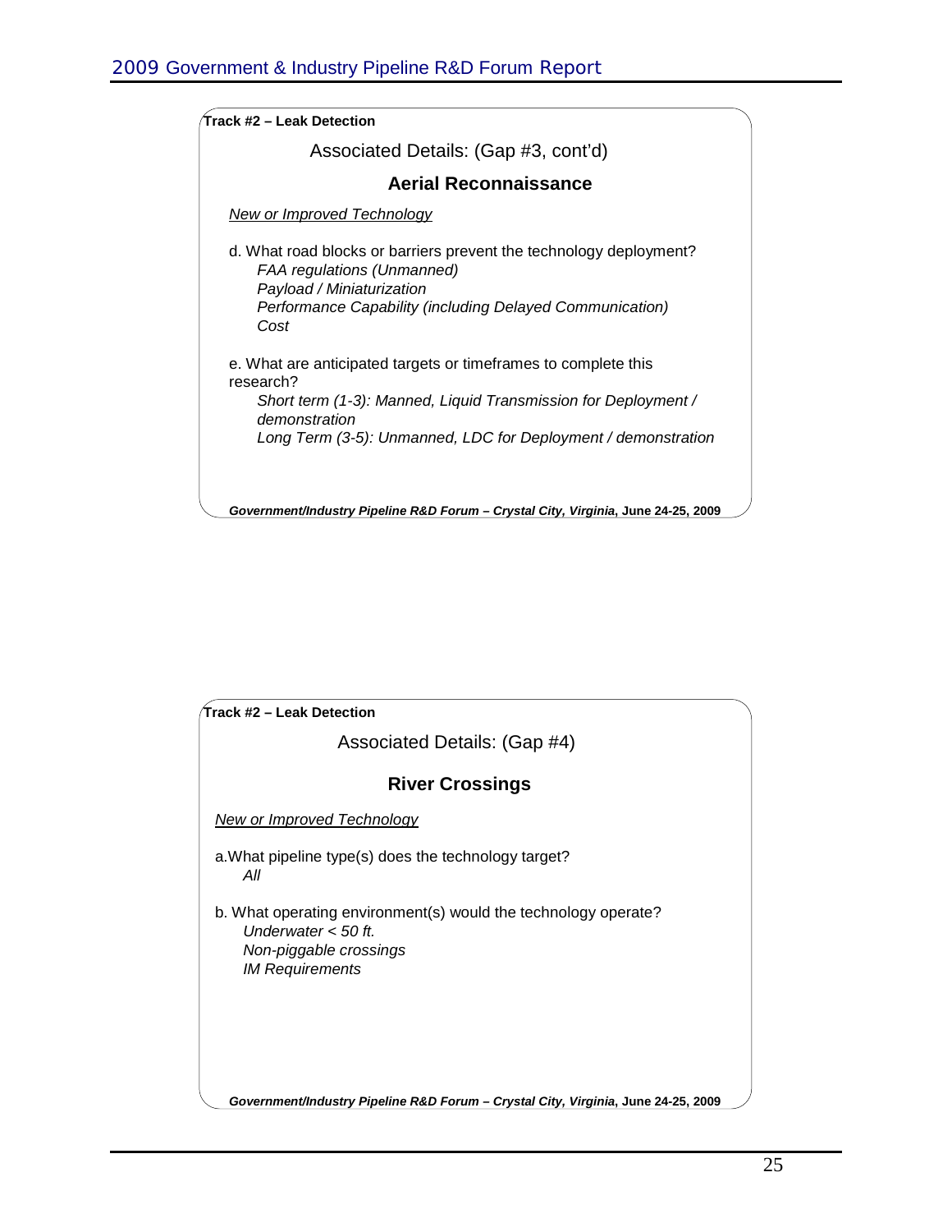**Track #2 – Leak Detection**

Associated Details: (Gap #3, cont'd)

### Aerial Reconnaissance

New or Improved Technology

d. What road blocks or barriers prevent the technology deployment?

*FAA regulations (Unmanned)*
*Payload / Miniaturization*
*Performance Capability (including Delayed Communication)*
*Cost*

e. What are anticipated targets or timeframes to complete this research?

*Short term (1-3): Manned, Liquid Transmission for Deployment / demonstration*
*Long Term (3-5): Unmanned, LDC for Deployment / demonstration*

***Government/Industry Pipeline R&D Forum – Crystal City, Virginia*, June 24-25, 2009**

**Track #2 – Leak Detection**

Associated Details: (Gap #4)

### River Crossings

New or Improved Technology

a. What pipeline type(s) does the technology target?

*All*

b. What operating environment(s) would the technology operate?

*Underwater < 50 ft.*
*Non-piggable crossings*
*IM Requirements*

***Government/Industry Pipeline R&D Forum – Crystal City, Virginia*, June 24-25, 2009**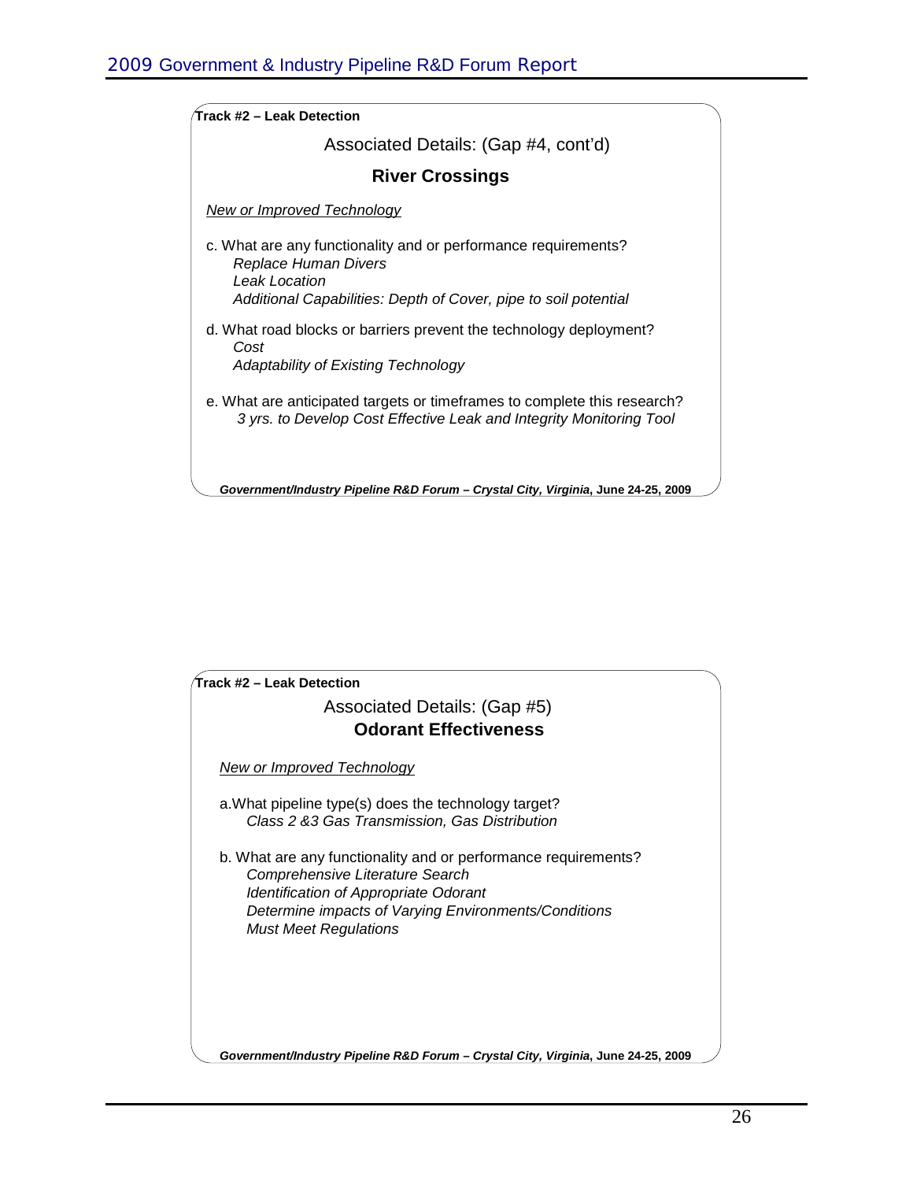**Track #2 – Leak Detection**

Associated Details: (Gap #4, cont'd)

### River Crossings

<u>*New or Improved Technology*</u>

c. What are any functionality and or performance requirements?
  *Replace Human Divers*
  *Leak Location*
  *Additional Capabilities: Depth of Cover, pipe to soil potential*

d. What road blocks or barriers prevent the technology deployment?
  *Cost*
  *Adaptability of Existing Technology*

e. What are anticipated targets or timeframes to complete this research?
  *3 yrs. to Develop Cost Effective Leak and Integrity Monitoring Tool*

***Government/Industry Pipeline R&D Forum – Crystal City, Virginia*, June 24-25, 2009**

**Track #2 – Leak Detection**

Associated Details: (Gap #5)

### Odorant Effectiveness

<u>*New or Improved Technology*</u>

a. What pipeline type(s) does the technology target?
  *Class 2 &3 Gas Transmission, Gas Distribution*

b. What are any functionality and or performance requirements?
  *Comprehensive Literature Search*
  *Identification of Appropriate Odorant*
  *Determine impacts of Varying Environments/Conditions*
  *Must Meet Regulations*

***Government/Industry Pipeline R&D Forum – Crystal City, Virginia*, June 24-25, 2009**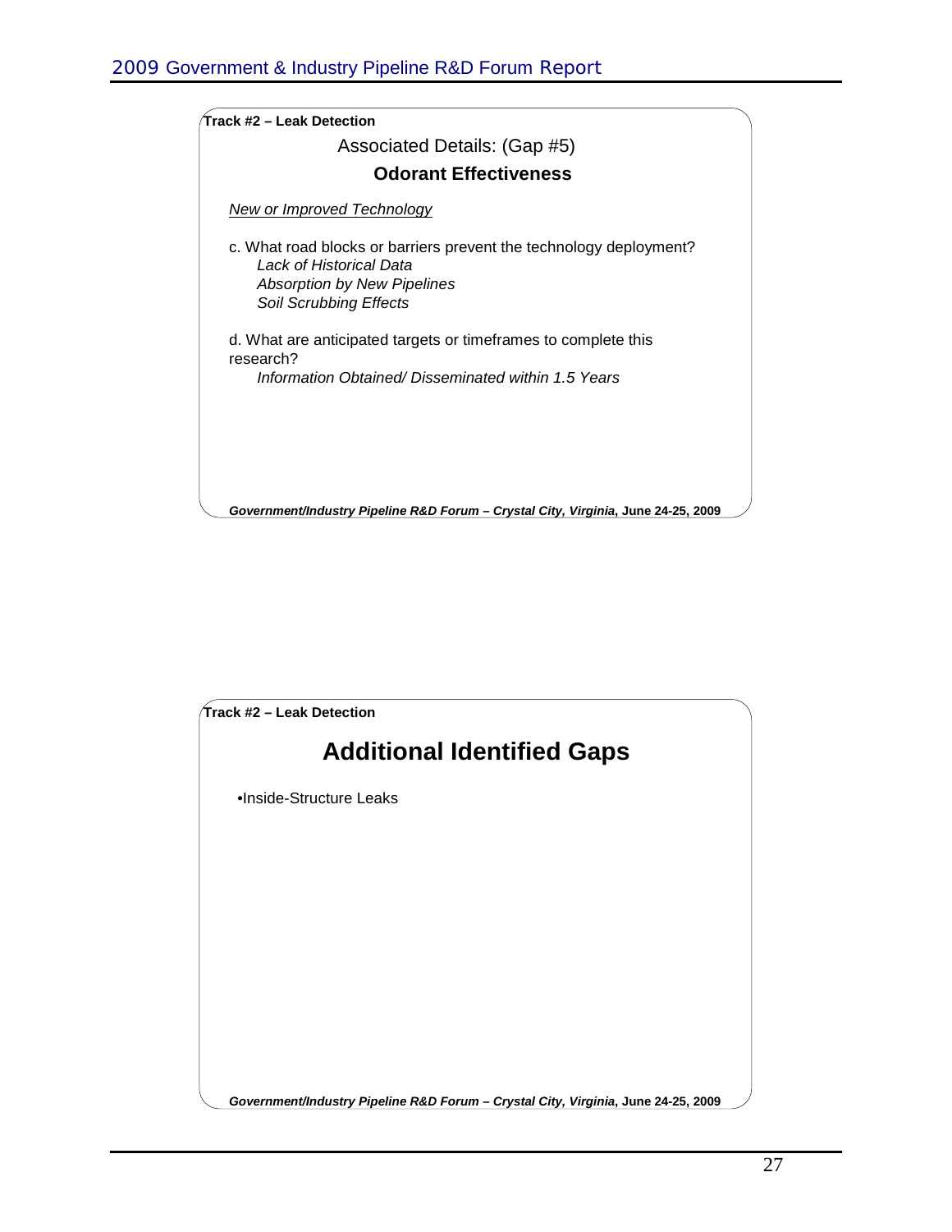**Track #2 – Leak Detection**

Associated Details: (Gap #5)

### Odorant Effectiveness

_New or Improved Technology_

c. What road blocks or barriers prevent the technology deployment?

*Lack of Historical Data*
*Absorption by New Pipelines*
*Soil Scrubbing Effects*

d. What are anticipated targets or timeframes to complete this research?

*Information Obtained/ Disseminated within 1.5 Years*

***Government/Industry Pipeline R&D Forum – Crystal City, Virginia*, June 24-25, 2009**

**Track #2 – Leak Detection**

## Additional Identified Gaps

- Inside-Structure Leaks

***Government/Industry Pipeline R&D Forum – Crystal City, Virginia*, June 24-25, 2009**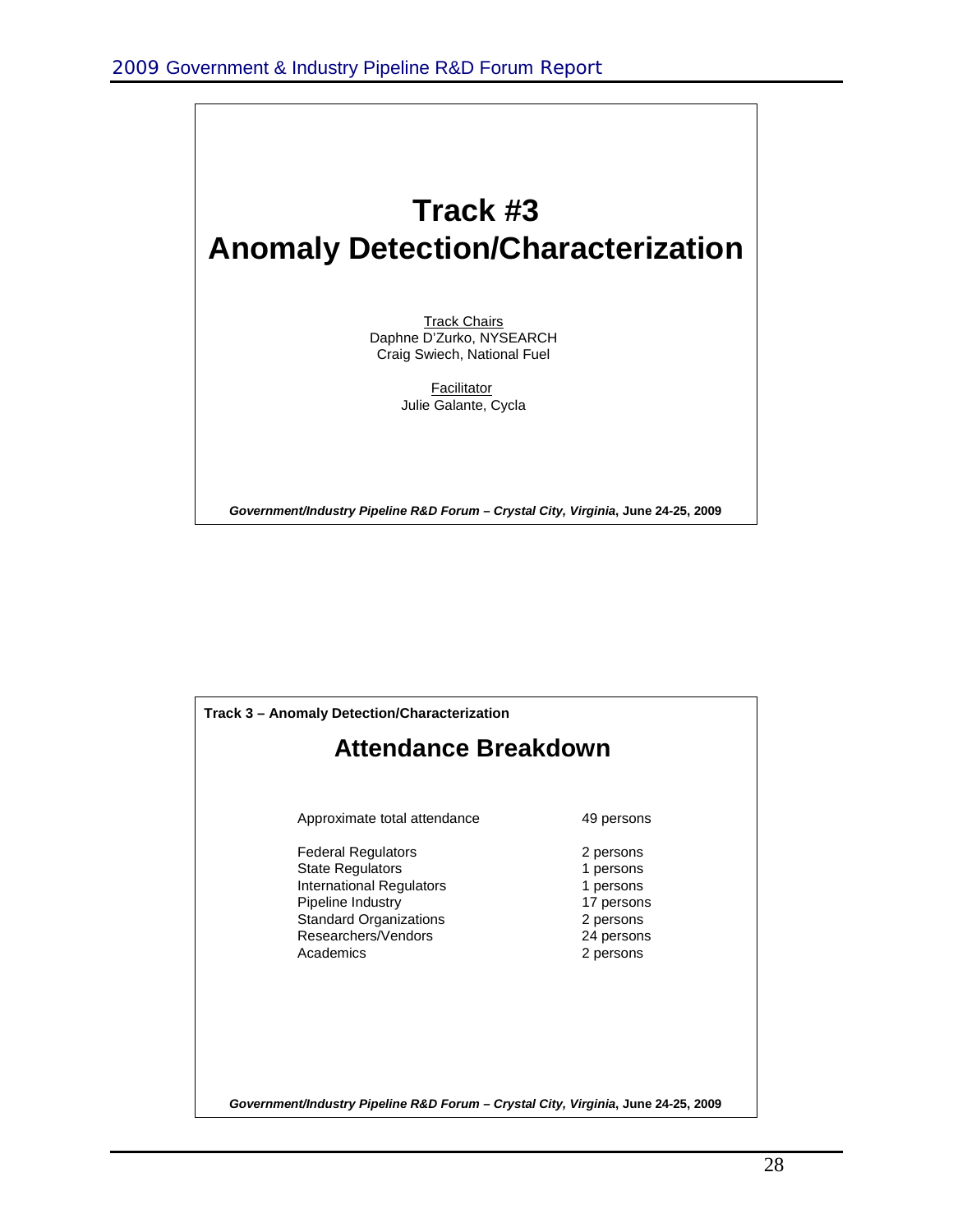# Track #3
# Anomaly Detection/Characterization

Track Chairs
Daphne D'Zurko, NYSEARCH
Craig Swiech, National Fuel

Facilitator
Julie Galante, Cycla

***Government/Industry Pipeline R&D Forum – Crystal City, Virginia*, June 24-25, 2009**

---

**Track 3 – Anomaly Detection/Characterization**

## Attendance Breakdown

| | |
|---|---|
| Approximate total attendance | 49 persons |
| Federal Regulators | 2 persons |
| State Regulators | 1 persons |
| International Regulators | 1 persons |
| Pipeline Industry | 17 persons |
| Standard Organizations | 2 persons |
| Researchers/Vendors | 24 persons |
| Academics | 2 persons |

***Government/Industry Pipeline R&D Forum – Crystal City, Virginia*, June 24-25, 2009**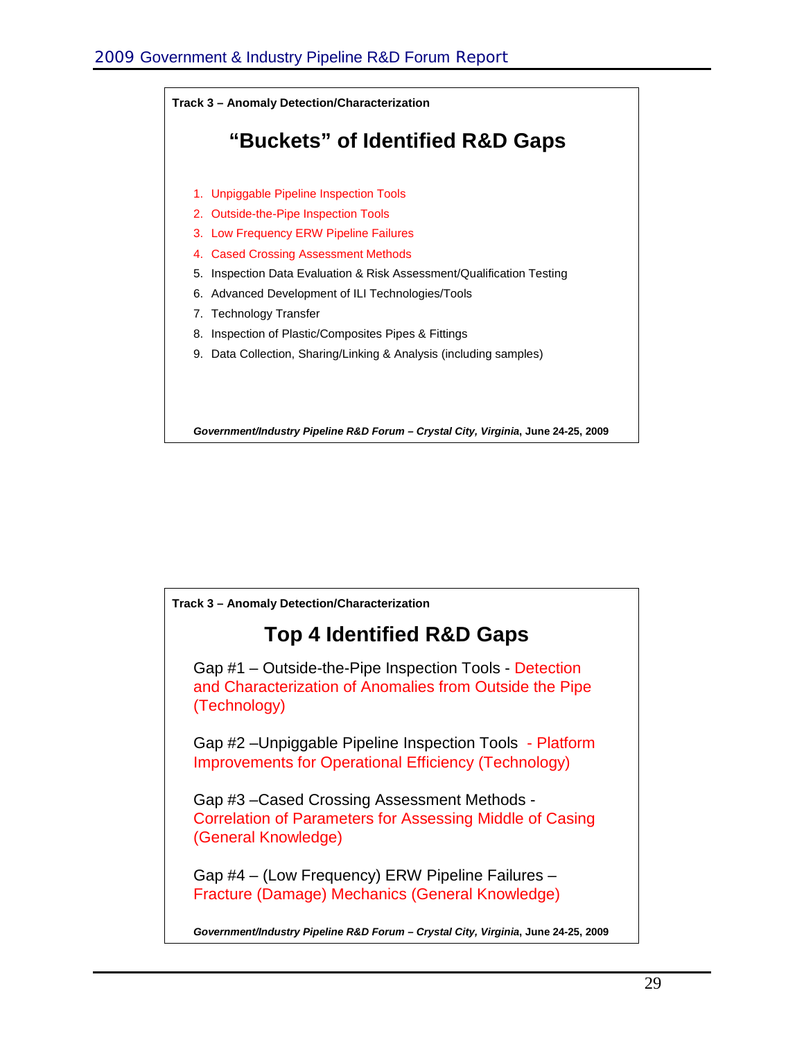**Track 3 – Anomaly Detection/Characterization**

## "Buckets" of Identified R&D Gaps

1. Unpiggable Pipeline Inspection Tools
2. Outside-the-Pipe Inspection Tools
3. Low Frequency ERW Pipeline Failures
4. Cased Crossing Assessment Methods
5. Inspection Data Evaluation & Risk Assessment/Qualification Testing
6. Advanced Development of ILI Technologies/Tools
7. Technology Transfer
8. Inspection of Plastic/Composites Pipes & Fittings
9. Data Collection, Sharing/Linking & Analysis (including samples)

***Government/Industry Pipeline R&D Forum – Crystal City, Virginia*, June 24-25, 2009**

**Track 3 – Anomaly Detection/Characterization**

## Top 4 Identified R&D Gaps

Gap #1 – Outside-the-Pipe Inspection Tools - Detection and Characterization of Anomalies from Outside the Pipe (Technology)

Gap #2 –Unpiggable Pipeline Inspection Tools - Platform Improvements for Operational Efficiency (Technology)

Gap #3 –Cased Crossing Assessment Methods - Correlation of Parameters for Assessing Middle of Casing (General Knowledge)

Gap #4 – (Low Frequency) ERW Pipeline Failures – Fracture (Damage) Mechanics (General Knowledge)

***Government/Industry Pipeline R&D Forum – Crystal City, Virginia*, June 24-25, 2009**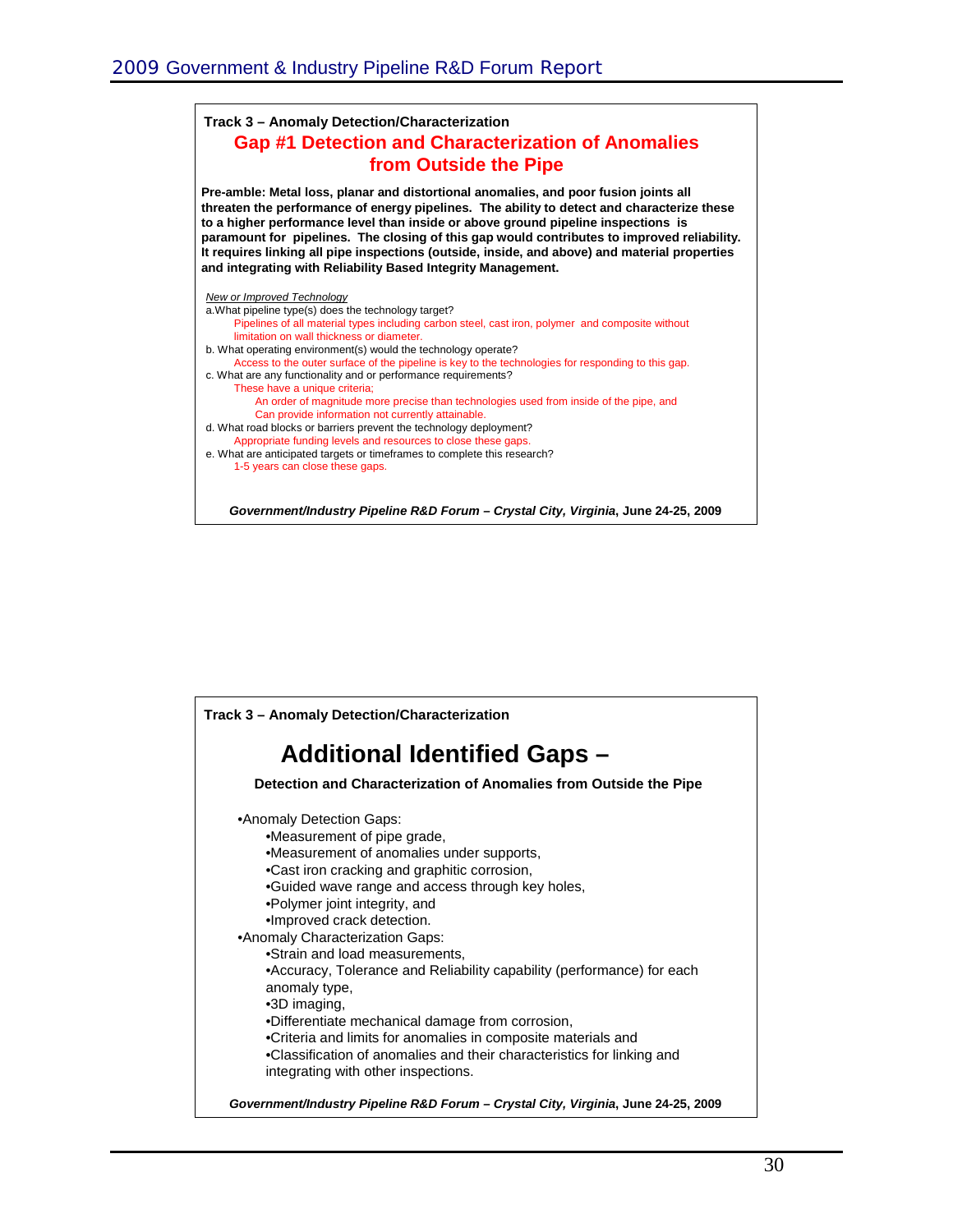**Track 3 – Anomaly Detection/Characterization**

## Gap #1 Detection and Characterization of Anomalies from Outside the Pipe

**Pre-amble: Metal loss, planar and distortional anomalies, and poor fusion joints all threaten the performance of energy pipelines. The ability to detect and characterize these to a higher performance level than inside or above ground pipeline inspections is paramount for pipelines. The closing of this gap would contributes to improved reliability. It requires linking all pipe inspections (outside, inside, and above) and material properties and integrating with Reliability Based Integrity Management.**

*New or Improved Technology*

a. What pipeline type(s) does the technology target?
   - Pipelines of all material types including carbon steel, cast iron, polymer and composite without limitation on wall thickness or diameter.

b. What operating environment(s) would the technology operate?
   - Access to the outer surface of the pipeline is key to the technologies for responding to this gap.

c. What are any functionality and or performance requirements?
   - These have a unique criteria;
     - An order of magnitude more precise than technologies used from inside of the pipe, and
     - Can provide information not currently attainable.

d. What road blocks or barriers prevent the technology deployment?
   - Appropriate funding levels and resources to close these gaps.

e. What are anticipated targets or timeframes to complete this research?
   - 1-5 years can close these gaps.

***Government/Industry Pipeline R&D Forum – Crystal City, Virginia*, June 24-25, 2009**

---

**Track 3 – Anomaly Detection/Characterization**

## Additional Identified Gaps –

**Detection and Characterization of Anomalies from Outside the Pipe**

- Anomaly Detection Gaps:
  - Measurement of pipe grade,
  - Measurement of anomalies under supports,
  - Cast iron cracking and graphitic corrosion,
  - Guided wave range and access through key holes,
  - Polymer joint integrity, and
  - Improved crack detection.
- Anomaly Characterization Gaps:
  - Strain and load measurements,
  - Accuracy, Tolerance and Reliability capability (performance) for each anomaly type,
  - 3D imaging,
  - Differentiate mechanical damage from corrosion,
  - Criteria and limits for anomalies in composite materials and
  - Classification of anomalies and their characteristics for linking and integrating with other inspections.

***Government/Industry Pipeline R&D Forum – Crystal City, Virginia*, June 24-25, 2009**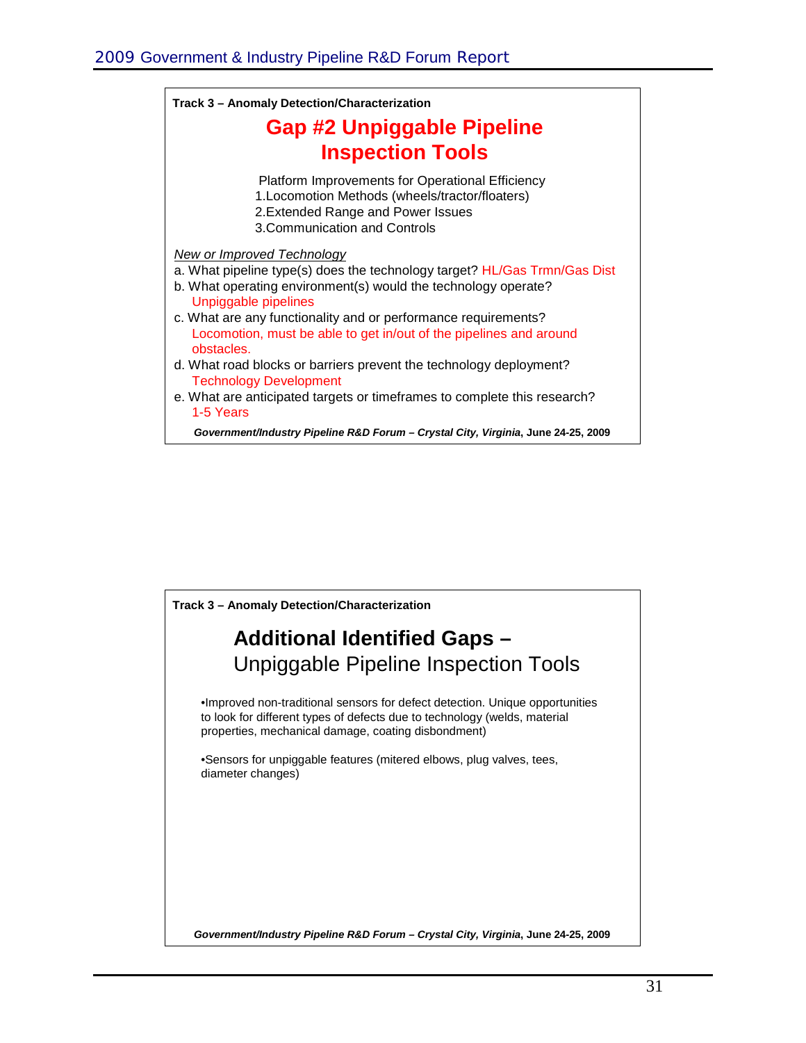**Track 3 – Anomaly Detection/Characterization**

## Gap #2 Unpiggable Pipeline Inspection Tools

Platform Improvements for Operational Efficiency

1. Locomotion Methods (wheels/tractor/floaters)
2. Extended Range and Power Issues
3. Communication and Controls

*New or Improved Technology*

a. What pipeline type(s) does the technology target? HL/Gas Trmn/Gas Dist

b. What operating environment(s) would the technology operate?
   Unpiggable pipelines

c. What are any functionality and or performance requirements?
   Locomotion, must be able to get in/out of the pipelines and around obstacles.

d. What road blocks or barriers prevent the technology deployment?
   Technology Development

e. What are anticipated targets or timeframes to complete this research?
   1-5 Years

***Government/Industry Pipeline R&D Forum – Crystal City, Virginia*, June 24-25, 2009**

**Track 3 – Anomaly Detection/Characterization**

## Additional Identified Gaps – Unpiggable Pipeline Inspection Tools

- Improved non-traditional sensors for defect detection. Unique opportunities to look for different types of defects due to technology (welds, material properties, mechanical damage, coating disbondment)

- Sensors for unpiggable features (mitered elbows, plug valves, tees, diameter changes)

***Government/Industry Pipeline R&D Forum – Crystal City, Virginia*, June 24-25, 2009**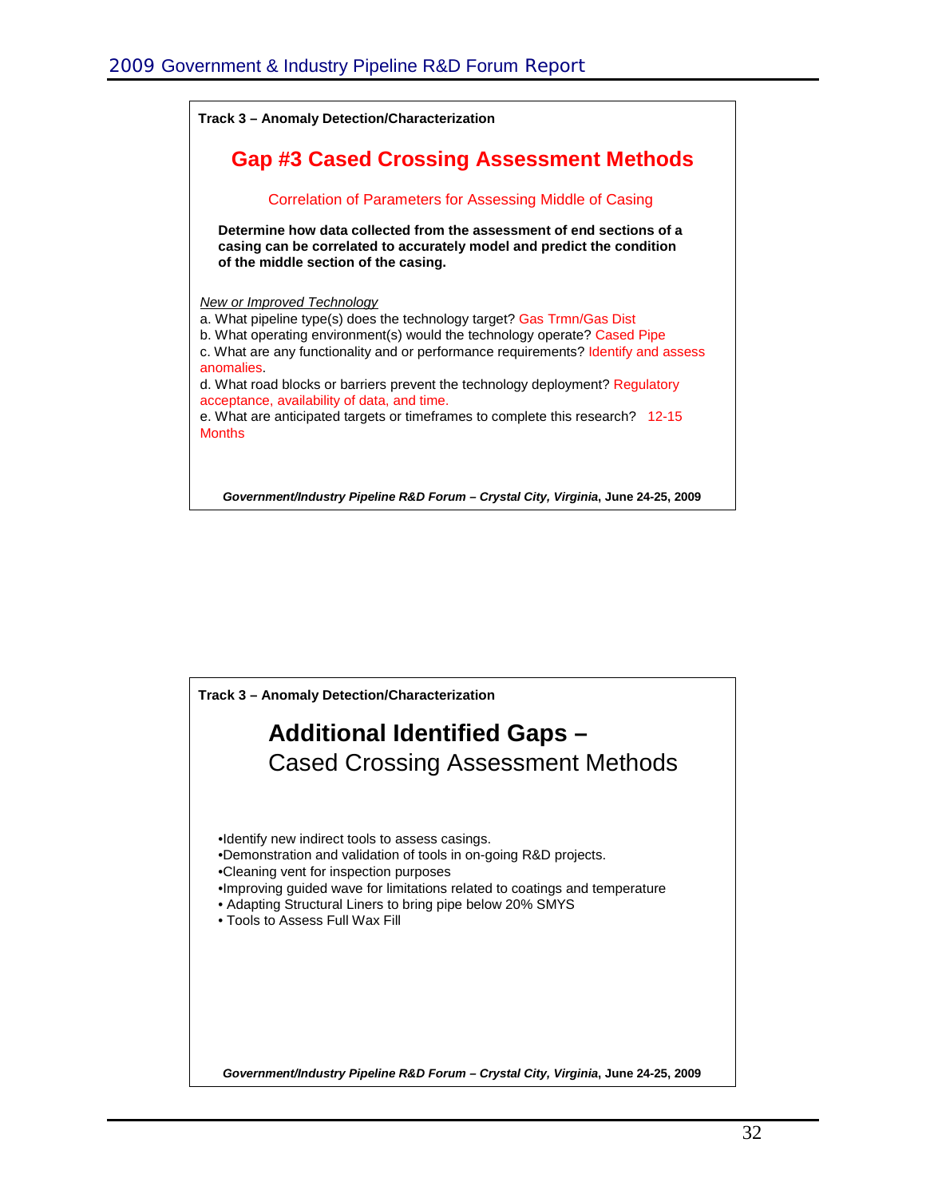**Track 3 – Anomaly Detection/Characterization**

## Gap #3 Cased Crossing Assessment Methods

Correlation of Parameters for Assessing Middle of Casing

**Determine how data collected from the assessment of end sections of a casing can be correlated to accurately model and predict the condition of the middle section of the casing.**

*New or Improved Technology*

a. What pipeline type(s) does the technology target? Gas Trmn/Gas Dist

b. What operating environment(s) would the technology operate? Cased Pipe

c. What are any functionality and or performance requirements? Identify and assess anomalies.

d. What road blocks or barriers prevent the technology deployment? Regulatory acceptance, availability of data, and time.

e. What are anticipated targets or timeframes to complete this research? 12-15 Months

***Government/Industry Pipeline R&D Forum – Crystal City, Virginia*, June 24-25, 2009**

---

**Track 3 – Anomaly Detection/Characterization**

## **Additional Identified Gaps –** Cased Crossing Assessment Methods

- Identify new indirect tools to assess casings.
- Demonstration and validation of tools in on-going R&D projects.
- Cleaning vent for inspection purposes
- Improving guided wave for limitations related to coatings and temperature
- Adapting Structural Liners to bring pipe below 20% SMYS
- Tools to Assess Full Wax Fill

***Government/Industry Pipeline R&D Forum – Crystal City, Virginia*, June 24-25, 2009**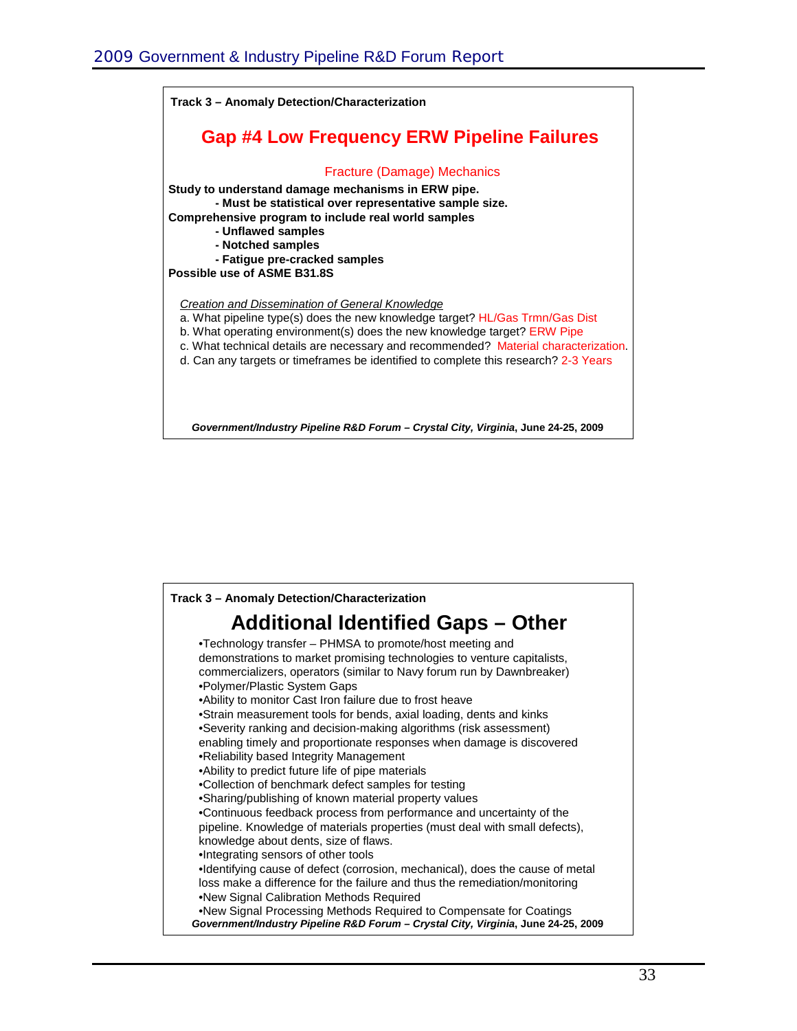**Track 3 – Anomaly Detection/Characterization**

## Gap #4 Low Frequency ERW Pipeline Failures

Fracture (Damage) Mechanics

**Study to understand damage mechanisms in ERW pipe.**

- **Must be statistical over representative sample size.**

**Comprehensive program to include real world samples**

- **Unflawed samples**
- **Notched samples**
- **Fatigue pre-cracked samples**

**Possible use of ASME B31.8S**

*Creation and Dissemination of General Knowledge*

a. What pipeline type(s) does the new knowledge target? HL/Gas Trmn/Gas Dist
b. What operating environment(s) does the new knowledge target? ERW Pipe
c. What technical details are necessary and recommended? Material characterization.
d. Can any targets or timeframes be identified to complete this research? 2-3 Years

***Government/Industry Pipeline R&D Forum – Crystal City, Virginia*, June 24-25, 2009**

**Track 3 – Anomaly Detection/Characterization**

## Additional Identified Gaps – Other

- Technology transfer – PHMSA to promote/host meeting and demonstrations to market promising technologies to venture capitalists, commercializers, operators (similar to Navy forum run by Dawnbreaker)
- Polymer/Plastic System Gaps
- Ability to monitor Cast Iron failure due to frost heave
- Strain measurement tools for bends, axial loading, dents and kinks
- Severity ranking and decision-making algorithms (risk assessment) enabling timely and proportionate responses when damage is discovered
- Reliability based Integrity Management
- Ability to predict future life of pipe materials
- Collection of benchmark defect samples for testing
- Sharing/publishing of known material property values
- Continuous feedback process from performance and uncertainty of the pipeline. Knowledge of materials properties (must deal with small defects), knowledge about dents, size of flaws.
- Integrating sensors of other tools
- Identifying cause of defect (corrosion, mechanical), does the cause of metal loss make a difference for the failure and thus the remediation/monitoring
- New Signal Calibration Methods Required
- New Signal Processing Methods Required to Compensate for Coatings

***Government/Industry Pipeline R&D Forum – Crystal City, Virginia*, June 24-25, 2009**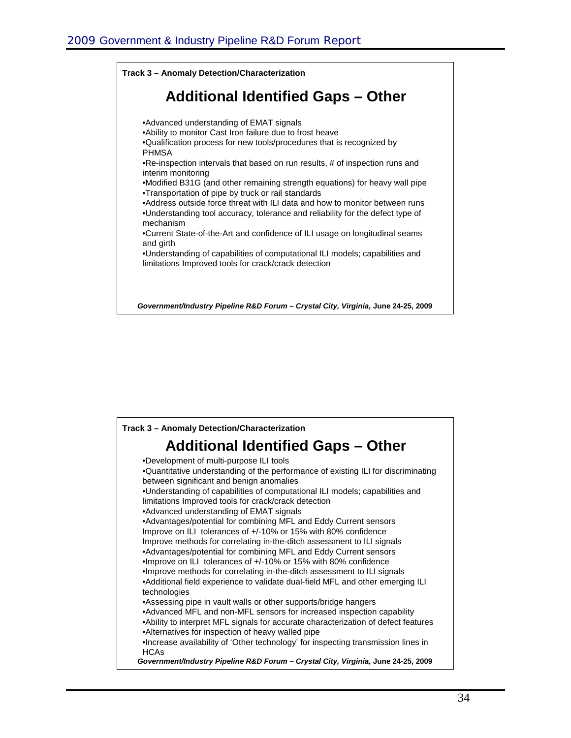**Track 3 – Anomaly Detection/Characterization**

## Additional Identified Gaps – Other

- •Advanced understanding of EMAT signals
- •Ability to monitor Cast Iron failure due to frost heave
- •Qualification process for new tools/procedures that is recognized by PHMSA
- •Re-inspection intervals that based on run results, # of inspection runs and interim monitoring
- •Modified B31G (and other remaining strength equations) for heavy wall pipe
- •Transportation of pipe by truck or rail standards
- •Address outside force threat with ILI data and how to monitor between runs
- •Understanding tool accuracy, tolerance and reliability for the defect type of mechanism
- •Current State-of-the-Art and confidence of ILI usage on longitudinal seams and girth
- •Understanding of capabilities of computational ILI models; capabilities and limitations Improved tools for crack/crack detection

***Government/Industry Pipeline R&D Forum – Crystal City, Virginia*, June 24-25, 2009**

**Track 3 – Anomaly Detection/Characterization**

## Additional Identified Gaps – Other

- •Development of multi-purpose ILI tools
- •Quantitative understanding of the performance of existing ILI for discriminating between significant and benign anomalies
- •Understanding of capabilities of computational ILI models; capabilities and limitations Improved tools for crack/crack detection
- •Advanced understanding of EMAT signals
- •Advantages/potential for combining MFL and Eddy Current sensors Improve on ILI tolerances of +/-10% or 15% with 80% confidence Improve methods for correlating in-the-ditch assessment to ILI signals
- •Advantages/potential for combining MFL and Eddy Current sensors
- •Improve on ILI tolerances of +/-10% or 15% with 80% confidence
- •Improve methods for correlating in-the-ditch assessment to ILI signals
- •Additional field experience to validate dual-field MFL and other emerging ILI technologies
- •Assessing pipe in vault walls or other supports/bridge hangers
- •Advanced MFL and non-MFL sensors for increased inspection capability
- •Ability to interpret MFL signals for accurate characterization of defect features
- •Alternatives for inspection of heavy walled pipe
- •Increase availability of 'Other technology' for inspecting transmission lines in HCAs

***Government/Industry Pipeline R&D Forum – Crystal City, Virginia*, June 24-25, 2009**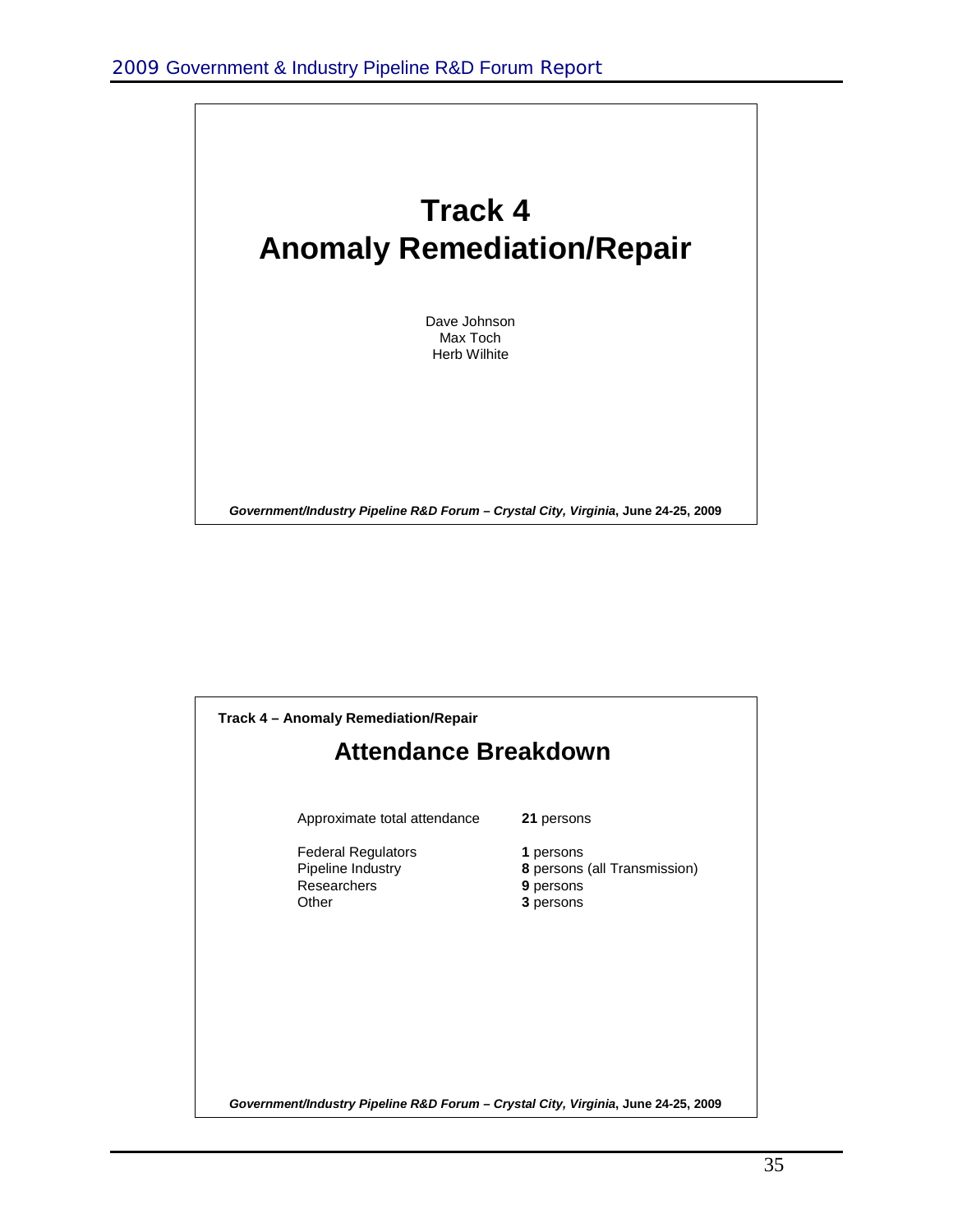# Track 4
# Anomaly Remediation/Repair

Dave Johnson
Max Toch
Herb Wilhite

***Government/Industry Pipeline R&D Forum – Crystal City, Virginia*, June 24-25, 2009**

**Track 4 – Anomaly Remediation/Repair**

## Attendance Breakdown

| | |
|---|---|
| Approximate total attendance | **21** persons |
| Federal Regulators | **1** persons |
| Pipeline Industry | **8** persons (all Transmission) |
| Researchers | **9** persons |
| Other | **3** persons |

***Government/Industry Pipeline R&D Forum – Crystal City, Virginia*, June 24-25, 2009**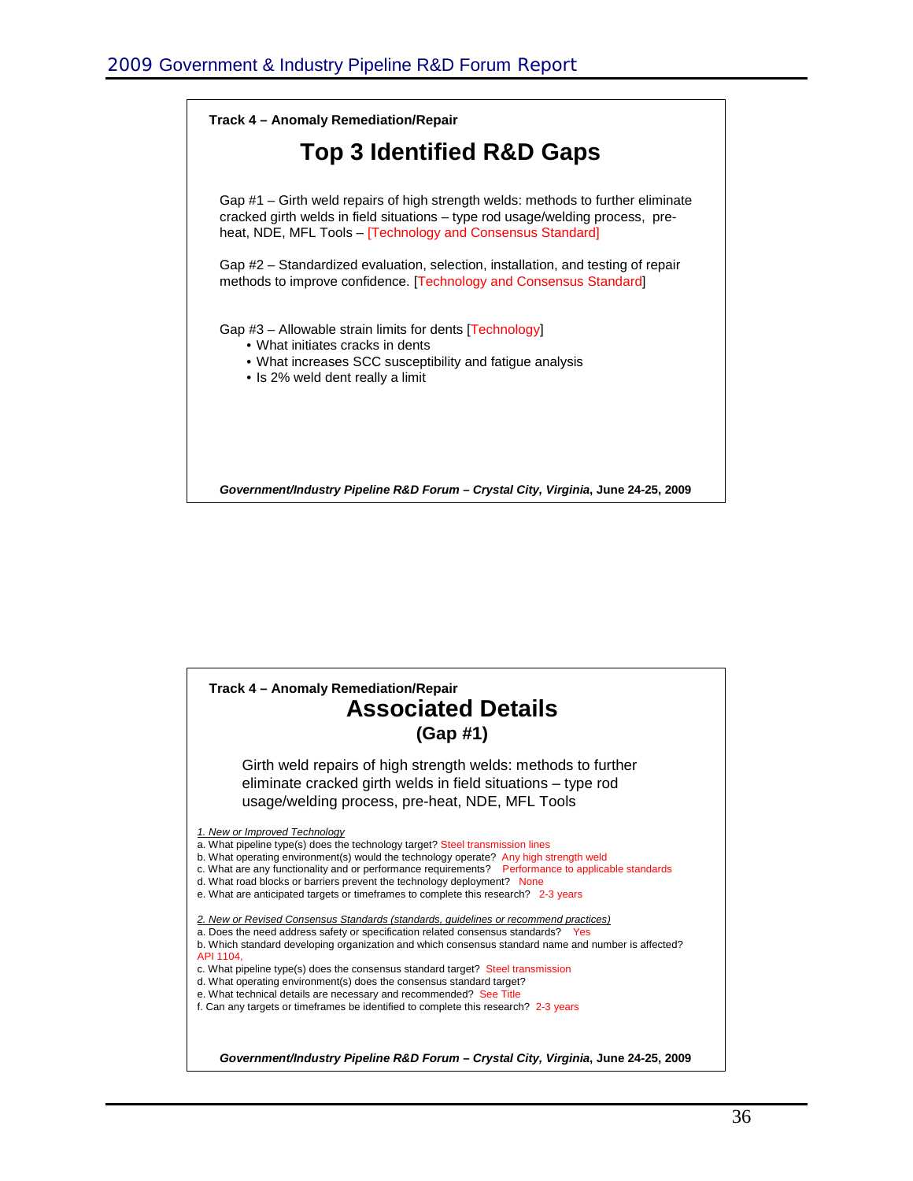**Track 4 – Anomaly Remediation/Repair**

## Top 3 Identified R&D Gaps

Gap #1 – Girth weld repairs of high strength welds: methods to further eliminate cracked girth welds in field situations – type rod usage/welding process, pre-heat, NDE, MFL Tools – [Technology and Consensus Standard]

Gap #2 – Standardized evaluation, selection, installation, and testing of repair methods to improve confidence. [Technology and Consensus Standard]

Gap #3 – Allowable strain limits for dents [Technology]

- What initiates cracks in dents
- What increases SCC susceptibility and fatigue analysis
- Is 2% weld dent really a limit

***Government/Industry Pipeline R&D Forum – Crystal City, Virginia*, June 24-25, 2009**

**Track 4 – Anomaly Remediation/Repair**

## Associated Details

### (Gap #1)

Girth weld repairs of high strength welds: methods to further eliminate cracked girth welds in field situations – type rod usage/welding process, pre-heat, NDE, MFL Tools

*1. New or Improved Technology*

a. What pipeline type(s) does the technology target? Steel transmission lines
b. What operating environment(s) would the technology operate? Any high strength weld
c. What are any functionality and or performance requirements? Performance to applicable standards
d. What road blocks or barriers prevent the technology deployment? None
e. What are anticipated targets or timeframes to complete this research? 2-3 years

*2. New or Revised Consensus Standards (standards, guidelines or recommend practices)*

a. Does the need address safety or specification related consensus standards? Yes
b. Which standard developing organization and which consensus standard name and number is affected? API 1104,
c. What pipeline type(s) does the consensus standard target? Steel transmission
d. What operating environment(s) does the consensus standard target?
e. What technical details are necessary and recommended? See Title
f. Can any targets or timeframes be identified to complete this research? 2-3 years

***Government/Industry Pipeline R&D Forum – Crystal City, Virginia*, June 24-25, 2009**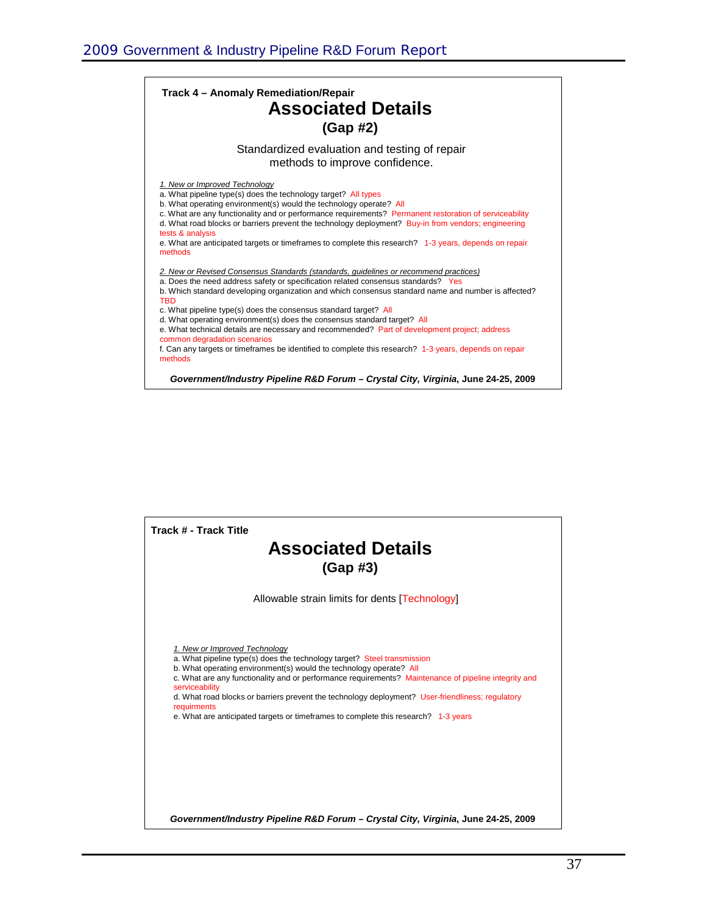**Track 4 – Anomaly Remediation/Repair**

## Associated Details

### (Gap #2)

Standardized evaluation and testing of repair methods to improve confidence.

*1. New or Improved Technology*

a. What pipeline type(s) does the technology target? All types

b. What operating environment(s) would the technology operate? All

c. What are any functionality and or performance requirements? Permanent restoration of serviceability

d. What road blocks or barriers prevent the technology deployment? Buy-in from vendors; engineering tests & analysis

e. What are anticipated targets or timeframes to complete this research? 1-3 years, depends on repair methods

*2. New or Revised Consensus Standards (standards, guidelines or recommend practices)*

a. Does the need address safety or specification related consensus standards? Yes

b. Which standard developing organization and which consensus standard name and number is affected? TBD

c. What pipeline type(s) does the consensus standard target? All

d. What operating environment(s) does the consensus standard target? All

e. What technical details are necessary and recommended? Part of development project; address common degradation scenarios

f. Can any targets or timeframes be identified to complete this research? 1-3 years, depends on repair methods

***Government/Industry Pipeline R&D Forum – Crystal City, Virginia*, June 24-25, 2009**

---

**Track # - Track Title**

## Associated Details

### (Gap #3)

Allowable strain limits for dents [Technology]

*1. New or Improved Technology*

a. What pipeline type(s) does the technology target? Steel transmission

b. What operating environment(s) would the technology operate? All

c. What are any functionality and or performance requirements? Maintenance of pipeline integrity and serviceability

d. What road blocks or barriers prevent the technology deployment? User-friendliness; regulatory requirments

e. What are anticipated targets or timeframes to complete this research? 1-3 years

***Government/Industry Pipeline R&D Forum – Crystal City, Virginia*, June 24-25, 2009**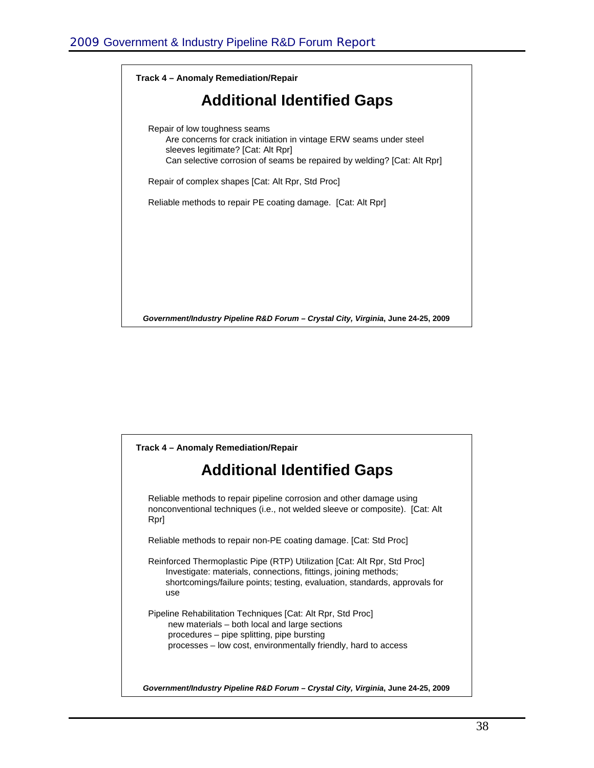**Track 4 – Anomaly Remediation/Repair**

## Additional Identified Gaps

Repair of low toughness seams

- Are concerns for crack initiation in vintage ERW seams under steel sleeves legitimate? [Cat: Alt Rpr]
- Can selective corrosion of seams be repaired by welding? [Cat: Alt Rpr]

Repair of complex shapes [Cat: Alt Rpr, Std Proc]

Reliable methods to repair PE coating damage. [Cat: Alt Rpr]

***Government/Industry Pipeline R&D Forum – Crystal City, Virginia*, June 24-25, 2009**

**Track 4 – Anomaly Remediation/Repair**

## Additional Identified Gaps

Reliable methods to repair pipeline corrosion and other damage using nonconventional techniques (i.e., not welded sleeve or composite). [Cat: Alt Rpr]

Reliable methods to repair non-PE coating damage. [Cat: Std Proc]

Reinforced Thermoplastic Pipe (RTP) Utilization [Cat: Alt Rpr, Std Proc]

- Investigate: materials, connections, fittings, joining methods; shortcomings/failure points; testing, evaluation, standards, approvals for use

Pipeline Rehabilitation Techniques [Cat: Alt Rpr, Std Proc]

- new materials – both local and large sections
- procedures – pipe splitting, pipe bursting
- processes – low cost, environmentally friendly, hard to access

***Government/Industry Pipeline R&D Forum – Crystal City, Virginia*, June 24-25, 2009**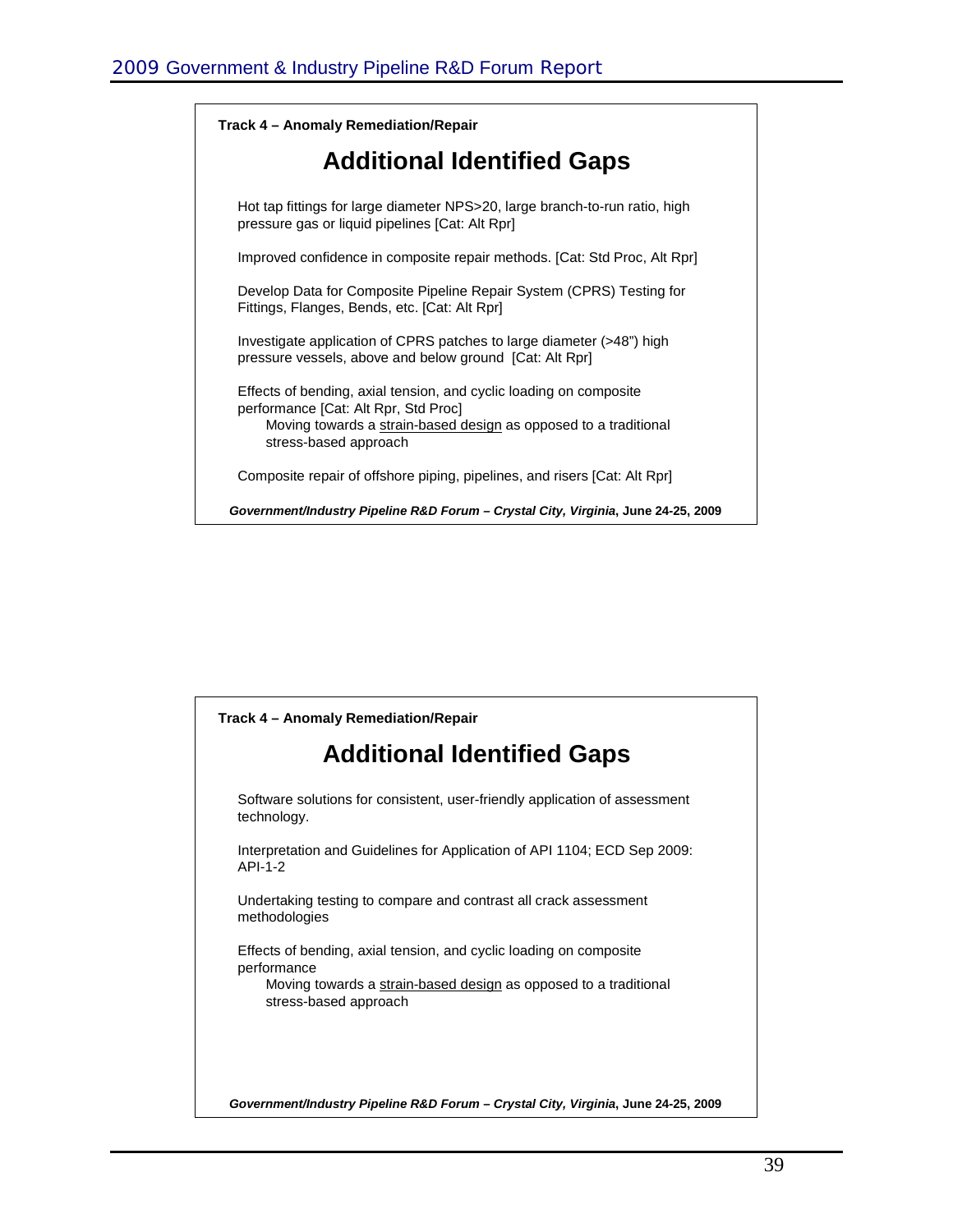**Track 4 – Anomaly Remediation/Repair**

## Additional Identified Gaps

Hot tap fittings for large diameter NPS>20, large branch-to-run ratio, high pressure gas or liquid pipelines [Cat: Alt Rpr]

Improved confidence in composite repair methods. [Cat: Std Proc, Alt Rpr]

Develop Data for Composite Pipeline Repair System (CPRS) Testing for Fittings, Flanges, Bends, etc. [Cat: Alt Rpr]

Investigate application of CPRS patches to large diameter (>48") high pressure vessels, above and below ground [Cat: Alt Rpr]

Effects of bending, axial tension, and cyclic loading on composite performance [Cat: Alt Rpr, Std Proc]

- Moving towards a strain-based design as opposed to a traditional stress-based approach

Composite repair of offshore piping, pipelines, and risers [Cat: Alt Rpr]

***Government/Industry Pipeline R&D Forum – Crystal City, Virginia*, June 24-25, 2009**

**Track 4 – Anomaly Remediation/Repair**

## Additional Identified Gaps

Software solutions for consistent, user-friendly application of assessment technology.

Interpretation and Guidelines for Application of API 1104; ECD Sep 2009: API-1-2

Undertaking testing to compare and contrast all crack assessment methodologies

Effects of bending, axial tension, and cyclic loading on composite performance

- Moving towards a strain-based design as opposed to a traditional stress-based approach

***Government/Industry Pipeline R&D Forum – Crystal City, Virginia*, June 24-25, 2009**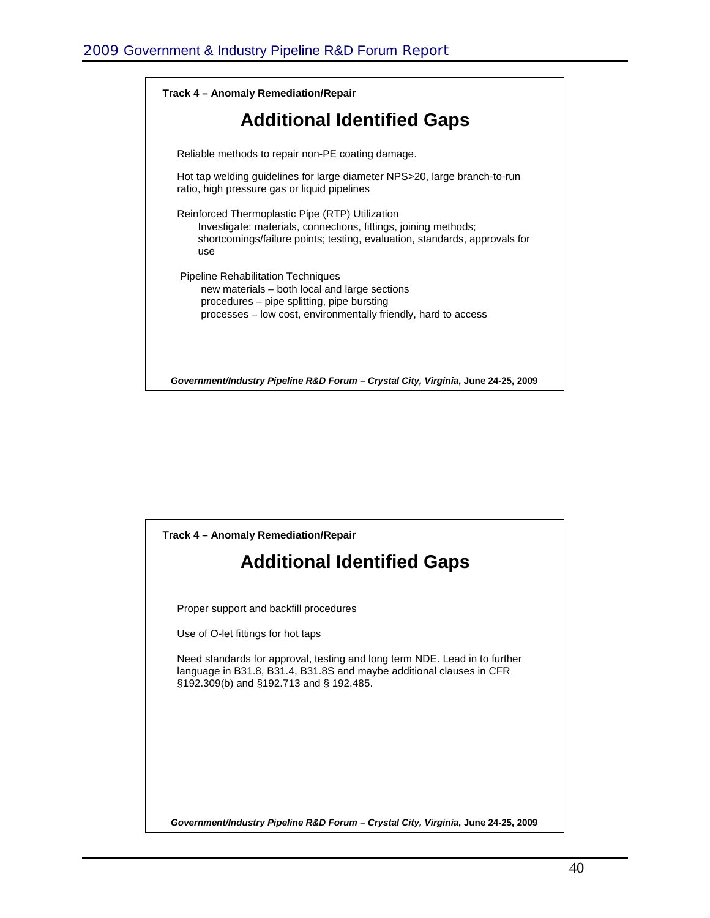**Track 4 – Anomaly Remediation/Repair**

## Additional Identified Gaps

Reliable methods to repair non-PE coating damage.

Hot tap welding guidelines for large diameter NPS>20, large branch-to-run ratio, high pressure gas or liquid pipelines

Reinforced Thermoplastic Pipe (RTP) Utilization
- Investigate: materials, connections, fittings, joining methods; shortcomings/failure points; testing, evaluation, standards, approvals for use

Pipeline Rehabilitation Techniques
- new materials – both local and large sections
- procedures – pipe splitting, pipe bursting
- processes – low cost, environmentally friendly, hard to access

***Government/Industry Pipeline R&D Forum – Crystal City, Virginia*, June 24-25, 2009**

**Track 4 – Anomaly Remediation/Repair**

## Additional Identified Gaps

Proper support and backfill procedures

Use of O-let fittings for hot taps

Need standards for approval, testing and long term NDE. Lead in to further language in B31.8, B31.4, B31.8S and maybe additional clauses in CFR §192.309(b) and §192.713 and § 192.485.

***Government/Industry Pipeline R&D Forum – Crystal City, Virginia*, June 24-25, 2009**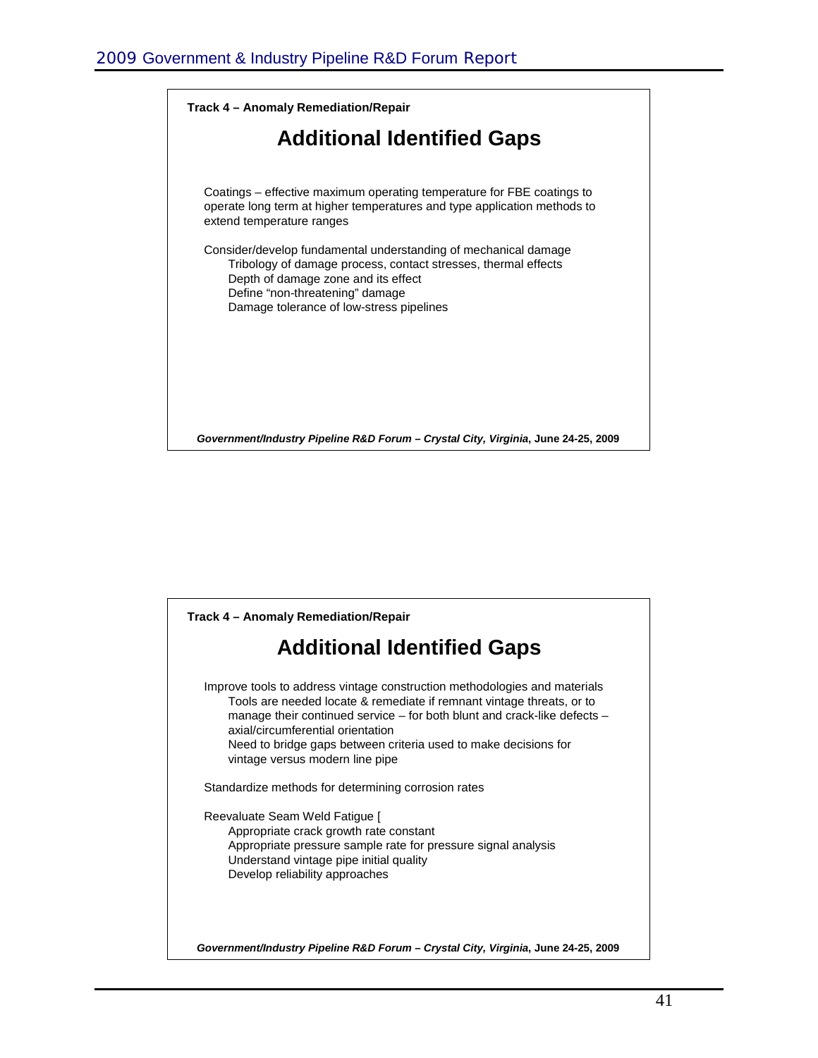**Track 4 – Anomaly Remediation/Repair**

## Additional Identified Gaps

Coatings – effective maximum operating temperature for FBE coatings to operate long term at higher temperatures and type application methods to extend temperature ranges

Consider/develop fundamental understanding of mechanical damage

- Tribology of damage process, contact stresses, thermal effects
- Depth of damage zone and its effect
- Define "non-threatening" damage
- Damage tolerance of low-stress pipelines

***Government/Industry Pipeline R&D Forum – Crystal City, Virginia*, June 24-25, 2009**

**Track 4 – Anomaly Remediation/Repair**

## Additional Identified Gaps

Improve tools to address vintage construction methodologies and materials

- Tools are needed locate & remediate if remnant vintage threats, or to manage their continued service – for both blunt and crack-like defects – axial/circumferential orientation
- Need to bridge gaps between criteria used to make decisions for vintage versus modern line pipe

Standardize methods for determining corrosion rates

Reevaluate Seam Weld Fatigue [

- Appropriate crack growth rate constant
- Appropriate pressure sample rate for pressure signal analysis
- Understand vintage pipe initial quality
- Develop reliability approaches

***Government/Industry Pipeline R&D Forum – Crystal City, Virginia*, June 24-25, 2009**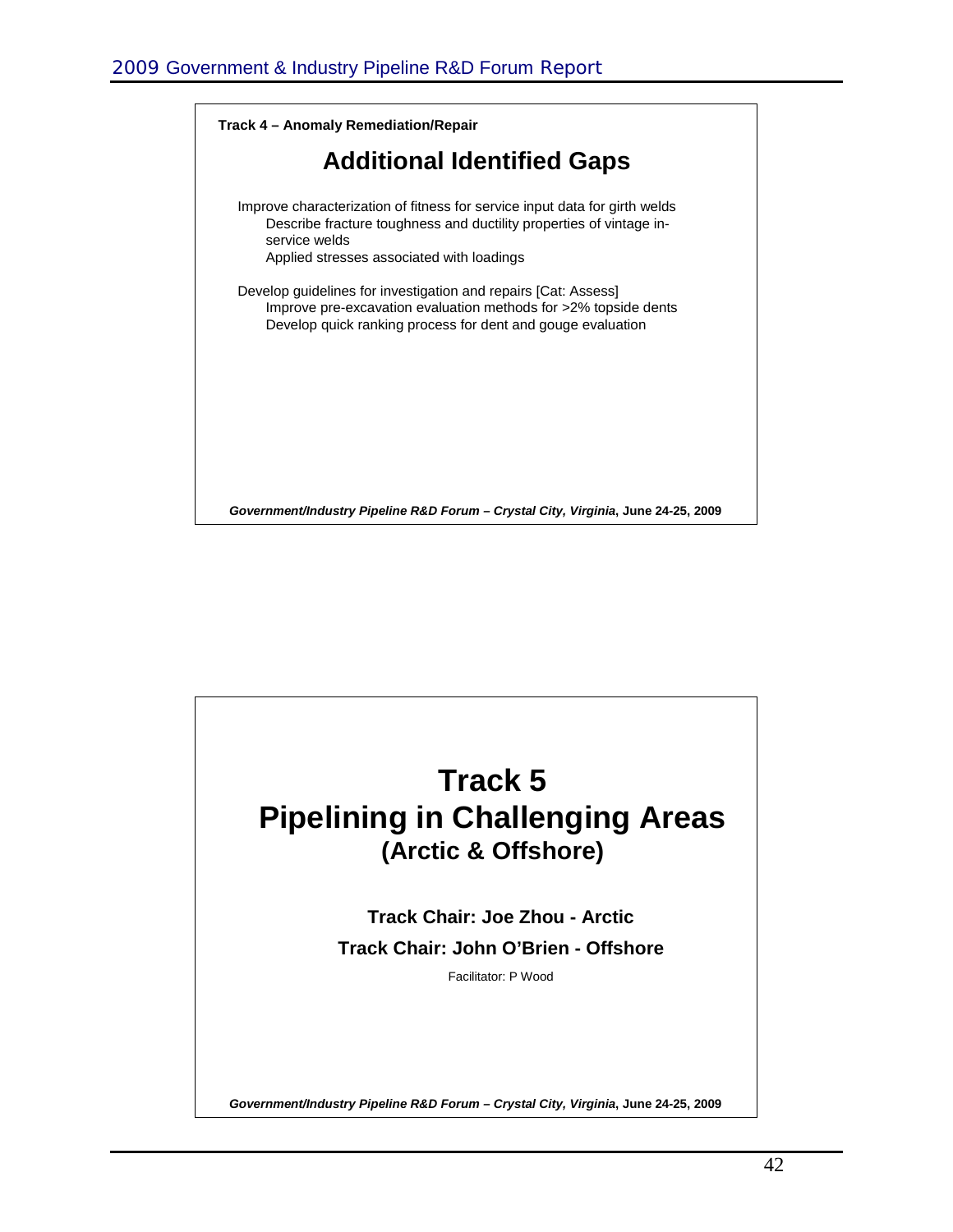**Track 4 – Anomaly Remediation/Repair**

## Additional Identified Gaps

- Improve characterization of fitness for service input data for girth welds
  - Describe fracture toughness and ductility properties of vintage in-service welds
  - Applied stresses associated with loadings
- Develop guidelines for investigation and repairs [Cat: Assess]
  - Improve pre-excavation evaluation methods for >2% topside dents
  - Develop quick ranking process for dent and gouge evaluation

*Government/Industry Pipeline R&D Forum – Crystal City, Virginia*, **June 24-25, 2009**

# Track 5 Pipelining in Challenging Areas (Arctic & Offshore)

**Track Chair: Joe Zhou - Arctic**

**Track Chair: John O'Brien - Offshore**

Facilitator: P Wood

*Government/Industry Pipeline R&D Forum – Crystal City, Virginia*, **June 24-25, 2009**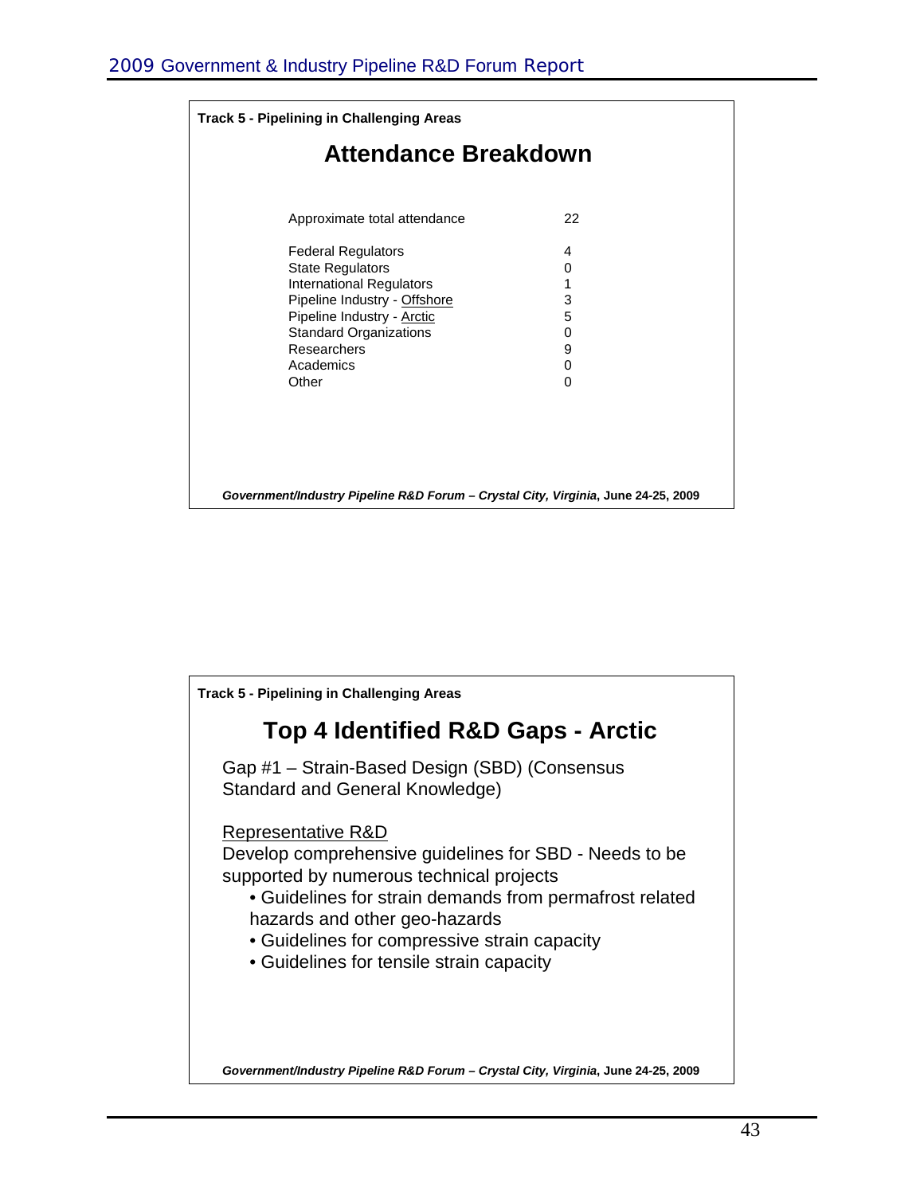**Track 5 - Pipelining in Challenging Areas**

## Attendance Breakdown

| | |
|---|---|
| Approximate total attendance | 22 |
| Federal Regulators | 4 |
| State Regulators | 0 |
| International Regulators | 1 |
| Pipeline Industry - Offshore | 3 |
| Pipeline Industry - Arctic | 5 |
| Standard Organizations | 0 |
| Researchers | 9 |
| Academics | 0 |
| Other | 0 |

***Government/Industry Pipeline R&D Forum – Crystal City, Virginia*, June 24-25, 2009**

**Track 5 - Pipelining in Challenging Areas**

## Top 4 Identified R&D Gaps - Arctic

Gap #1 – Strain-Based Design (SBD) (Consensus Standard and General Knowledge)

Representative R&D

Develop comprehensive guidelines for SBD - Needs to be supported by numerous technical projects

- Guidelines for strain demands from permafrost related hazards and other geo-hazards
- Guidelines for compressive strain capacity
- Guidelines for tensile strain capacity

***Government/Industry Pipeline R&D Forum – Crystal City, Virginia*, June 24-25, 2009**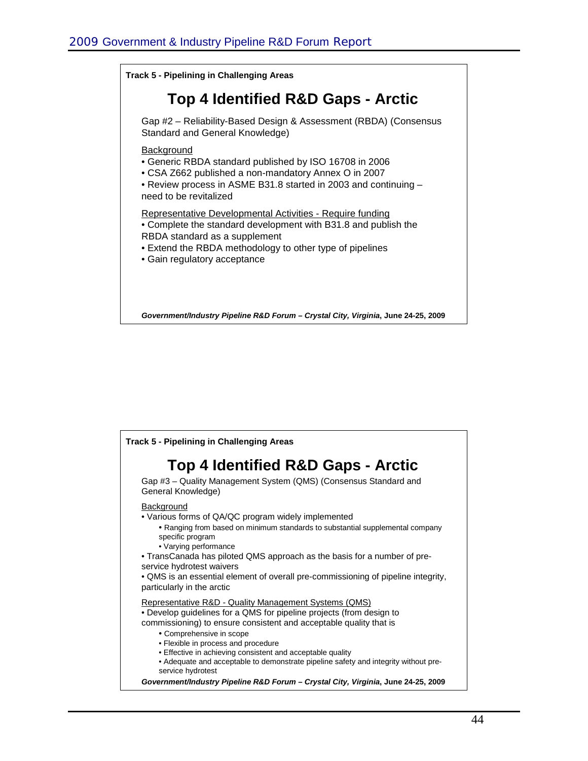**Track 5 - Pipelining in Challenging Areas**

## Top 4 Identified R&D Gaps - Arctic

Gap #2 – Reliability-Based Design & Assessment (RBDA) (Consensus Standard and General Knowledge)

Background

- Generic RBDA standard published by ISO 16708 in 2006
- CSA Z662 published a non-mandatory Annex O in 2007
- Review process in ASME B31.8 started in 2003 and continuing – need to be revitalized

Representative Developmental Activities - Require funding

- Complete the standard development with B31.8 and publish the RBDA standard as a supplement
- Extend the RBDA methodology to other type of pipelines
- Gain regulatory acceptance

***Government/Industry Pipeline R&D Forum – Crystal City, Virginia*, June 24-25, 2009**

**Track 5 - Pipelining in Challenging Areas**

## Top 4 Identified R&D Gaps - Arctic

Gap #3 – Quality Management System (QMS) (Consensus Standard and General Knowledge)

Background

- Various forms of QA/QC program widely implemented
  - Ranging from based on minimum standards to substantial supplemental company specific program
  - Varying performance
- TransCanada has piloted QMS approach as the basis for a number of pre-service hydrotest waivers
- QMS is an essential element of overall pre-commissioning of pipeline integrity, particularly in the arctic

Representative R&D - Quality Management Systems (QMS)

- Develop guidelines for a QMS for pipeline projects (from design to commissioning) to ensure consistent and acceptable quality that is
  - Comprehensive in scope
  - Flexible in process and procedure
  - Effective in achieving consistent and acceptable quality
  - Adequate and acceptable to demonstrate pipeline safety and integrity without pre-service hydrotest

***Government/Industry Pipeline R&D Forum – Crystal City, Virginia*, June 24-25, 2009**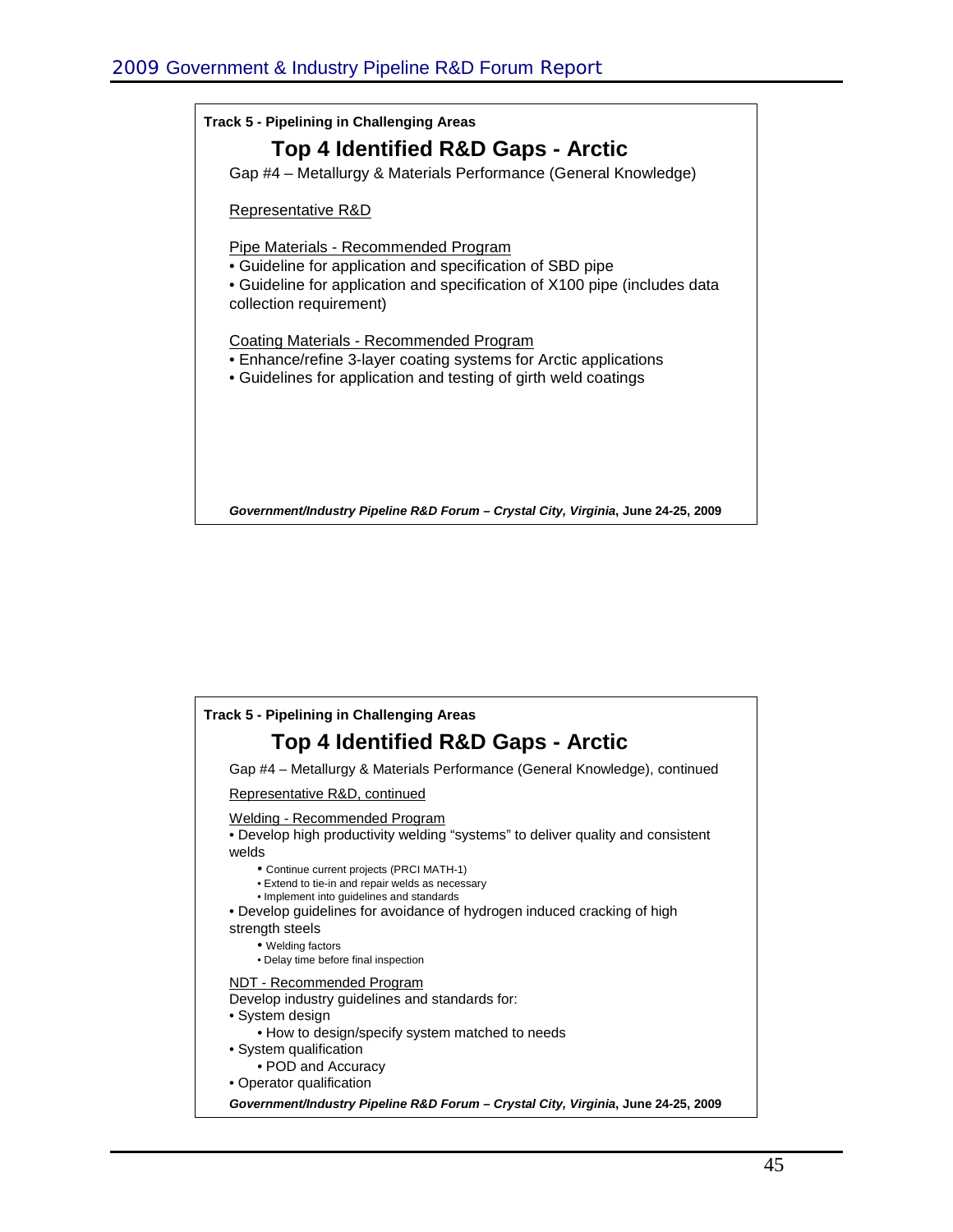**Track 5 - Pipelining in Challenging Areas**

## Top 4 Identified R&D Gaps - Arctic

Gap #4 – Metallurgy & Materials Performance (General Knowledge)

Representative R&D

Pipe Materials - Recommended Program

- Guideline for application and specification of SBD pipe
- Guideline for application and specification of X100 pipe (includes data collection requirement)

Coating Materials - Recommended Program

- Enhance/refine 3-layer coating systems for Arctic applications
- Guidelines for application and testing of girth weld coatings

***Government/Industry Pipeline R&D Forum – Crystal City, Virginia*, June 24-25, 2009**

**Track 5 - Pipelining in Challenging Areas**

## Top 4 Identified R&D Gaps - Arctic

Gap #4 – Metallurgy & Materials Performance (General Knowledge), continued

Representative R&D, continued

Welding - Recommended Program

- Develop high productivity welding “systems” to deliver quality and consistent welds
  - Continue current projects (PRCI MATH-1)
  - Extend to tie-in and repair welds as necessary
  - Implement into guidelines and standards
- Develop guidelines for avoidance of hydrogen induced cracking of high strength steels
  - Welding factors
  - Delay time before final inspection

NDT - Recommended Program

Develop industry guidelines and standards for:

- System design
  - How to design/specify system matched to needs
- System qualification
  - POD and Accuracy
- Operator qualification

***Government/Industry Pipeline R&D Forum – Crystal City, Virginia*, June 24-25, 2009**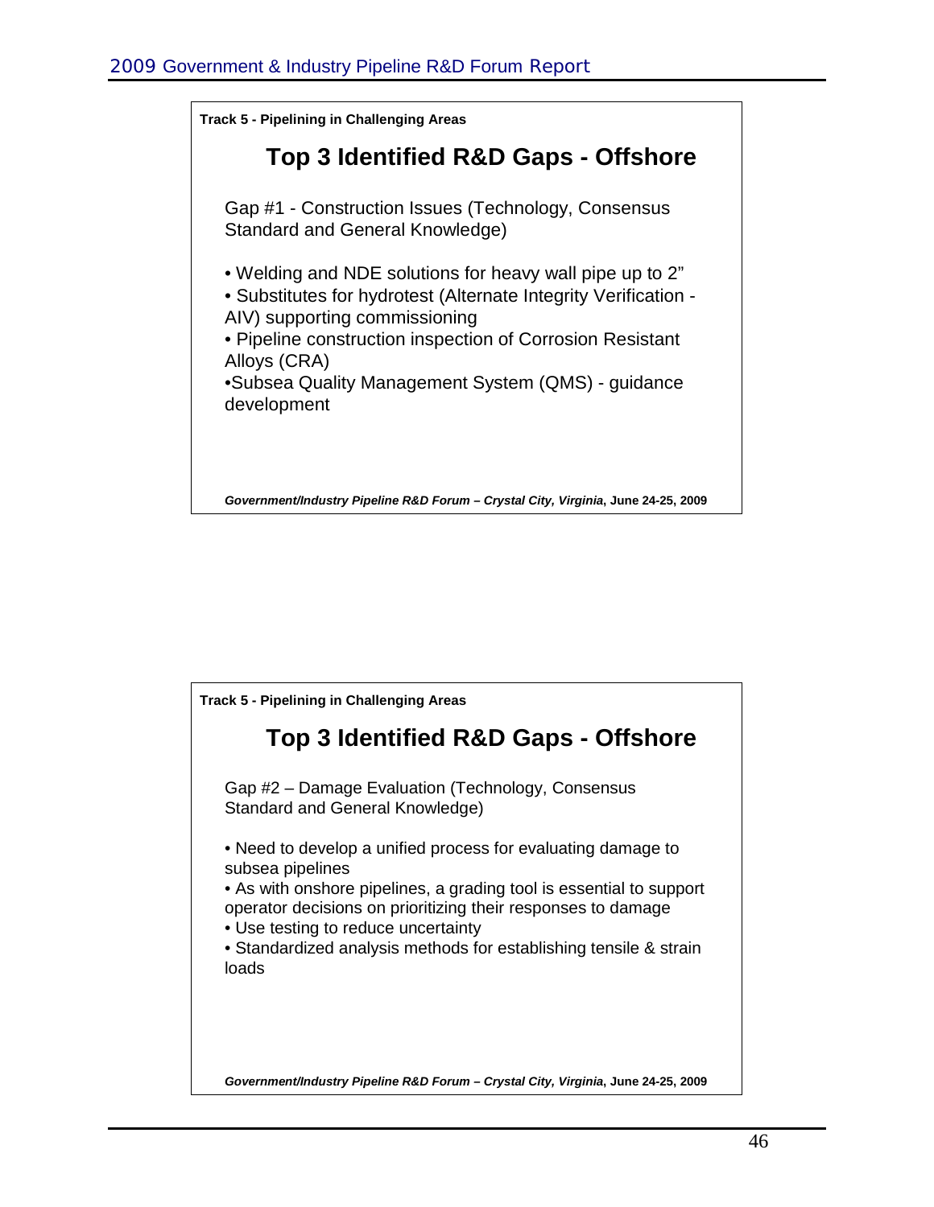**Track 5 - Pipelining in Challenging Areas**

## Top 3 Identified R&D Gaps - Offshore

Gap #1 - Construction Issues (Technology, Consensus Standard and General Knowledge)

- Welding and NDE solutions for heavy wall pipe up to 2"
- Substitutes for hydrotest (Alternate Integrity Verification - AIV) supporting commissioning
- Pipeline construction inspection of Corrosion Resistant Alloys (CRA)
- Subsea Quality Management System (QMS) - guidance development

***Government/Industry Pipeline R&D Forum – Crystal City, Virginia*, June 24-25, 2009**

**Track 5 - Pipelining in Challenging Areas**

## Top 3 Identified R&D Gaps - Offshore

Gap #2 – Damage Evaluation (Technology, Consensus Standard and General Knowledge)

- Need to develop a unified process for evaluating damage to subsea pipelines
- As with onshore pipelines, a grading tool is essential to support operator decisions on prioritizing their responses to damage
- Use testing to reduce uncertainty
- Standardized analysis methods for establishing tensile & strain loads

***Government/Industry Pipeline R&D Forum – Crystal City, Virginia*, June 24-25, 2009**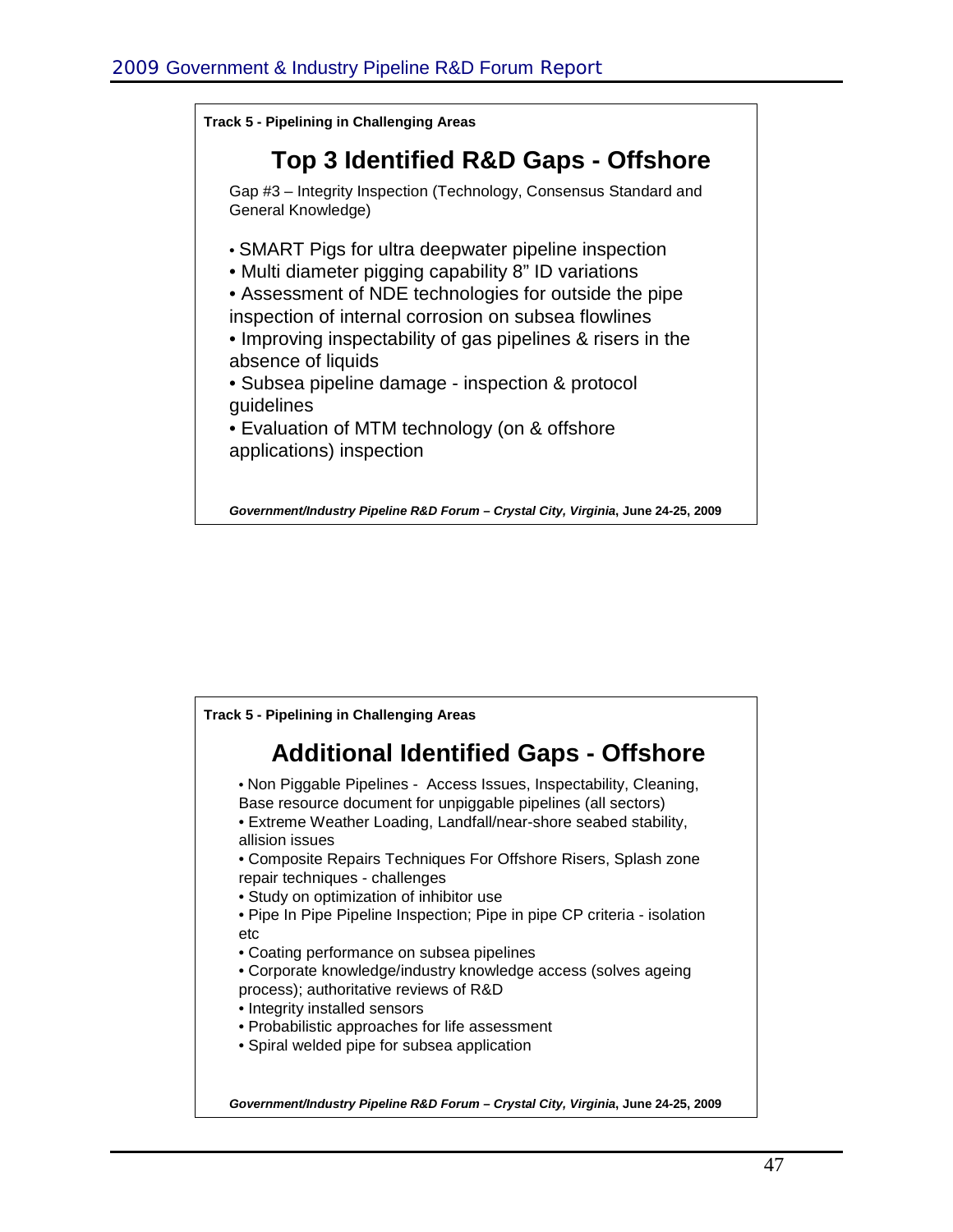**Track 5 - Pipelining in Challenging Areas**

## Top 3 Identified R&D Gaps - Offshore

Gap #3 – Integrity Inspection (Technology, Consensus Standard and General Knowledge)

- SMART Pigs for ultra deepwater pipeline inspection
- Multi diameter pigging capability 8" ID variations
- Assessment of NDE technologies for outside the pipe inspection of internal corrosion on subsea flowlines
- Improving inspectability of gas pipelines & risers in the absence of liquids
- Subsea pipeline damage - inspection & protocol guidelines
- Evaluation of MTM technology (on & offshore applications) inspection

***Government/Industry Pipeline R&D Forum – Crystal City, Virginia*, June 24-25, 2009**

**Track 5 - Pipelining in Challenging Areas**

## Additional Identified Gaps - Offshore

- Non Piggable Pipelines - Access Issues, Inspectability, Cleaning, Base resource document for unpiggable pipelines (all sectors)
- Extreme Weather Loading, Landfall/near-shore seabed stability, allision issues
- Composite Repairs Techniques For Offshore Risers, Splash zone repair techniques - challenges
- Study on optimization of inhibitor use
- Pipe In Pipe Pipeline Inspection; Pipe in pipe CP criteria - isolation etc
- Coating performance on subsea pipelines
- Corporate knowledge/industry knowledge access (solves ageing process); authoritative reviews of R&D
- Integrity installed sensors
- Probabilistic approaches for life assessment
- Spiral welded pipe for subsea application

***Government/Industry Pipeline R&D Forum – Crystal City, Virginia*, June 24-25, 2009**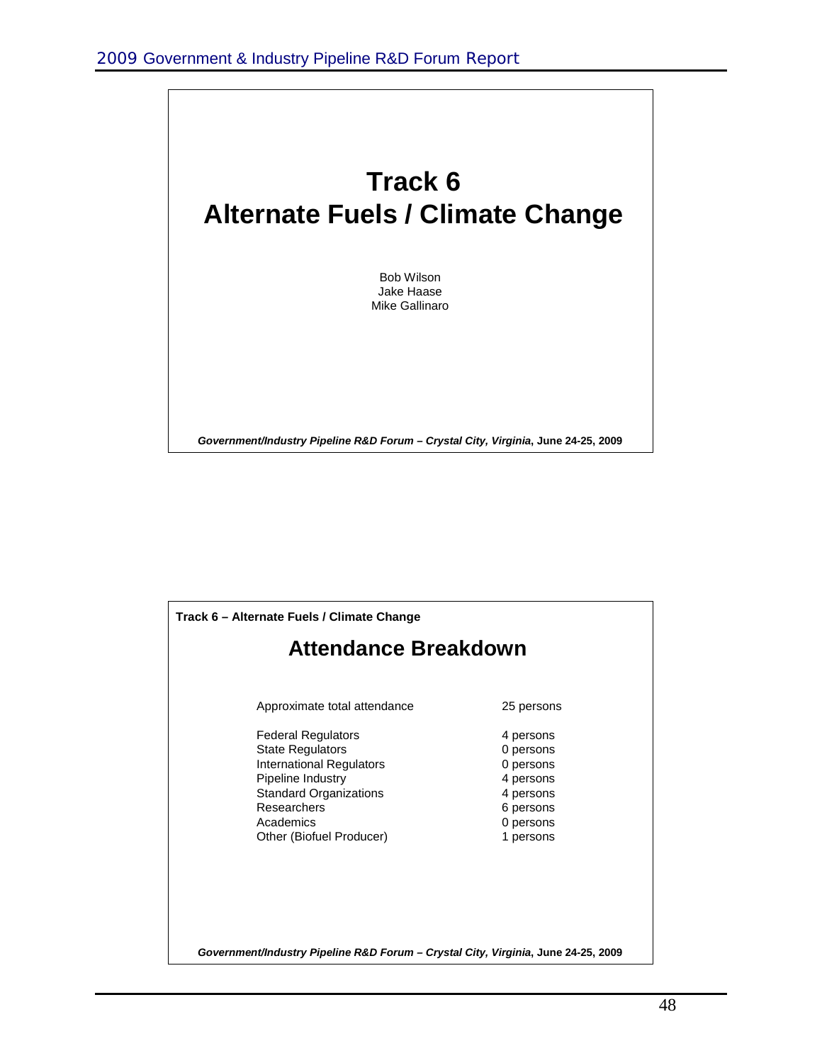# Track 6
# Alternate Fuels / Climate Change

Bob Wilson
Jake Haase
Mike Gallinaro

*Government/Industry Pipeline R&D Forum – Crystal City, Virginia*, **June 24-25, 2009**

---

**Track 6 – Alternate Fuels / Climate Change**

## Attendance Breakdown

| | |
|---|---|
| Approximate total attendance | 25 persons |
| Federal Regulators | 4 persons |
| State Regulators | 0 persons |
| International Regulators | 0 persons |
| Pipeline Industry | 4 persons |
| Standard Organizations | 4 persons |
| Researchers | 6 persons |
| Academics | 0 persons |
| Other (Biofuel Producer) | 1 persons |

*Government/Industry Pipeline R&D Forum – Crystal City, Virginia*, **June 24-25, 2009**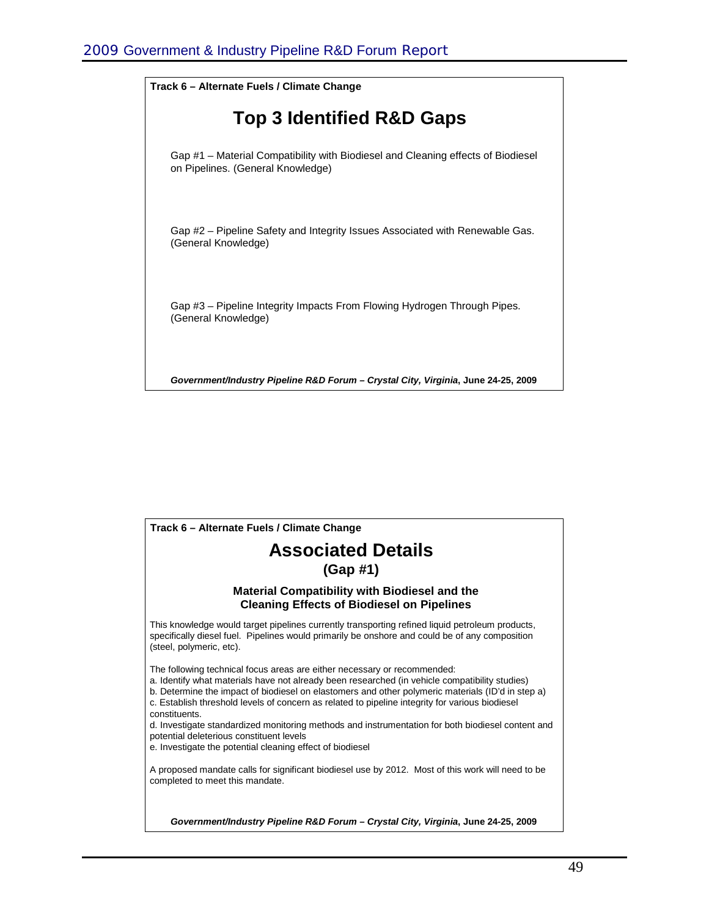**Track 6 – Alternate Fuels / Climate Change**

## Top 3 Identified R&D Gaps

Gap #1 – Material Compatibility with Biodiesel and Cleaning effects of Biodiesel on Pipelines. (General Knowledge)

Gap #2 – Pipeline Safety and Integrity Issues Associated with Renewable Gas. (General Knowledge)

Gap #3 – Pipeline Integrity Impacts From Flowing Hydrogen Through Pipes. (General Knowledge)

***Government/Industry Pipeline R&D Forum – Crystal City, Virginia*, June 24-25, 2009**

**Track 6 – Alternate Fuels / Climate Change**

## Associated Details

### (Gap #1)

**Material Compatibility with Biodiesel and the Cleaning Effects of Biodiesel on Pipelines**

This knowledge would target pipelines currently transporting refined liquid petroleum products, specifically diesel fuel. Pipelines would primarily be onshore and could be of any composition (steel, polymeric, etc).

The following technical focus areas are either necessary or recommended:

a. Identify what materials have not already been researched (in vehicle compatibility studies)
b. Determine the impact of biodiesel on elastomers and other polymeric materials (ID'd in step a)
c. Establish threshold levels of concern as related to pipeline integrity for various biodiesel constituents.
d. Investigate standardized monitoring methods and instrumentation for both biodiesel content and potential deleterious constituent levels
e. Investigate the potential cleaning effect of biodiesel

A proposed mandate calls for significant biodiesel use by 2012. Most of this work will need to be completed to meet this mandate.

***Government/Industry Pipeline R&D Forum – Crystal City, Virginia*, June 24-25, 2009**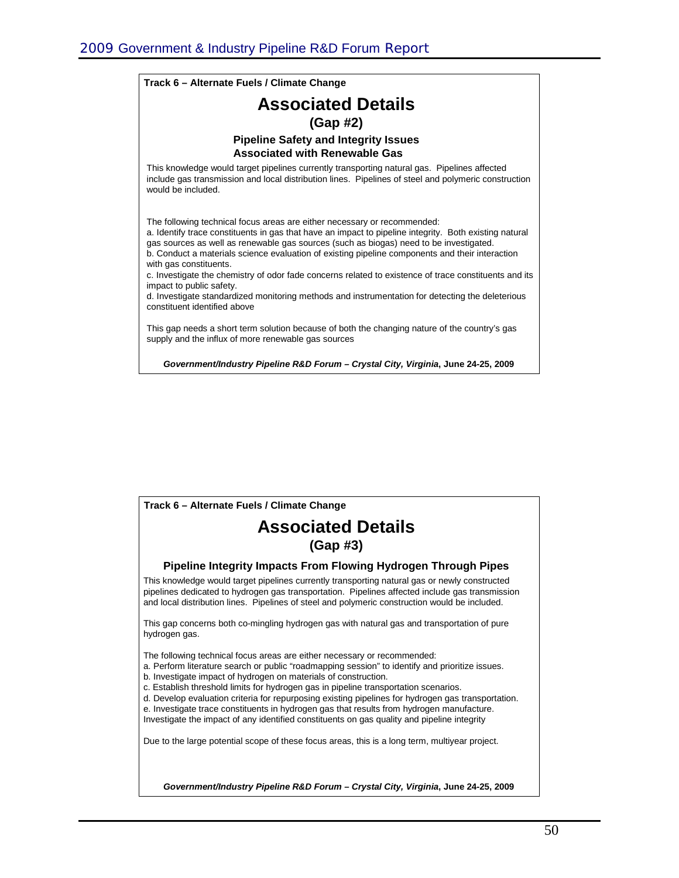**Track 6 – Alternate Fuels / Climate Change**

# Associated Details

### (Gap #2)

### Pipeline Safety and Integrity Issues Associated with Renewable Gas

This knowledge would target pipelines currently transporting natural gas. Pipelines affected include gas transmission and local distribution lines. Pipelines of steel and polymeric construction would be included.

The following technical focus areas are either necessary or recommended:
a. Identify trace constituents in gas that have an impact to pipeline integrity. Both existing natural gas sources as well as renewable gas sources (such as biogas) need to be investigated.
b. Conduct a materials science evaluation of existing pipeline components and their interaction with gas constituents.
c. Investigate the chemistry of odor fade concerns related to existence of trace constituents and its impact to public safety.
d. Investigate standardized monitoring methods and instrumentation for detecting the deleterious constituent identified above

This gap needs a short term solution because of both the changing nature of the country's gas supply and the influx of more renewable gas sources

***Government/Industry Pipeline R&D Forum – Crystal City, Virginia*, June 24-25, 2009**

**Track 6 – Alternate Fuels / Climate Change**

# Associated Details

### (Gap #3)

### Pipeline Integrity Impacts From Flowing Hydrogen Through Pipes

This knowledge would target pipelines currently transporting natural gas or newly constructed pipelines dedicated to hydrogen gas transportation. Pipelines affected include gas transmission and local distribution lines. Pipelines of steel and polymeric construction would be included.

This gap concerns both co-mingling hydrogen gas with natural gas and transportation of pure hydrogen gas.

The following technical focus areas are either necessary or recommended:
a. Perform literature search or public "roadmapping session" to identify and prioritize issues.
b. Investigate impact of hydrogen on materials of construction.
c. Establish threshold limits for hydrogen gas in pipeline transportation scenarios.
d. Develop evaluation criteria for repurposing existing pipelines for hydrogen gas transportation.
e. Investigate trace constituents in hydrogen gas that results from hydrogen manufacture. Investigate the impact of any identified constituents on gas quality and pipeline integrity

Due to the large potential scope of these focus areas, this is a long term, multiyear project.

***Government/Industry Pipeline R&D Forum – Crystal City, Virginia*, June 24-25, 2009**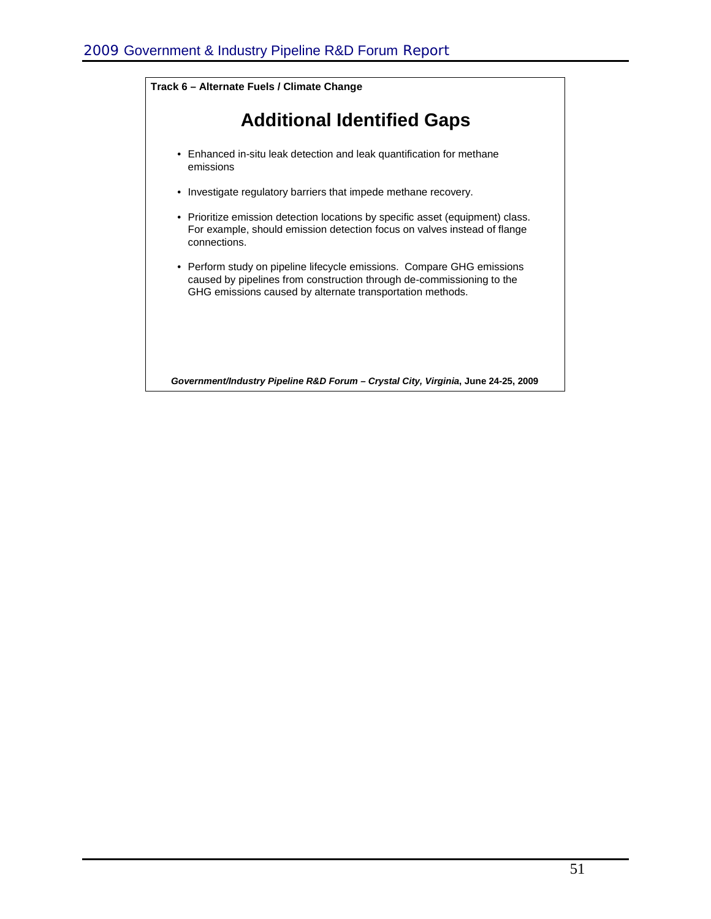**Track 6 – Alternate Fuels / Climate Change**

# Additional Identified Gaps

- Enhanced in-situ leak detection and leak quantification for methane emissions
- Investigate regulatory barriers that impede methane recovery.
- Prioritize emission detection locations by specific asset (equipment) class. For example, should emission detection focus on valves instead of flange connections.
- Perform study on pipeline lifecycle emissions. Compare GHG emissions caused by pipelines from construction through de-commissioning to the GHG emissions caused by alternate transportation methods.

***Government/Industry Pipeline R&D Forum – Crystal City, Virginia*, June 24-25, 2009**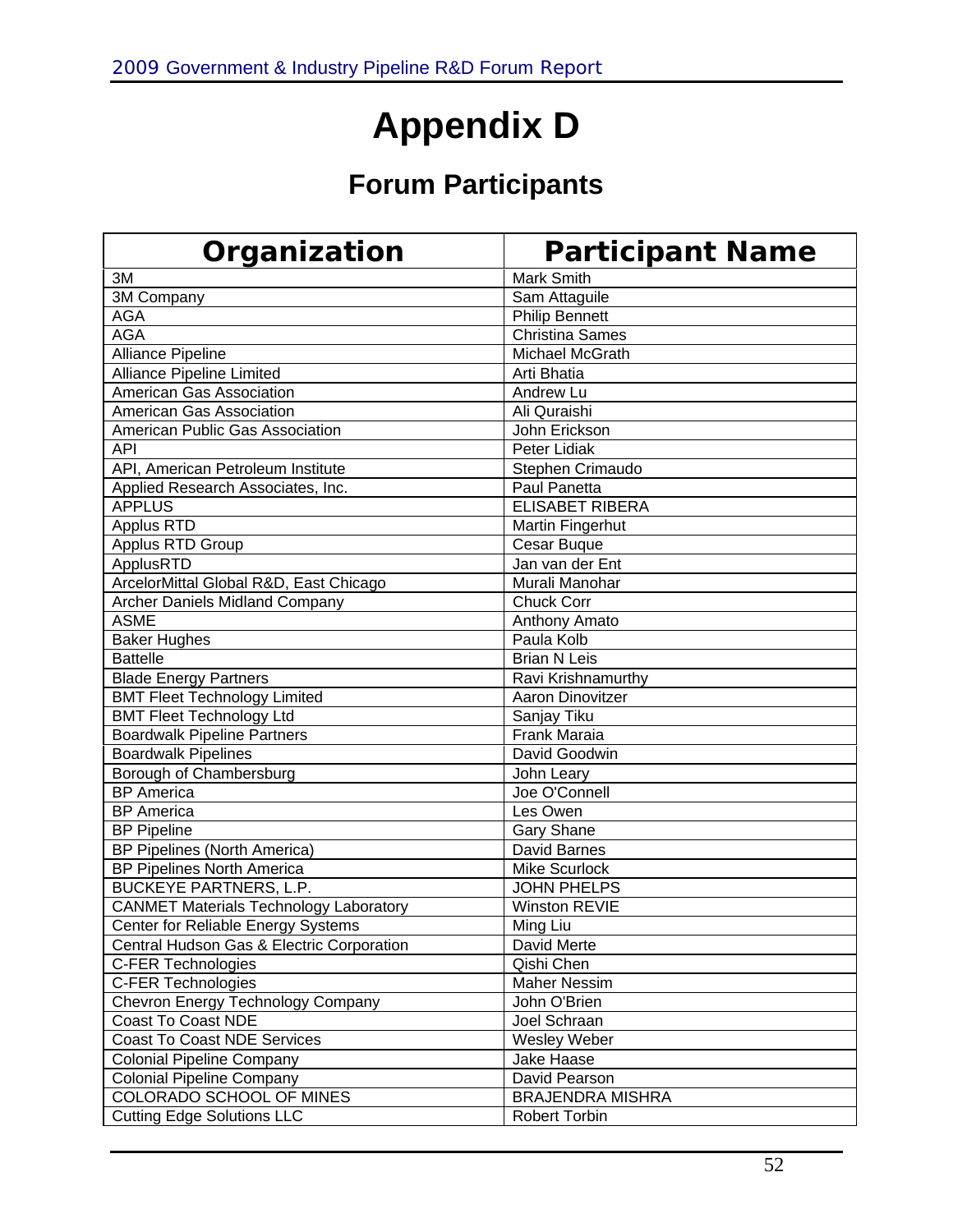# Appendix D

## Forum Participants

| Organization | Participant Name |
| --- | --- |
| 3M | Mark Smith |
| 3M Company | Sam Attaguile |
| AGA | Philip Bennett |
| AGA | Christina Sames |
| Alliance Pipeline | Michael McGrath |
| Alliance Pipeline Limited | Arti Bhatia |
| American Gas Association | Andrew Lu |
| American Gas Association | Ali Quraishi |
| American Public Gas Association | John Erickson |
| API | Peter Lidiak |
| API, American Petroleum Institute | Stephen Crimaudo |
| Applied Research Associates, Inc. | Paul Panetta |
| APPLUS | ELISABET RIBERA |
| Applus RTD | Martin Fingerhut |
| Applus RTD Group | Cesar Buque |
| ApplusRTD | Jan van der Ent |
| ArcelorMittal Global R&D, East Chicago | Murali Manohar |
| Archer Daniels Midland Company | Chuck Corr |
| ASME | Anthony Amato |
| Baker Hughes | Paula Kolb |
| Battelle | Brian N Leis |
| Blade Energy Partners | Ravi Krishnamurthy |
| BMT Fleet Technology Limited | Aaron Dinovitzer |
| BMT Fleet Technology Ltd | Sanjay Tiku |
| Boardwalk Pipeline Partners | Frank Maraia |
| Boardwalk Pipelines | David Goodwin |
| Borough of Chambersburg | John Leary |
| BP America | Joe O'Connell |
| BP America | Les Owen |
| BP Pipeline | Gary Shane |
| BP Pipelines (North America) | David Barnes |
| BP Pipelines North America | Mike Scurlock |
| BUCKEYE PARTNERS, L.P. | JOHN PHELPS |
| CANMET Materials Technology Laboratory | Winston REVIE |
| Center for Reliable Energy Systems | Ming Liu |
| Central Hudson Gas & Electric Corporation | David Merte |
| C-FER Technologies | Qishi Chen |
| C-FER Technologies | Maher Nessim |
| Chevron Energy Technology Company | John O'Brien |
| Coast To Coast NDE | Joel Schraan |
| Coast To Coast NDE Services | Wesley Weber |
| Colonial Pipeline Company | Jake Haase |
| Colonial Pipeline Company | David Pearson |
| COLORADO SCHOOL OF MINES | BRAJENDRA MISHRA |
| Cutting Edge Solutions LLC | Robert Torbin |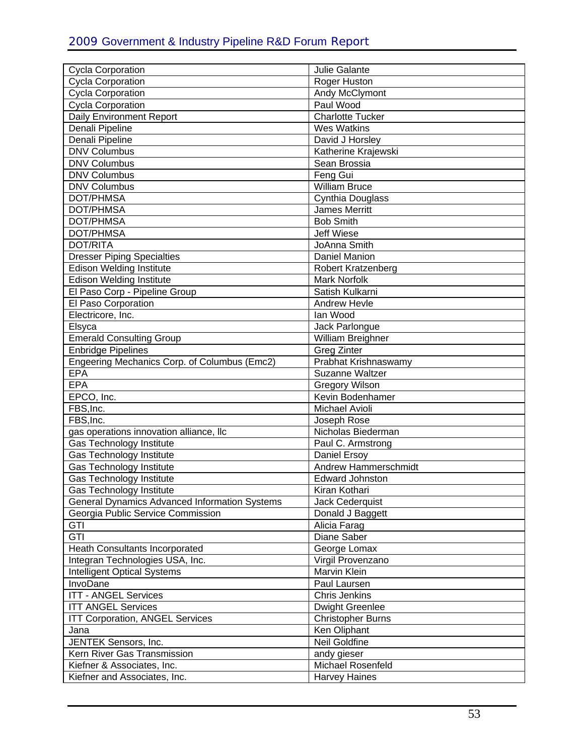| Cycla Corporation | Julie Galante |
|---|---|
| Cycla Corporation | Roger Huston |
| Cycla Corporation | Andy McClymont |
| Cycla Corporation | Paul Wood |
| Daily Environment Report | Charlotte Tucker |
| Denali Pipeline | Wes Watkins |
| Denali Pipeline | David J Horsley |
| DNV Columbus | Katherine Krajewski |
| DNV Columbus | Sean Brossia |
| DNV Columbus | Feng Gui |
| DNV Columbus | William Bruce |
| DOT/PHMSA | Cynthia Douglass |
| DOT/PHMSA | James Merritt |
| DOT/PHMSA | Bob Smith |
| DOT/PHMSA | Jeff Wiese |
| DOT/RITA | JoAnna Smith |
| Dresser Piping Specialties | Daniel Manion |
| Edison Welding Institute | Robert Kratzenberg |
| Edison Welding Institute | Mark Norfolk |
| El Paso Corp - Pipeline Group | Satish Kulkarni |
| El Paso Corporation | Andrew Hevle |
| Electricore, Inc. | Ian Wood |
| Elsyca | Jack Parlongue |
| Emerald Consulting Group | William Breighner |
| Enbridge Pipelines | Greg Zinter |
| Engeering Mechanics Corp. of Columbus (Emc2) | Prabhat Krishnaswamy |
| EPA | Suzanne Waltzer |
| EPA | Gregory Wilson |
| EPCO, Inc. | Kevin Bodenhamer |
| FBS,Inc. | Michael Avioli |
| FBS,Inc. | Joseph Rose |
| gas operations innovation alliance, llc | Nicholas Biederman |
| Gas Technology Institute | Paul C. Armstrong |
| Gas Technology Institute | Daniel Ersoy |
| Gas Technology Institute | Andrew Hammerschmidt |
| Gas Technology Institute | Edward Johnston |
| Gas Technology Institute | Kiran Kothari |
| General Dynamics Advanced Information Systems | Jack Cederquist |
| Georgia Public Service Commission | Donald J Baggett |
| GTI | Alicia Farag |
| GTI | Diane Saber |
| Heath Consultants Incorporated | George Lomax |
| Integran Technologies USA, Inc. | Virgil Provenzano |
| Intelligent Optical Systems | Marvin Klein |
| InvoDane | Paul Laursen |
| ITT - ANGEL Services | Chris Jenkins |
| ITT ANGEL Services | Dwight Greenlee |
| ITT Corporation, ANGEL Services | Christopher Burns |
| Jana | Ken Oliphant |
| JENTEK Sensors, Inc. | Neil Goldfine |
| Kern River Gas Transmission | andy gieser |
| Kiefner & Associates, Inc. | Michael Rosenfeld |
| Kiefner and Associates, Inc. | Harvey Haines |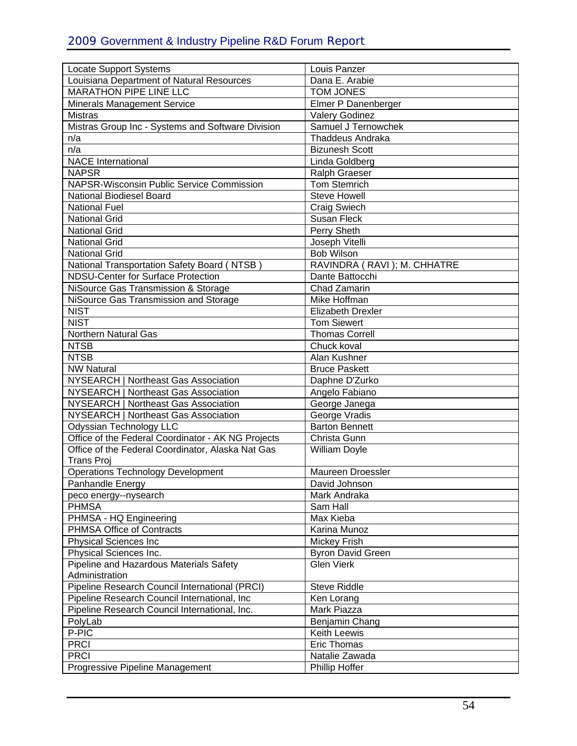| Locate Support Systems | Louis Panzer |
|---|---|
| Louisiana Department of Natural Resources | Dana E. Arabie |
| MARATHON PIPE LINE LLC | TOM JONES |
| Minerals Management Service | Elmer P Danenberger |
| Mistras | Valery Godinez |
| Mistras Group Inc - Systems and Software Division | Samuel J Ternowchek |
| n/a | Thaddeus Andraka |
| n/a | Bizunesh Scott |
| NACE International | Linda Goldberg |
| NAPSR | Ralph Graeser |
| NAPSR-Wisconsin Public Service Commission | Tom Stemrich |
| National Biodiesel Board | Steve Howell |
| National Fuel | Craig Swiech |
| National Grid | Susan Fleck |
| National Grid | Perry Sheth |
| National Grid | Joseph Vitelli |
| National Grid | Bob Wilson |
| National Transportation Safety Board ( NTSB ) | RAVINDRA ( RAVI ); M. CHHATRE |
| NDSU-Center for Surface Protection | Dante Battocchi |
| NiSource Gas Transmission & Storage | Chad Zamarin |
| NiSource Gas Transmission and Storage | Mike Hoffman |
| NIST | Elizabeth Drexler |
| NIST | Tom Siewert |
| Northern Natural Gas | Thomas Correll |
| NTSB | Chuck koval |
| NTSB | Alan Kushner |
| NW Natural | Bruce Paskett |
| NYSEARCH \| Northeast Gas Association | Daphne D'Zurko |
| NYSEARCH \| Northeast Gas Association | Angelo Fabiano |
| NYSEARCH \| Northeast Gas Association | George Janega |
| NYSEARCH \| Northeast Gas Association | George Vradis |
| Odyssian Technology LLC | Barton Bennett |
| Office of the Federal Coordinator - AK NG Projects | Christa Gunn |
| Office of the Federal Coordinator, Alaska Nat Gas Trans Proj | William Doyle |
| Operations Technology Development | Maureen Droessler |
| Panhandle Energy | David Johnson |
| peco energy--nysearch | Mark Andraka |
| PHMSA | Sam Hall |
| PHMSA - HQ Engineering | Max Kieba |
| PHMSA Office of Contracts | Karina Munoz |
| Physical Sciences Inc | Mickey Frish |
| Physical Sciences Inc. | Byron David Green |
| Pipeline and Hazardous Materials Safety Administration | Glen Vierk |
| Pipeline Research Council International (PRCI) | Steve Riddle |
| Pipeline Research Council International, Inc | Ken Lorang |
| Pipeline Research Council International, Inc. | Mark Piazza |
| PolyLab | Benjamin Chang |
| P-PIC | Keith Leewis |
| PRCI | Eric Thomas |
| PRCI | Natalie Zawada |
| Progressive Pipeline Management | Phillip Hoffer |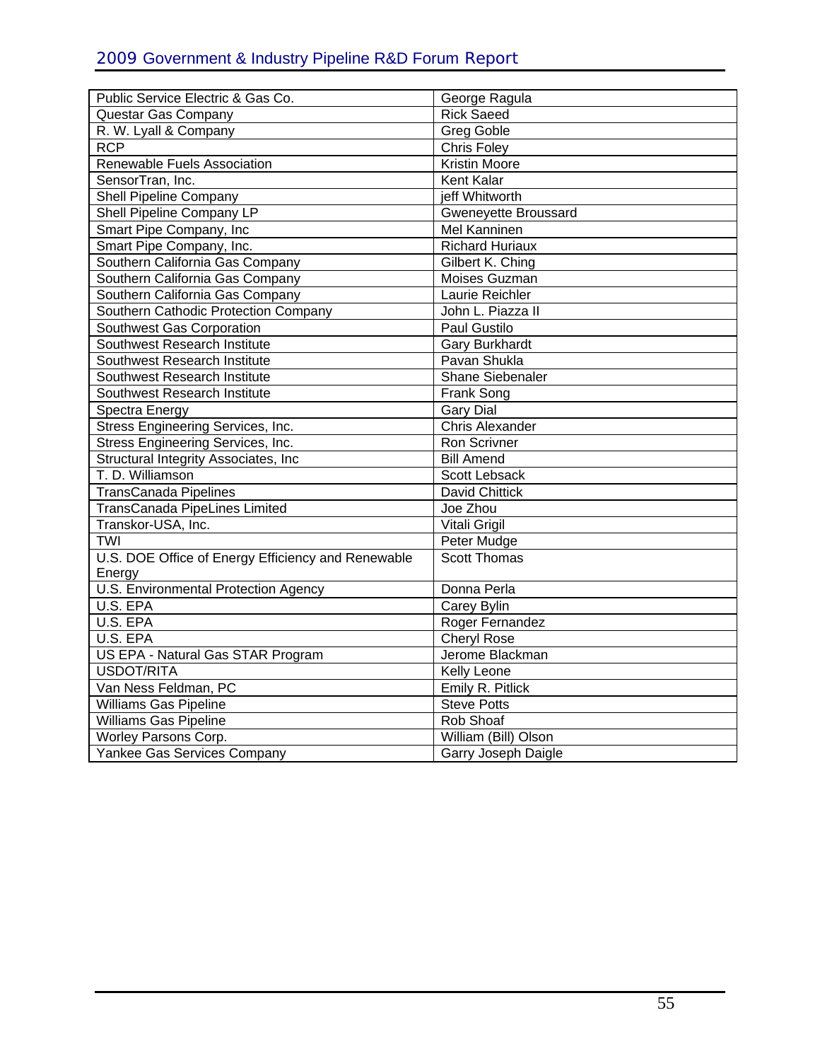| | |
|---|---|
| Public Service Electric & Gas Co. | George Ragula |
| Questar Gas Company | Rick Saeed |
| R. W. Lyall & Company | Greg Goble |
| RCP | Chris Foley |
| Renewable Fuels Association | Kristin Moore |
| SensorTran, Inc. | Kent Kalar |
| Shell Pipeline Company | jeff Whitworth |
| Shell Pipeline Company LP | Gweneyette Broussard |
| Smart Pipe Company, Inc | Mel Kanninen |
| Smart Pipe Company, Inc. | Richard Huriaux |
| Southern California Gas Company | Gilbert K. Ching |
| Southern California Gas Company | Moises Guzman |
| Southern California Gas Company | Laurie Reichler |
| Southern Cathodic Protection Company | John L. Piazza II |
| Southwest Gas Corporation | Paul Gustilo |
| Southwest Research Institute | Gary Burkhardt |
| Southwest Research Institute | Pavan Shukla |
| Southwest Research Institute | Shane Siebenaler |
| Southwest Research Institute | Frank Song |
| Spectra Energy | Gary Dial |
| Stress Engineering Services, Inc. | Chris Alexander |
| Stress Engineering Services, Inc. | Ron Scrivner |
| Structural Integrity Associates, Inc | Bill Amend |
| T. D. Williamson | Scott Lebsack |
| TransCanada Pipelines | David Chittick |
| TransCanada PipeLines Limited | Joe Zhou |
| Transkor-USA, Inc. | Vitali Grigil |
| TWI | Peter Mudge |
| U.S. DOE Office of Energy Efficiency and Renewable Energy | Scott Thomas |
| U.S. Environmental Protection Agency | Donna Perla |
| U.S. EPA | Carey Bylin |
| U.S. EPA | Roger Fernandez |
| U.S. EPA | Cheryl Rose |
| US EPA - Natural Gas STAR Program | Jerome Blackman |
| USDOT/RITA | Kelly Leone |
| Van Ness Feldman, PC | Emily R. Pitlick |
| Williams Gas Pipeline | Steve Potts |
| Williams Gas Pipeline | Rob Shoaf |
| Worley Parsons Corp. | William (Bill) Olson |
| Yankee Gas Services Company | Garry Joseph Daigle |